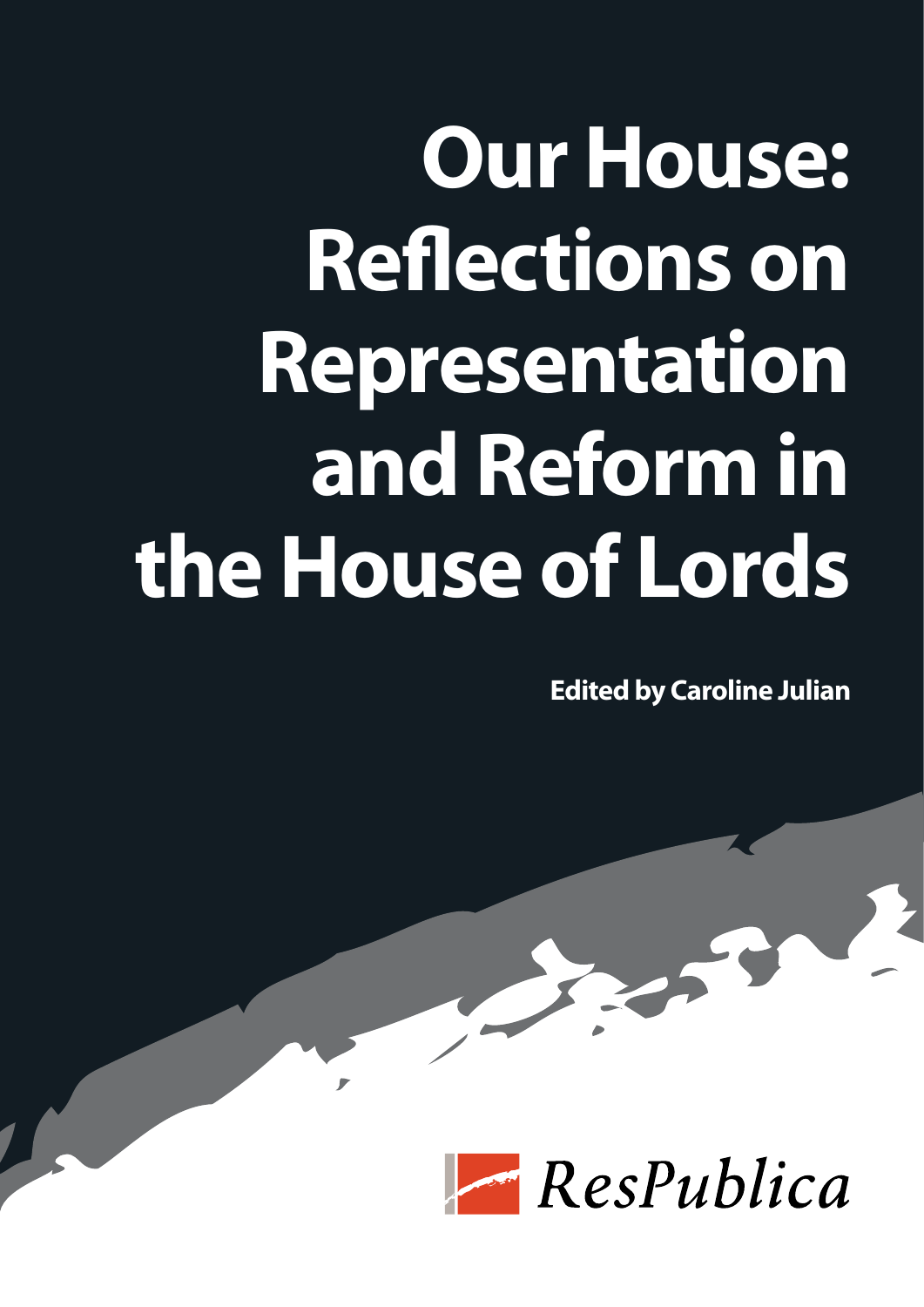# Our House: Reflections on Representation and Reform in the House of Lords

**Edited by Caroline Julian**

ResPublica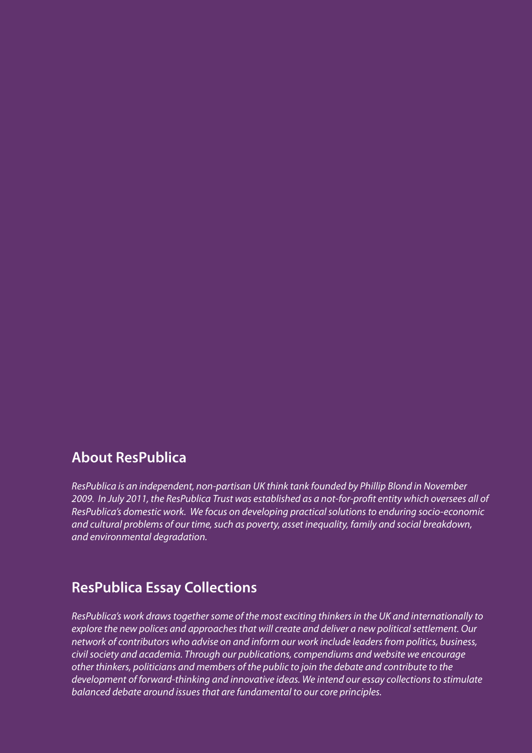## About ResPublica

*ResPublica is an independent, non-partisan UK think tank founded by Phillip Blond in November 2009. In July 2011, the ResPublica Trust was established as a not-for-profit entity which oversees all of ResPublica's domestic work. We focus on developing practical solutions to enduring socio-economic and cultural problems of our time, such as poverty, asset inequality, family and social breakdown, and environmental degradation.*

## ResPublica Essay Collections

*ResPublica's work draws together some of the most exciting thinkers in the UK and internationally to explore the new polices and approaches that will create and deliver a new political settlement. Our network of contributors who advise on and inform our work include leaders from politics, business, civil society and academia. Through our publications, compendiums and website we encourage other thinkers, politicians and members of the public to join the debate and contribute to the development of forward-thinking and innovative ideas. We intend our essay collections to stimulate balanced debate around issues that are fundamental to our core principles.*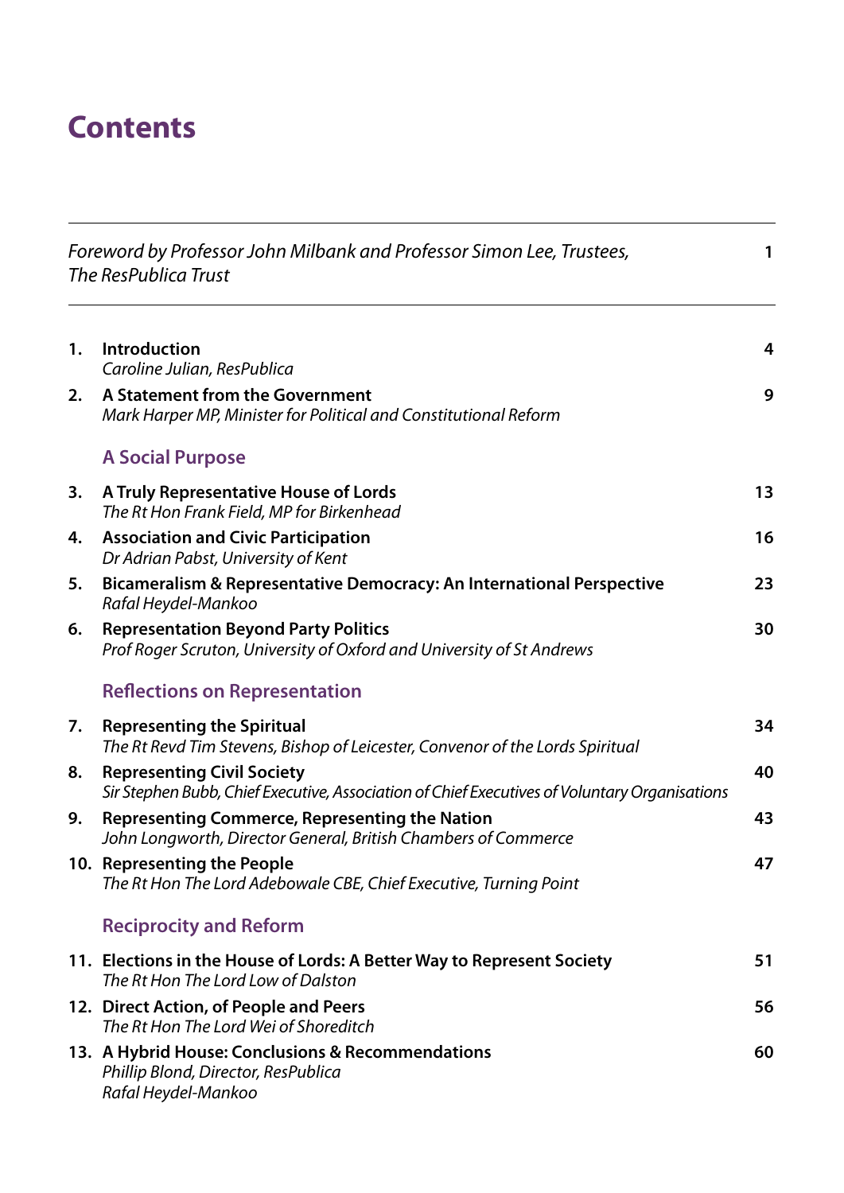# Contents

| | | |
|---|---|---|
| | *Foreword by Professor John Milbank and Professor Simon Lee, Trustees, The ResPublica Trust* | 1 |
| 1. | **Introduction**<br>*Caroline Julian, ResPublica* | 4 |
| 2. | **A Statement from the Government**<br>*Mark Harper MP, Minister for Political and Constitutional Reform* | 9 |
| | **A Social Purpose** | |
| 3. | **A Truly Representative House of Lords**<br>*The Rt Hon Frank Field, MP for Birkenhead* | 13 |
| 4. | **Association and Civic Participation**<br>*Dr Adrian Pabst, University of Kent* | 16 |
| 5. | **Bicameralism & Representative Democracy: An International Perspective**<br>*Rafal Heydel-Mankoo* | 23 |
| 6. | **Representation Beyond Party Politics**<br>*Prof Roger Scruton, University of Oxford and University of St Andrews* | 30 |
| | **Reflections on Representation** | |
| 7. | **Representing the Spiritual**<br>*The Rt Revd Tim Stevens, Bishop of Leicester, Convenor of the Lords Spiritual* | 34 |
| 8. | **Representing Civil Society**<br>*Sir Stephen Bubb, Chief Executive, Association of Chief Executives of Voluntary Organisations* | 40 |
| 9. | **Representing Commerce, Representing the Nation**<br>*John Longworth, Director General, British Chambers of Commerce* | 43 |
| 10. | **Representing the People**<br>*The Rt Hon The Lord Adebowale CBE, Chief Executive, Turning Point* | 47 |
| | **Reciprocity and Reform** | |
| 11. | **Elections in the House of Lords: A Better Way to Represent Society**<br>*The Rt Hon The Lord Low of Dalston* | 51 |
| 12. | **Direct Action, of People and Peers**<br>*The Rt Hon The Lord Wei of Shoreditch* | 56 |
| 13. | **A Hybrid House: Conclusions & Recommendations**<br>*Phillip Blond, Director, ResPublica*<br>*Rafal Heydel-Mankoo* | 60 |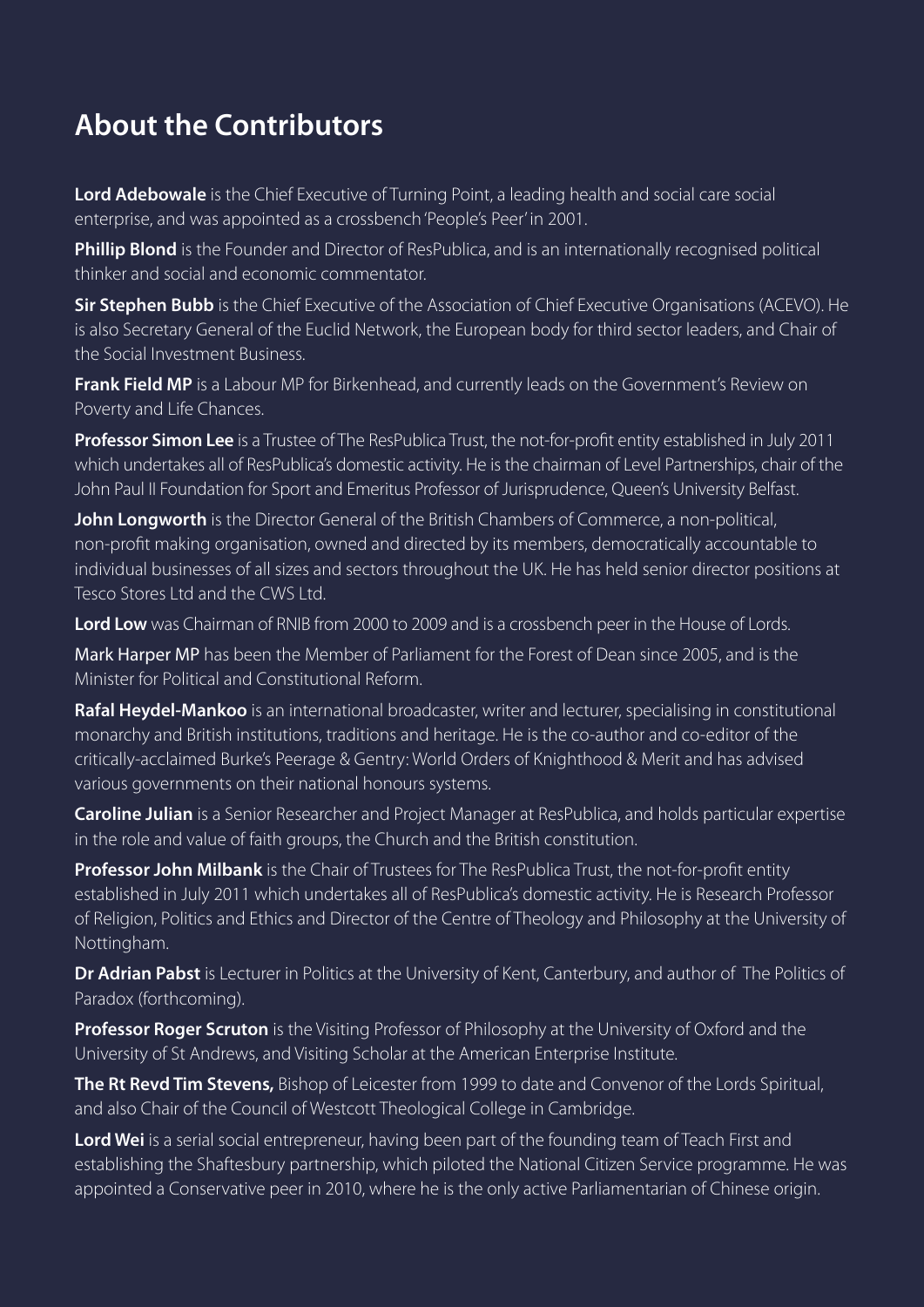## About the Contributors

**Lord Adebowale** is the Chief Executive of Turning Point, a leading health and social care social enterprise, and was appointed as a crossbench 'People's Peer' in 2001.

**Phillip Blond** is the Founder and Director of ResPublica, and is an internationally recognised political thinker and social and economic commentator.

**Sir Stephen Bubb** is the Chief Executive of the Association of Chief Executive Organisations (ACEVO). He is also Secretary General of the Euclid Network, the European body for third sector leaders, and Chair of the Social Investment Business.

**Frank Field MP** is a Labour MP for Birkenhead, and currently leads on the Government's Review on Poverty and Life Chances.

**Professor Simon Lee** is a Trustee of The ResPublica Trust, the not-for-profit entity established in July 2011 which undertakes all of ResPublica's domestic activity. He is the chairman of Level Partnerships, chair of the John Paul II Foundation for Sport and Emeritus Professor of Jurisprudence, Queen's University Belfast.

**John Longworth** is the Director General of the British Chambers of Commerce, a non-political, non-profit making organisation, owned and directed by its members, democratically accountable to individual businesses of all sizes and sectors throughout the UK. He has held senior director positions at Tesco Stores Ltd and the CWS Ltd.

**Lord Low** was Chairman of RNIB from 2000 to 2009 and is a crossbench peer in the House of Lords.

Mark Harper MP has been the Member of Parliament for the Forest of Dean since 2005, and is the Minister for Political and Constitutional Reform.

**Rafal Heydel-Mankoo** is an international broadcaster, writer and lecturer, specialising in constitutional monarchy and British institutions, traditions and heritage. He is the co-author and co-editor of the critically-acclaimed Burke's Peerage & Gentry: World Orders of Knighthood & Merit and has advised various governments on their national honours systems.

**Caroline Julian** is a Senior Researcher and Project Manager at ResPublica, and holds particular expertise in the role and value of faith groups, the Church and the British constitution.

**Professor John Milbank** is the Chair of Trustees for The ResPublica Trust, the not-for-profit entity established in July 2011 which undertakes all of ResPublica's domestic activity. He is Research Professor of Religion, Politics and Ethics and Director of the Centre of Theology and Philosophy at the University of Nottingham.

**Dr Adrian Pabst** is Lecturer in Politics at the University of Kent, Canterbury, and author of The Politics of Paradox (forthcoming).

**Professor Roger Scruton** is the Visiting Professor of Philosophy at the University of Oxford and the University of St Andrews, and Visiting Scholar at the American Enterprise Institute.

**The Rt Revd Tim Stevens,** Bishop of Leicester from 1999 to date and Convenor of the Lords Spiritual, and also Chair of the Council of Westcott Theological College in Cambridge.

**Lord Wei** is a serial social entrepreneur, having been part of the founding team of Teach First and establishing the Shaftesbury partnership, which piloted the National Citizen Service programme. He was appointed a Conservative peer in 2010, where he is the only active Parliamentarian of Chinese origin.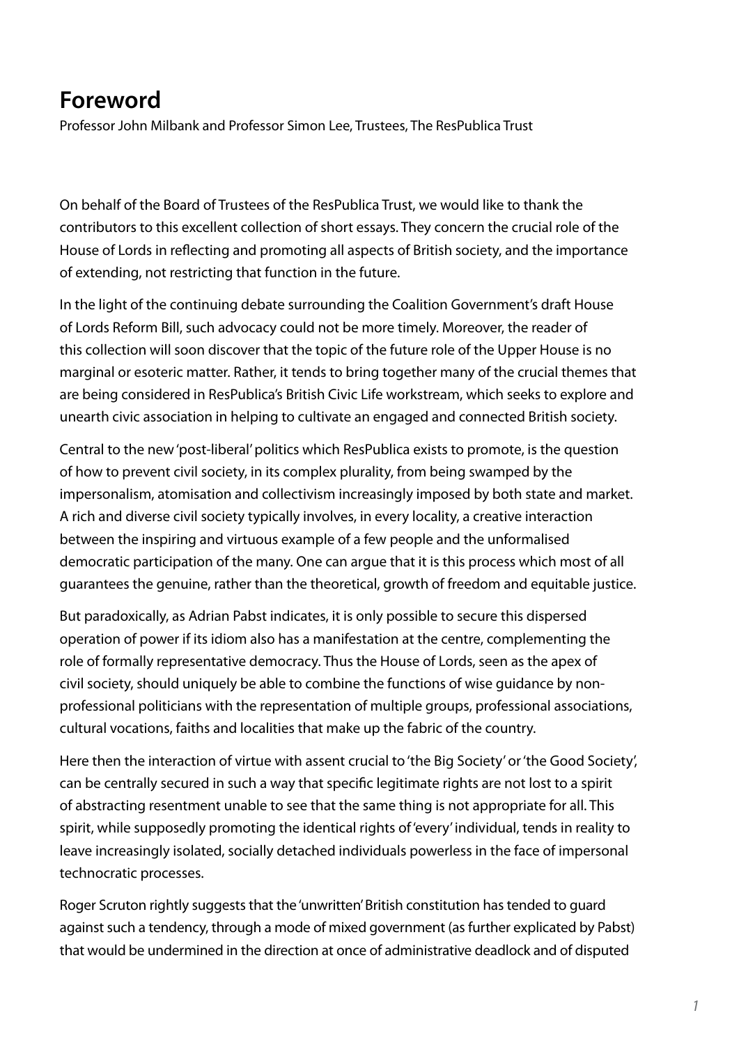# Foreword

Professor John Milbank and Professor Simon Lee, Trustees, The ResPublica Trust

On behalf of the Board of Trustees of the ResPublica Trust, we would like to thank the contributors to this excellent collection of short essays. They concern the crucial role of the House of Lords in reflecting and promoting all aspects of British society, and the importance of extending, not restricting that function in the future.

In the light of the continuing debate surrounding the Coalition Government's draft House of Lords Reform Bill, such advocacy could not be more timely. Moreover, the reader of this collection will soon discover that the topic of the future role of the Upper House is no marginal or esoteric matter. Rather, it tends to bring together many of the crucial themes that are being considered in ResPublica's British Civic Life workstream, which seeks to explore and unearth civic association in helping to cultivate an engaged and connected British society.

Central to the new 'post-liberal' politics which ResPublica exists to promote, is the question of how to prevent civil society, in its complex plurality, from being swamped by the impersonalism, atomisation and collectivism increasingly imposed by both state and market. A rich and diverse civil society typically involves, in every locality, a creative interaction between the inspiring and virtuous example of a few people and the unformalised democratic participation of the many. One can argue that it is this process which most of all guarantees the genuine, rather than the theoretical, growth of freedom and equitable justice.

But paradoxically, as Adrian Pabst indicates, it is only possible to secure this dispersed operation of power if its idiom also has a manifestation at the centre, complementing the role of formally representative democracy. Thus the House of Lords, seen as the apex of civil society, should uniquely be able to combine the functions of wise guidance by non-professional politicians with the representation of multiple groups, professional associations, cultural vocations, faiths and localities that make up the fabric of the country.

Here then the interaction of virtue with assent crucial to 'the Big Society' or 'the Good Society', can be centrally secured in such a way that specific legitimate rights are not lost to a spirit of abstracting resentment unable to see that the same thing is not appropriate for all. This spirit, while supposedly promoting the identical rights of 'every' individual, tends in reality to leave increasingly isolated, socially detached individuals powerless in the face of impersonal technocratic processes.

Roger Scruton rightly suggests that the 'unwritten' British constitution has tended to guard against such a tendency, through a mode of mixed government (as further explicated by Pabst) that would be undermined in the direction at once of administrative deadlock and of disputed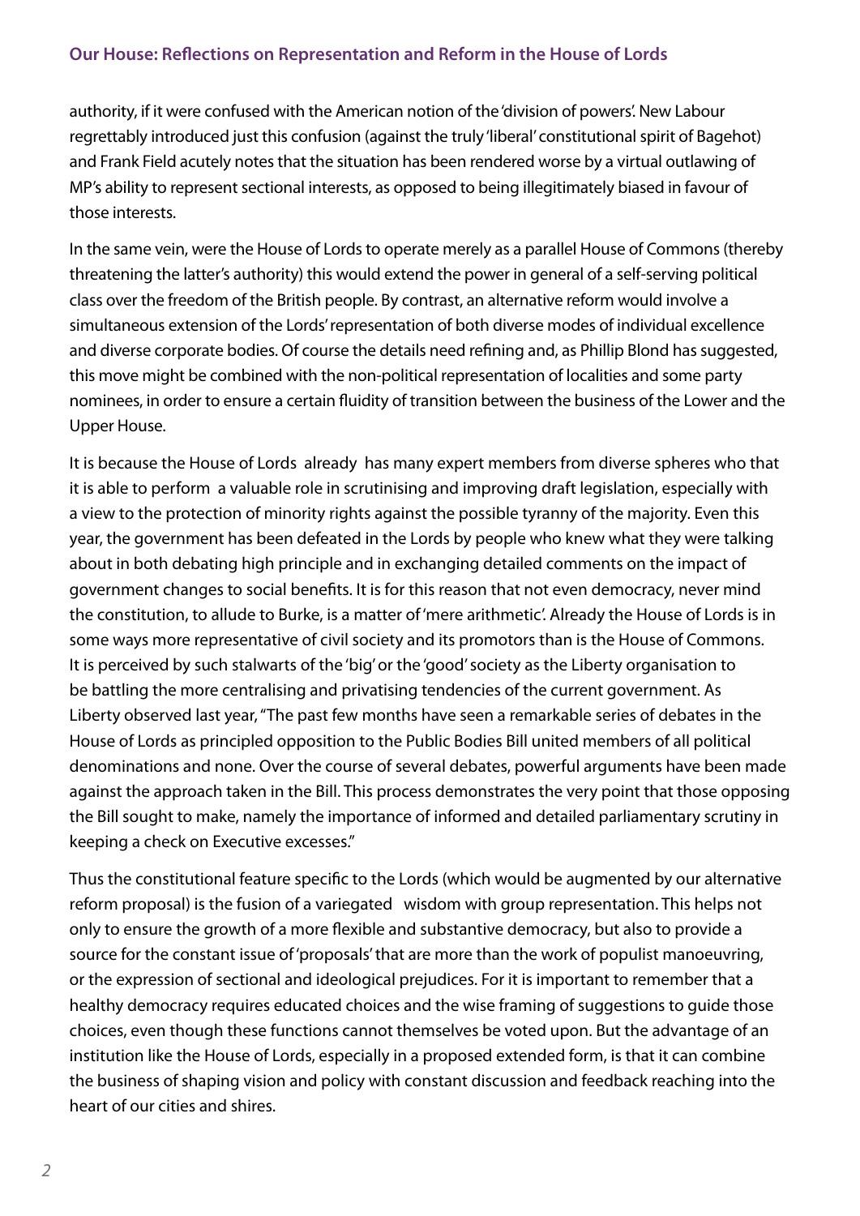authority, if it were confused with the American notion of the 'division of powers'. New Labour regrettably introduced just this confusion (against the truly 'liberal' constitutional spirit of Bagehot) and Frank Field acutely notes that the situation has been rendered worse by a virtual outlawing of MP's ability to represent sectional interests, as opposed to being illegitimately biased in favour of those interests.

In the same vein, were the House of Lords to operate merely as a parallel House of Commons (thereby threatening the latter's authority) this would extend the power in general of a self-serving political class over the freedom of the British people. By contrast, an alternative reform would involve a simultaneous extension of the Lords' representation of both diverse modes of individual excellence and diverse corporate bodies. Of course the details need refining and, as Phillip Blond has suggested, this move might be combined with the non-political representation of localities and some party nominees, in order to ensure a certain fluidity of transition between the business of the Lower and the Upper House.

It is because the House of Lords already has many expert members from diverse spheres who that it is able to perform a valuable role in scrutinising and improving draft legislation, especially with a view to the protection of minority rights against the possible tyranny of the majority. Even this year, the government has been defeated in the Lords by people who knew what they were talking about in both debating high principle and in exchanging detailed comments on the impact of government changes to social benefits. It is for this reason that not even democracy, never mind the constitution, to allude to Burke, is a matter of 'mere arithmetic'. Already the House of Lords is in some ways more representative of civil society and its promotors than is the House of Commons. It is perceived by such stalwarts of the 'big' or the 'good' society as the Liberty organisation to be battling the more centralising and privatising tendencies of the current government. As Liberty observed last year, "The past few months have seen a remarkable series of debates in the House of Lords as principled opposition to the Public Bodies Bill united members of all political denominations and none. Over the course of several debates, powerful arguments have been made against the approach taken in the Bill. This process demonstrates the very point that those opposing the Bill sought to make, namely the importance of informed and detailed parliamentary scrutiny in keeping a check on Executive excesses."

Thus the constitutional feature specific to the Lords (which would be augmented by our alternative reform proposal) is the fusion of a variegated wisdom with group representation. This helps not only to ensure the growth of a more flexible and substantive democracy, but also to provide a source for the constant issue of 'proposals' that are more than the work of populist manoeuvring, or the expression of sectional and ideological prejudices. For it is important to remember that a healthy democracy requires educated choices and the wise framing of suggestions to guide those choices, even though these functions cannot themselves be voted upon. But the advantage of an institution like the House of Lords, especially in a proposed extended form, is that it can combine the business of shaping vision and policy with constant discussion and feedback reaching into the heart of our cities and shires.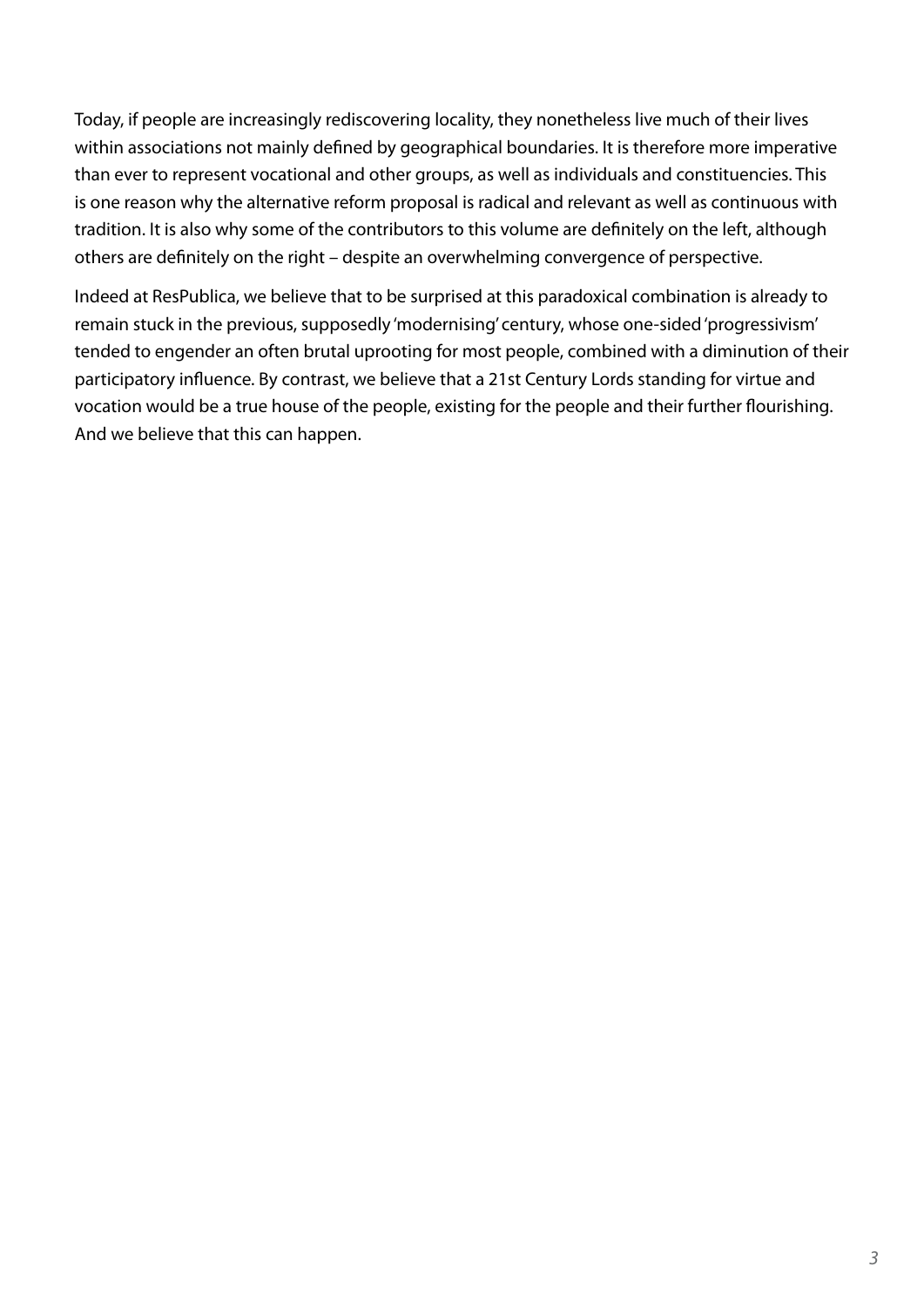Today, if people are increasingly rediscovering locality, they nonetheless live much of their lives within associations not mainly defined by geographical boundaries. It is therefore more imperative than ever to represent vocational and other groups, as well as individuals and constituencies. This is one reason why the alternative reform proposal is radical and relevant as well as continuous with tradition. It is also why some of the contributors to this volume are definitely on the left, although others are definitely on the right – despite an overwhelming convergence of perspective.

Indeed at ResPublica, we believe that to be surprised at this paradoxical combination is already to remain stuck in the previous, supposedly 'modernising' century, whose one-sided 'progressivism' tended to engender an often brutal uprooting for most people, combined with a diminution of their participatory influence. By contrast, we believe that a 21st Century Lords standing for virtue and vocation would be a true house of the people, existing for the people and their further flourishing. And we believe that this can happen.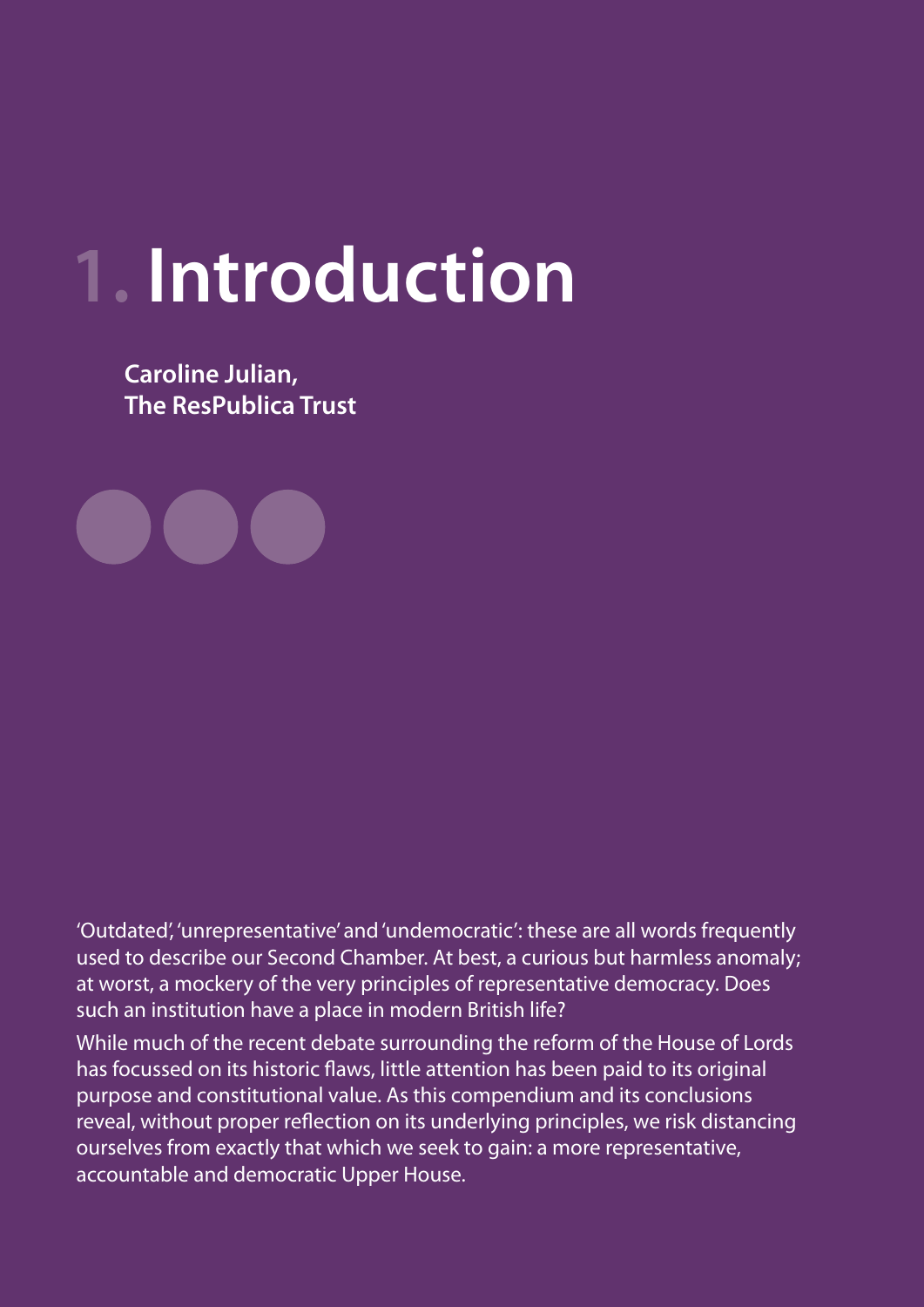# 1. Introduction

**Caroline Julian,**
**The ResPublica Trust**

'Outdated', 'unrepresentative' and 'undemocratic': these are all words frequently used to describe our Second Chamber. At best, a curious but harmless anomaly; at worst, a mockery of the very principles of representative democracy. Does such an institution have a place in modern British life?

While much of the recent debate surrounding the reform of the House of Lords has focussed on its historic flaws, little attention has been paid to its original purpose and constitutional value. As this compendium and its conclusions reveal, without proper reflection on its underlying principles, we risk distancing ourselves from exactly that which we seek to gain: a more representative, accountable and democratic Upper House.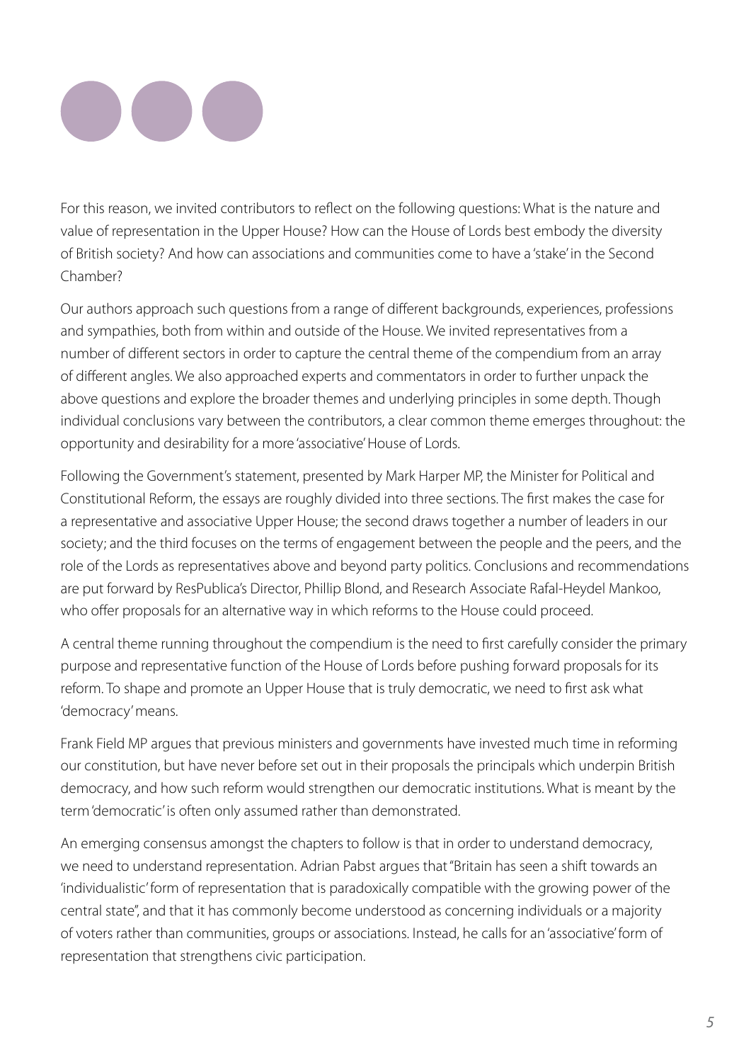For this reason, we invited contributors to reflect on the following questions: What is the nature and value of representation in the Upper House? How can the House of Lords best embody the diversity of British society? And how can associations and communities come to have a 'stake' in the Second Chamber?

Our authors approach such questions from a range of different backgrounds, experiences, professions and sympathies, both from within and outside of the House. We invited representatives from a number of different sectors in order to capture the central theme of the compendium from an array of different angles. We also approached experts and commentators in order to further unpack the above questions and explore the broader themes and underlying principles in some depth. Though individual conclusions vary between the contributors, a clear common theme emerges throughout: the opportunity and desirability for a more 'associative' House of Lords.

Following the Government's statement, presented by Mark Harper MP, the Minister for Political and Constitutional Reform, the essays are roughly divided into three sections. The first makes the case for a representative and associative Upper House; the second draws together a number of leaders in our society; and the third focuses on the terms of engagement between the people and the peers, and the role of the Lords as representatives above and beyond party politics. Conclusions and recommendations are put forward by ResPublica's Director, Phillip Blond, and Research Associate Rafal-Heydel Mankoo, who offer proposals for an alternative way in which reforms to the House could proceed.

A central theme running throughout the compendium is the need to first carefully consider the primary purpose and representative function of the House of Lords before pushing forward proposals for its reform. To shape and promote an Upper House that is truly democratic, we need to first ask what 'democracy' means.

Frank Field MP argues that previous ministers and governments have invested much time in reforming our constitution, but have never before set out in their proposals the principals which underpin British democracy, and how such reform would strengthen our democratic institutions. What is meant by the term 'democratic' is often only assumed rather than demonstrated.

An emerging consensus amongst the chapters to follow is that in order to understand democracy, we need to understand representation. Adrian Pabst argues that "Britain has seen a shift towards an 'individualistic' form of representation that is paradoxically compatible with the growing power of the central state", and that it has commonly become understood as concerning individuals or a majority of voters rather than communities, groups or associations. Instead, he calls for an 'associative' form of representation that strengthens civic participation.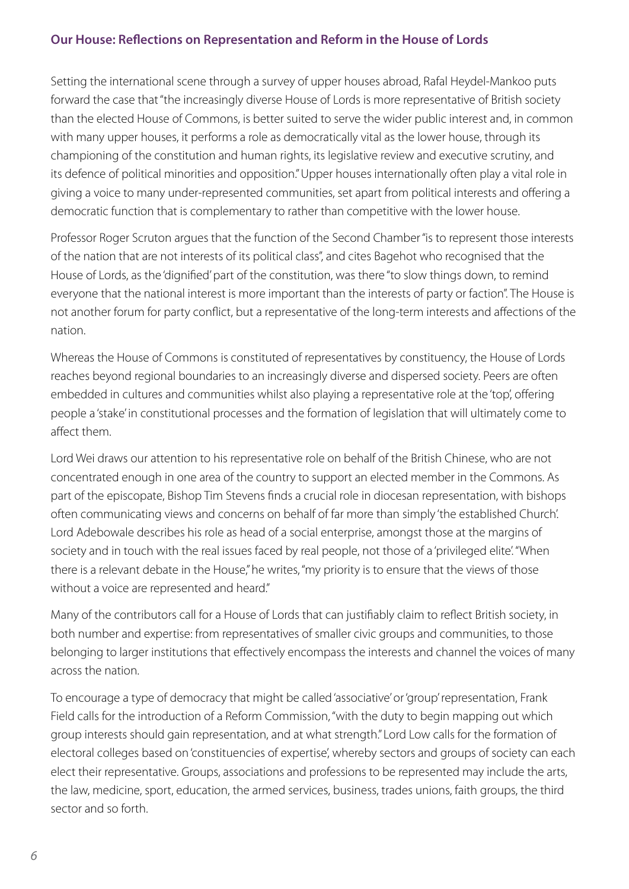## Our House: Reflections on Representation and Reform in the House of Lords

Setting the international scene through a survey of upper houses abroad, Rafal Heydel-Mankoo puts forward the case that "the increasingly diverse House of Lords is more representative of British society than the elected House of Commons, is better suited to serve the wider public interest and, in common with many upper houses, it performs a role as democratically vital as the lower house, through its championing of the constitution and human rights, its legislative review and executive scrutiny, and its defence of political minorities and opposition." Upper houses internationally often play a vital role in giving a voice to many under-represented communities, set apart from political interests and offering a democratic function that is complementary to rather than competitive with the lower house.

Professor Roger Scruton argues that the function of the Second Chamber "is to represent those interests of the nation that are not interests of its political class", and cites Bagehot who recognised that the House of Lords, as the 'dignified' part of the constitution, was there "to slow things down, to remind everyone that the national interest is more important than the interests of party or faction". The House is not another forum for party conflict, but a representative of the long-term interests and affections of the nation.

Whereas the House of Commons is constituted of representatives by constituency, the House of Lords reaches beyond regional boundaries to an increasingly diverse and dispersed society. Peers are often embedded in cultures and communities whilst also playing a representative role at the 'top', offering people a 'stake' in constitutional processes and the formation of legislation that will ultimately come to affect them.

Lord Wei draws our attention to his representative role on behalf of the British Chinese, who are not concentrated enough in one area of the country to support an elected member in the Commons. As part of the episcopate, Bishop Tim Stevens finds a crucial role in diocesan representation, with bishops often communicating views and concerns on behalf of far more than simply 'the established Church'. Lord Adebowale describes his role as head of a social enterprise, amongst those at the margins of society and in touch with the real issues faced by real people, not those of a 'privileged elite'. "When there is a relevant debate in the House," he writes, "my priority is to ensure that the views of those without a voice are represented and heard."

Many of the contributors call for a House of Lords that can justifiably claim to reflect British society, in both number and expertise: from representatives of smaller civic groups and communities, to those belonging to larger institutions that effectively encompass the interests and channel the voices of many across the nation.

To encourage a type of democracy that might be called 'associative' or 'group' representation, Frank Field calls for the introduction of a Reform Commission, "with the duty to begin mapping out which group interests should gain representation, and at what strength." Lord Low calls for the formation of electoral colleges based on 'constituencies of expertise', whereby sectors and groups of society can each elect their representative. Groups, associations and professions to be represented may include the arts, the law, medicine, sport, education, the armed services, business, trades unions, faith groups, the third sector and so forth.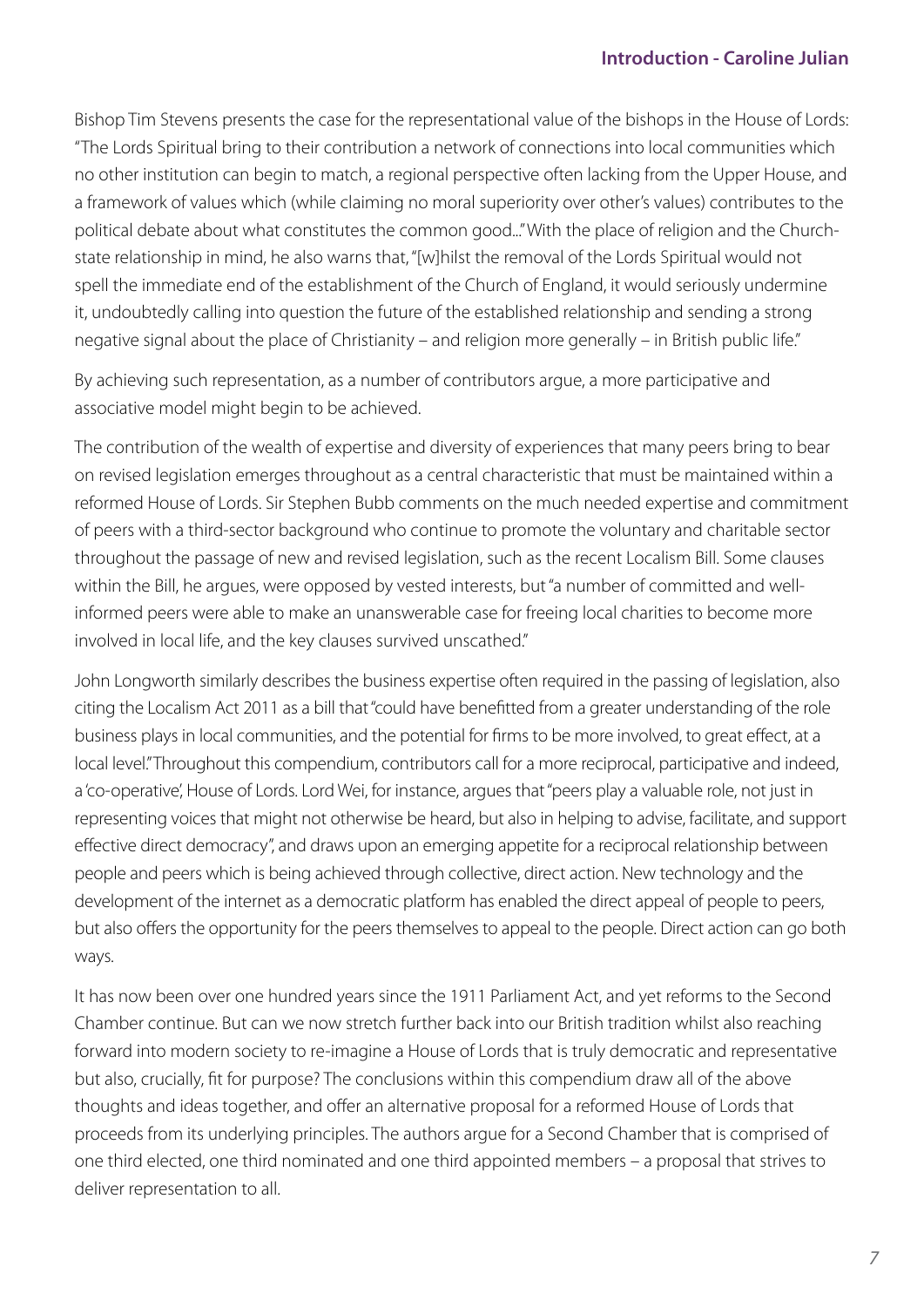Bishop Tim Stevens presents the case for the representational value of the bishops in the House of Lords: "The Lords Spiritual bring to their contribution a network of connections into local communities which no other institution can begin to match, a regional perspective often lacking from the Upper House, and a framework of values which (while claiming no moral superiority over other's values) contributes to the political debate about what constitutes the common good..." With the place of religion and the Church-state relationship in mind, he also warns that, "[w]hilst the removal of the Lords Spiritual would not spell the immediate end of the establishment of the Church of England, it would seriously undermine it, undoubtedly calling into question the future of the established relationship and sending a strong negative signal about the place of Christianity – and religion more generally – in British public life."

By achieving such representation, as a number of contributors argue, a more participative and associative model might begin to be achieved.

The contribution of the wealth of expertise and diversity of experiences that many peers bring to bear on revised legislation emerges throughout as a central characteristic that must be maintained within a reformed House of Lords. Sir Stephen Bubb comments on the much needed expertise and commitment of peers with a third-sector background who continue to promote the voluntary and charitable sector throughout the passage of new and revised legislation, such as the recent Localism Bill. Some clauses within the Bill, he argues, were opposed by vested interests, but "a number of committed and well-informed peers were able to make an unanswerable case for freeing local charities to become more involved in local life, and the key clauses survived unscathed."

John Longworth similarly describes the business expertise often required in the passing of legislation, also citing the Localism Act 2011 as a bill that "could have benefitted from a greater understanding of the role business plays in local communities, and the potential for firms to be more involved, to great effect, at a local level." Throughout this compendium, contributors call for a more reciprocal, participative and indeed, a 'co-operative', House of Lords. Lord Wei, for instance, argues that "peers play a valuable role, not just in representing voices that might not otherwise be heard, but also in helping to advise, facilitate, and support effective direct democracy", and draws upon an emerging appetite for a reciprocal relationship between people and peers which is being achieved through collective, direct action. New technology and the development of the internet as a democratic platform has enabled the direct appeal of people to peers, but also offers the opportunity for the peers themselves to appeal to the people. Direct action can go both ways.

It has now been over one hundred years since the 1911 Parliament Act, and yet reforms to the Second Chamber continue. But can we now stretch further back into our British tradition whilst also reaching forward into modern society to re-imagine a House of Lords that is truly democratic and representative but also, crucially, fit for purpose? The conclusions within this compendium draw all of the above thoughts and ideas together, and offer an alternative proposal for a reformed House of Lords that proceeds from its underlying principles. The authors argue for a Second Chamber that is comprised of one third elected, one third nominated and one third appointed members – a proposal that strives to deliver representation to all.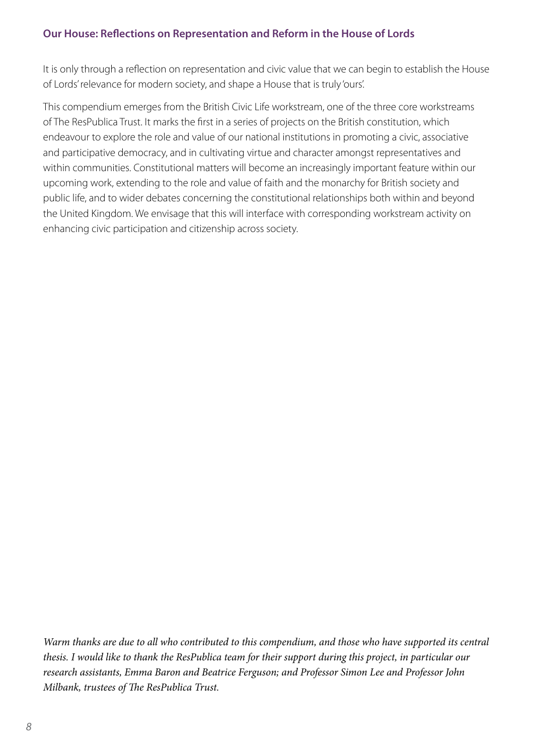It is only through a reflection on representation and civic value that we can begin to establish the House of Lords' relevance for modern society, and shape a House that is truly 'ours'.

This compendium emerges from the British Civic Life workstream, one of the three core workstreams of The ResPublica Trust. It marks the first in a series of projects on the British constitution, which endeavour to explore the role and value of our national institutions in promoting a civic, associative and participative democracy, and in cultivating virtue and character amongst representatives and within communities. Constitutional matters will become an increasingly important feature within our upcoming work, extending to the role and value of faith and the monarchy for British society and public life, and to wider debates concerning the constitutional relationships both within and beyond the United Kingdom. We envisage that this will interface with corresponding workstream activity on enhancing civic participation and citizenship across society.

*Warm thanks are due to all who contributed to this compendium, and those who have supported its central thesis. I would like to thank the ResPublica team for their support during this project, in particular our research assistants, Emma Baron and Beatrice Ferguson; and Professor Simon Lee and Professor John Milbank, trustees of The ResPublica Trust.*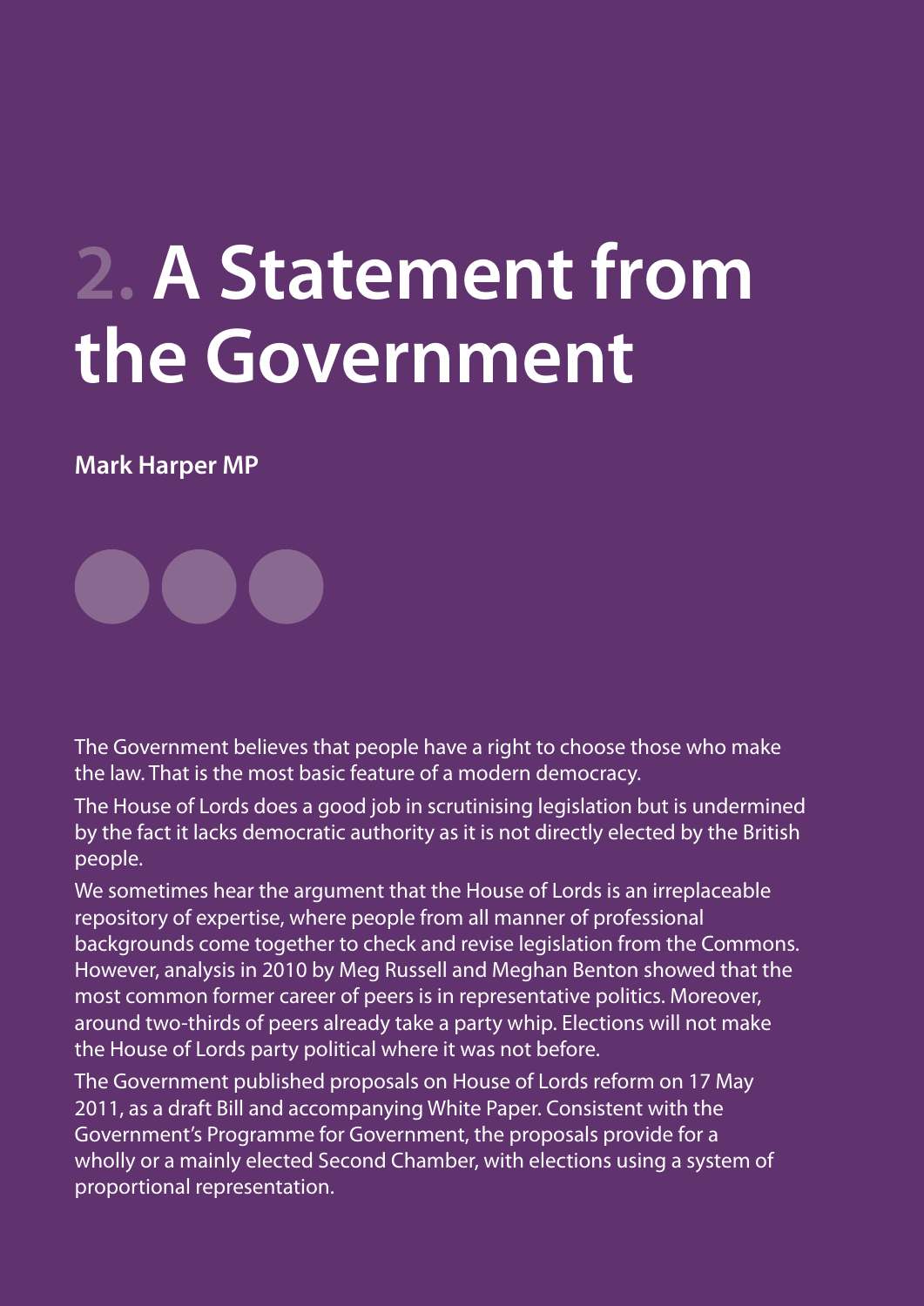# 2. A Statement from the Government

**Mark Harper MP**

The Government believes that people have a right to choose those who make the law. That is the most basic feature of a modern democracy.

The House of Lords does a good job in scrutinising legislation but is undermined by the fact it lacks democratic authority as it is not directly elected by the British people.

We sometimes hear the argument that the House of Lords is an irreplaceable repository of expertise, where people from all manner of professional backgrounds come together to check and revise legislation from the Commons. However, analysis in 2010 by Meg Russell and Meghan Benton showed that the most common former career of peers is in representative politics. Moreover, around two-thirds of peers already take a party whip. Elections will not make the House of Lords party political where it was not before.

The Government published proposals on House of Lords reform on 17 May 2011, as a draft Bill and accompanying White Paper. Consistent with the Government's Programme for Government, the proposals provide for a wholly or a mainly elected Second Chamber, with elections using a system of proportional representation.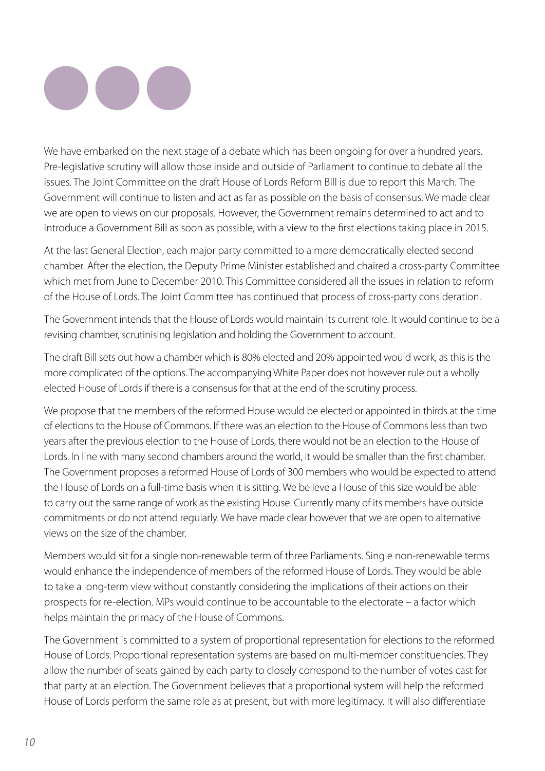We have embarked on the next stage of a debate which has been ongoing for over a hundred years. Pre-legislative scrutiny will allow those inside and outside of Parliament to continue to debate all the issues. The Joint Committee on the draft House of Lords Reform Bill is due to report this March. The Government will continue to listen and act as far as possible on the basis of consensus. We made clear we are open to views on our proposals. However, the Government remains determined to act and to introduce a Government Bill as soon as possible, with a view to the first elections taking place in 2015.

At the last General Election, each major party committed to a more democratically elected second chamber. After the election, the Deputy Prime Minister established and chaired a cross-party Committee which met from June to December 2010. This Committee considered all the issues in relation to reform of the House of Lords. The Joint Committee has continued that process of cross-party consideration.

The Government intends that the House of Lords would maintain its current role. It would continue to be a revising chamber, scrutinising legislation and holding the Government to account.

The draft Bill sets out how a chamber which is 80% elected and 20% appointed would work, as this is the more complicated of the options. The accompanying White Paper does not however rule out a wholly elected House of Lords if there is a consensus for that at the end of the scrutiny process.

We propose that the members of the reformed House would be elected or appointed in thirds at the time of elections to the House of Commons. If there was an election to the House of Commons less than two years after the previous election to the House of Lords, there would not be an election to the House of Lords. In line with many second chambers around the world, it would be smaller than the first chamber. The Government proposes a reformed House of Lords of 300 members who would be expected to attend the House of Lords on a full-time basis when it is sitting. We believe a House of this size would be able to carry out the same range of work as the existing House. Currently many of its members have outside commitments or do not attend regularly. We have made clear however that we are open to alternative views on the size of the chamber.

Members would sit for a single non-renewable term of three Parliaments. Single non-renewable terms would enhance the independence of members of the reformed House of Lords. They would be able to take a long-term view without constantly considering the implications of their actions on their prospects for re-election. MPs would continue to be accountable to the electorate – a factor which helps maintain the primacy of the House of Commons.

The Government is committed to a system of proportional representation for elections to the reformed House of Lords. Proportional representation systems are based on multi-member constituencies. They allow the number of seats gained by each party to closely correspond to the number of votes cast for that party at an election. The Government believes that a proportional system will help the reformed House of Lords perform the same role as at present, but with more legitimacy. It will also differentiate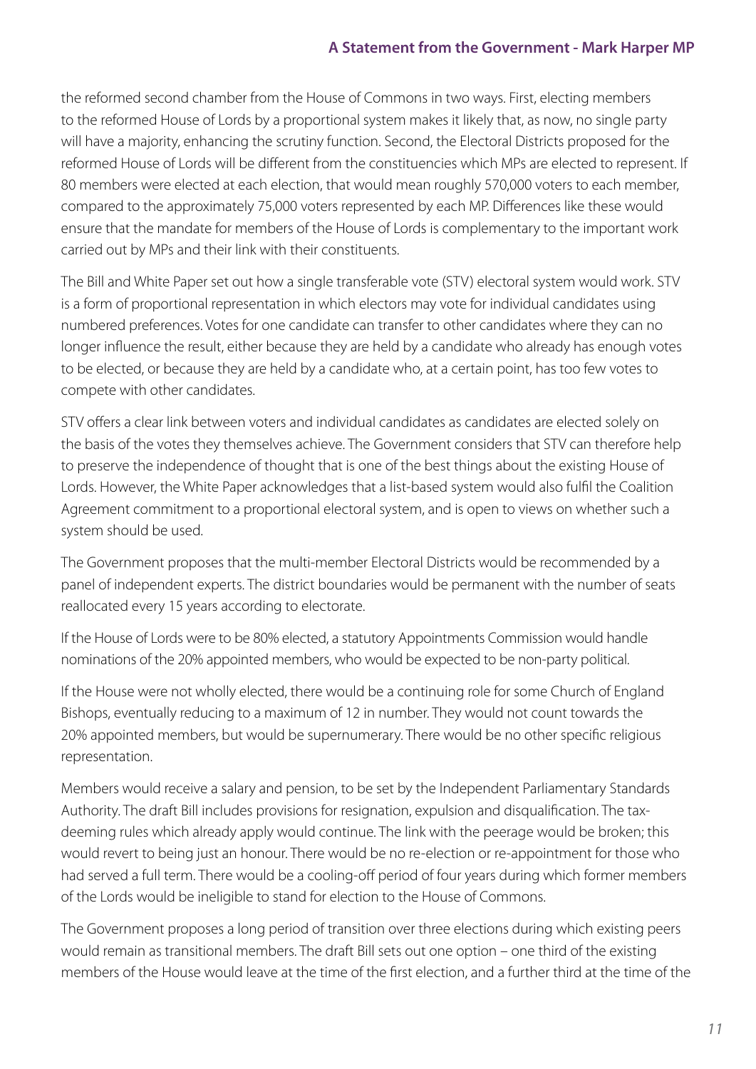the reformed second chamber from the House of Commons in two ways. First, electing members to the reformed House of Lords by a proportional system makes it likely that, as now, no single party will have a majority, enhancing the scrutiny function. Second, the Electoral Districts proposed for the reformed House of Lords will be different from the constituencies which MPs are elected to represent. If 80 members were elected at each election, that would mean roughly 570,000 voters to each member, compared to the approximately 75,000 voters represented by each MP. Differences like these would ensure that the mandate for members of the House of Lords is complementary to the important work carried out by MPs and their link with their constituents.

The Bill and White Paper set out how a single transferable vote (STV) electoral system would work. STV is a form of proportional representation in which electors may vote for individual candidates using numbered preferences. Votes for one candidate can transfer to other candidates where they can no longer influence the result, either because they are held by a candidate who already has enough votes to be elected, or because they are held by a candidate who, at a certain point, has too few votes to compete with other candidates.

STV offers a clear link between voters and individual candidates as candidates are elected solely on the basis of the votes they themselves achieve. The Government considers that STV can therefore help to preserve the independence of thought that is one of the best things about the existing House of Lords. However, the White Paper acknowledges that a list-based system would also fulfil the Coalition Agreement commitment to a proportional electoral system, and is open to views on whether such a system should be used.

The Government proposes that the multi-member Electoral Districts would be recommended by a panel of independent experts. The district boundaries would be permanent with the number of seats reallocated every 15 years according to electorate.

If the House of Lords were to be 80% elected, a statutory Appointments Commission would handle nominations of the 20% appointed members, who would be expected to be non-party political.

If the House were not wholly elected, there would be a continuing role for some Church of England Bishops, eventually reducing to a maximum of 12 in number. They would not count towards the 20% appointed members, but would be supernumerary. There would be no other specific religious representation.

Members would receive a salary and pension, to be set by the Independent Parliamentary Standards Authority. The draft Bill includes provisions for resignation, expulsion and disqualification. The tax-deeming rules which already apply would continue. The link with the peerage would be broken; this would revert to being just an honour. There would be no re-election or re-appointment for those who had served a full term. There would be a cooling-off period of four years during which former members of the Lords would be ineligible to stand for election to the House of Commons.

The Government proposes a long period of transition over three elections during which existing peers would remain as transitional members. The draft Bill sets out one option – one third of the existing members of the House would leave at the time of the first election, and a further third at the time of the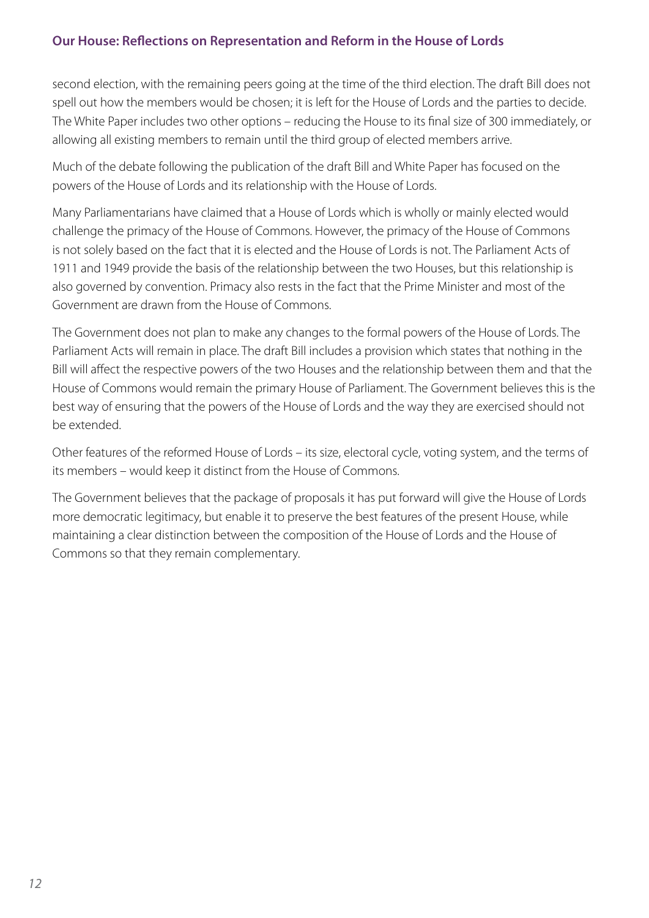second election, with the remaining peers going at the time of the third election. The draft Bill does not spell out how the members would be chosen; it is left for the House of Lords and the parties to decide. The White Paper includes two other options – reducing the House to its final size of 300 immediately, or allowing all existing members to remain until the third group of elected members arrive.

Much of the debate following the publication of the draft Bill and White Paper has focused on the powers of the House of Lords and its relationship with the House of Lords.

Many Parliamentarians have claimed that a House of Lords which is wholly or mainly elected would challenge the primacy of the House of Commons. However, the primacy of the House of Commons is not solely based on the fact that it is elected and the House of Lords is not. The Parliament Acts of 1911 and 1949 provide the basis of the relationship between the two Houses, but this relationship is also governed by convention. Primacy also rests in the fact that the Prime Minister and most of the Government are drawn from the House of Commons.

The Government does not plan to make any changes to the formal powers of the House of Lords. The Parliament Acts will remain in place. The draft Bill includes a provision which states that nothing in the Bill will affect the respective powers of the two Houses and the relationship between them and that the House of Commons would remain the primary House of Parliament. The Government believes this is the best way of ensuring that the powers of the House of Lords and the way they are exercised should not be extended.

Other features of the reformed House of Lords – its size, electoral cycle, voting system, and the terms of its members – would keep it distinct from the House of Commons.

The Government believes that the package of proposals it has put forward will give the House of Lords more democratic legitimacy, but enable it to preserve the best features of the present House, while maintaining a clear distinction between the composition of the House of Lords and the House of Commons so that they remain complementary.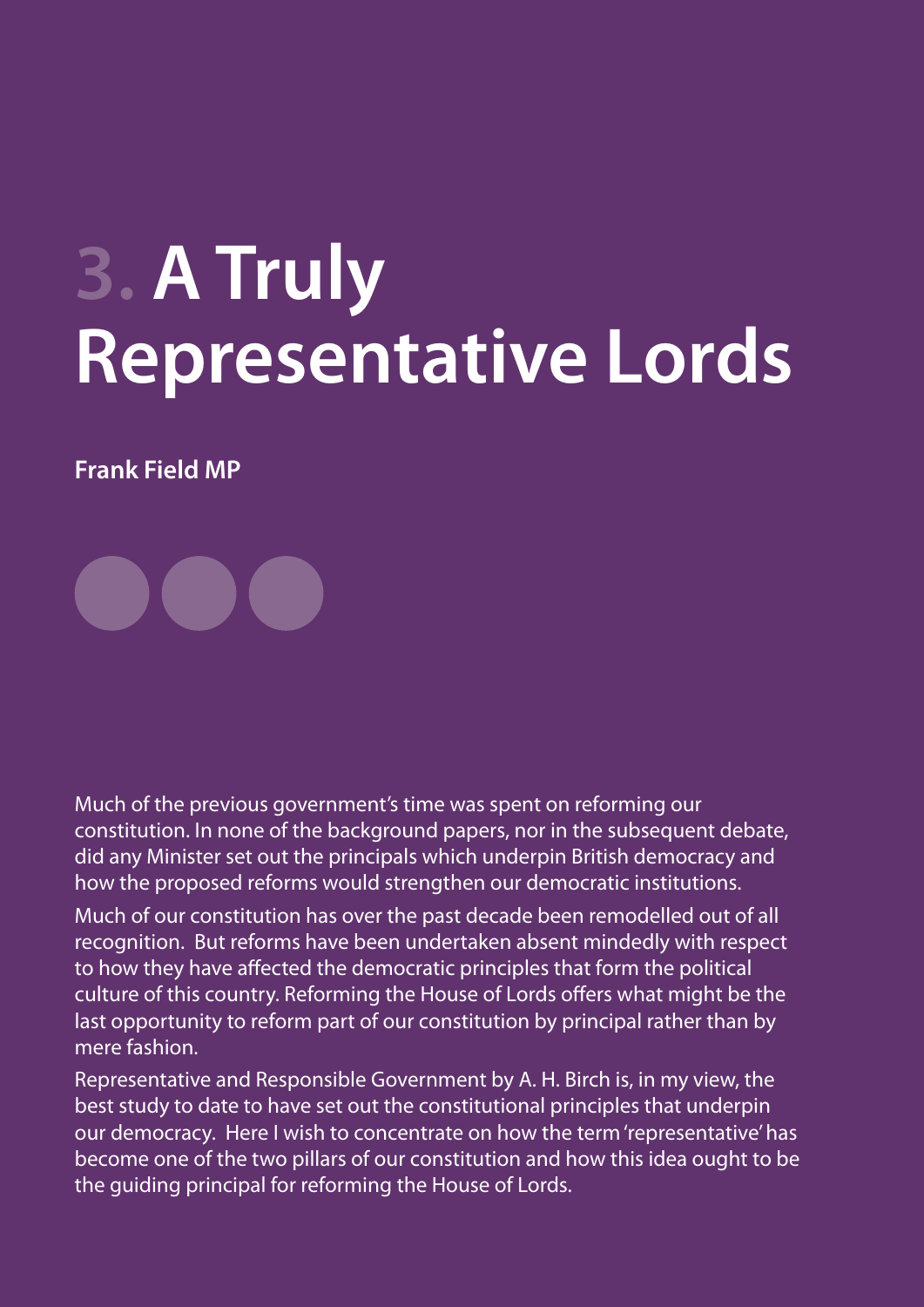# 3. A Truly Representative Lords

**Frank Field MP**

Much of the previous government's time was spent on reforming our constitution. In none of the background papers, nor in the subsequent debate, did any Minister set out the principals which underpin British democracy and how the proposed reforms would strengthen our democratic institutions.

Much of our constitution has over the past decade been remodelled out of all recognition. But reforms have been undertaken absent mindedly with respect to how they have affected the democratic principles that form the political culture of this country. Reforming the House of Lords offers what might be the last opportunity to reform part of our constitution by principal rather than by mere fashion.

Representative and Responsible Government by A. H. Birch is, in my view, the best study to date to have set out the constitutional principles that underpin our democracy. Here I wish to concentrate on how the term 'representative' has become one of the two pillars of our constitution and how this idea ought to be the guiding principal for reforming the House of Lords.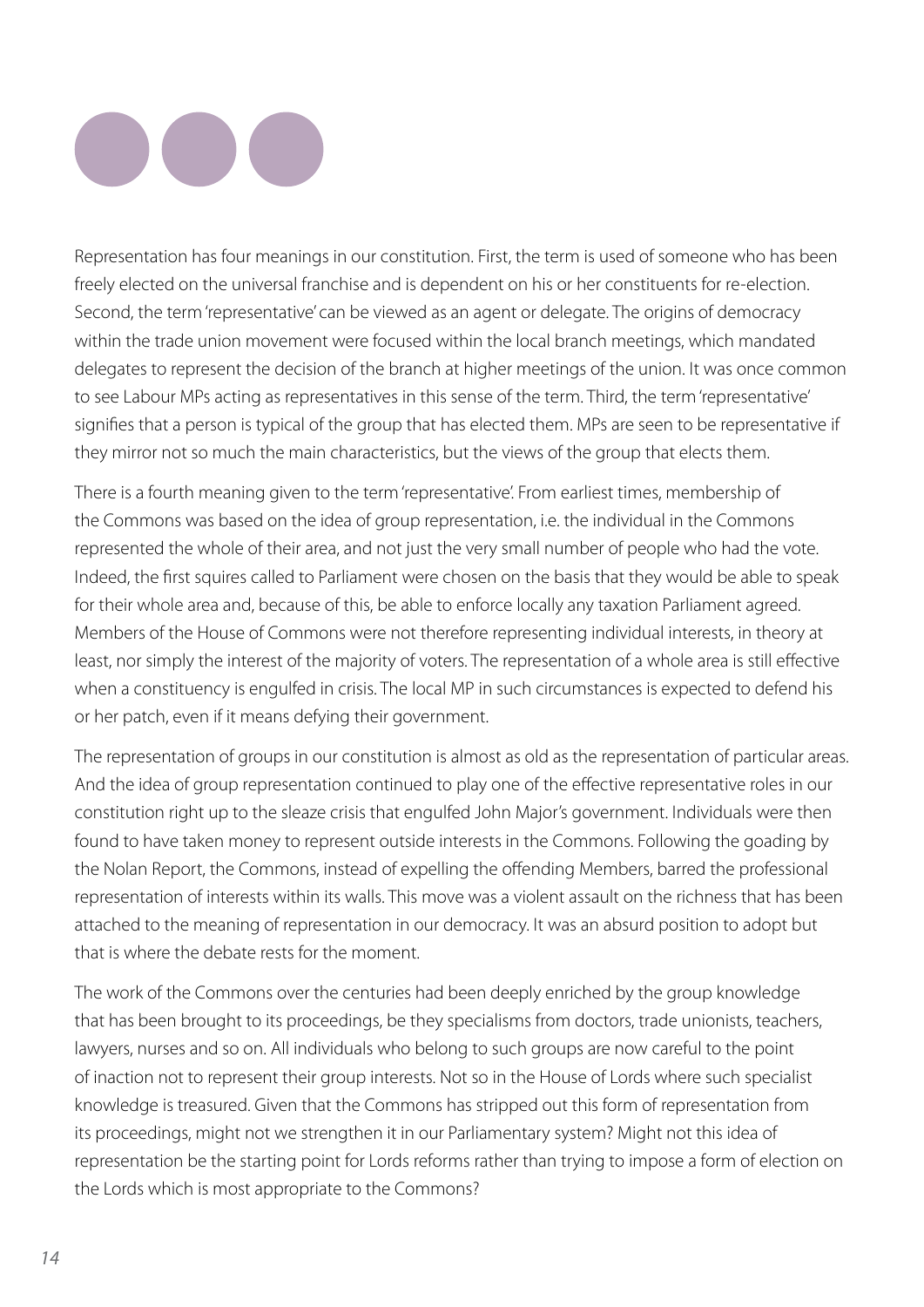Representation has four meanings in our constitution. First, the term is used of someone who has been freely elected on the universal franchise and is dependent on his or her constituents for re-election. Second, the term 'representative' can be viewed as an agent or delegate. The origins of democracy within the trade union movement were focused within the local branch meetings, which mandated delegates to represent the decision of the branch at higher meetings of the union. It was once common to see Labour MPs acting as representatives in this sense of the term. Third, the term 'representative' signifies that a person is typical of the group that has elected them. MPs are seen to be representative if they mirror not so much the main characteristics, but the views of the group that elects them.

There is a fourth meaning given to the term 'representative'. From earliest times, membership of the Commons was based on the idea of group representation, i.e. the individual in the Commons represented the whole of their area, and not just the very small number of people who had the vote. Indeed, the first squires called to Parliament were chosen on the basis that they would be able to speak for their whole area and, because of this, be able to enforce locally any taxation Parliament agreed. Members of the House of Commons were not therefore representing individual interests, in theory at least, nor simply the interest of the majority of voters. The representation of a whole area is still effective when a constituency is engulfed in crisis. The local MP in such circumstances is expected to defend his or her patch, even if it means defying their government.

The representation of groups in our constitution is almost as old as the representation of particular areas. And the idea of group representation continued to play one of the effective representative roles in our constitution right up to the sleaze crisis that engulfed John Major's government. Individuals were then found to have taken money to represent outside interests in the Commons. Following the goading by the Nolan Report, the Commons, instead of expelling the offending Members, barred the professional representation of interests within its walls. This move was a violent assault on the richness that has been attached to the meaning of representation in our democracy. It was an absurd position to adopt but that is where the debate rests for the moment.

The work of the Commons over the centuries had been deeply enriched by the group knowledge that has been brought to its proceedings, be they specialisms from doctors, trade unionists, teachers, lawyers, nurses and so on. All individuals who belong to such groups are now careful to the point of inaction not to represent their group interests. Not so in the House of Lords where such specialist knowledge is treasured. Given that the Commons has stripped out this form of representation from its proceedings, might not we strengthen it in our Parliamentary system? Might not this idea of representation be the starting point for Lords reforms rather than trying to impose a form of election on the Lords which is most appropriate to the Commons?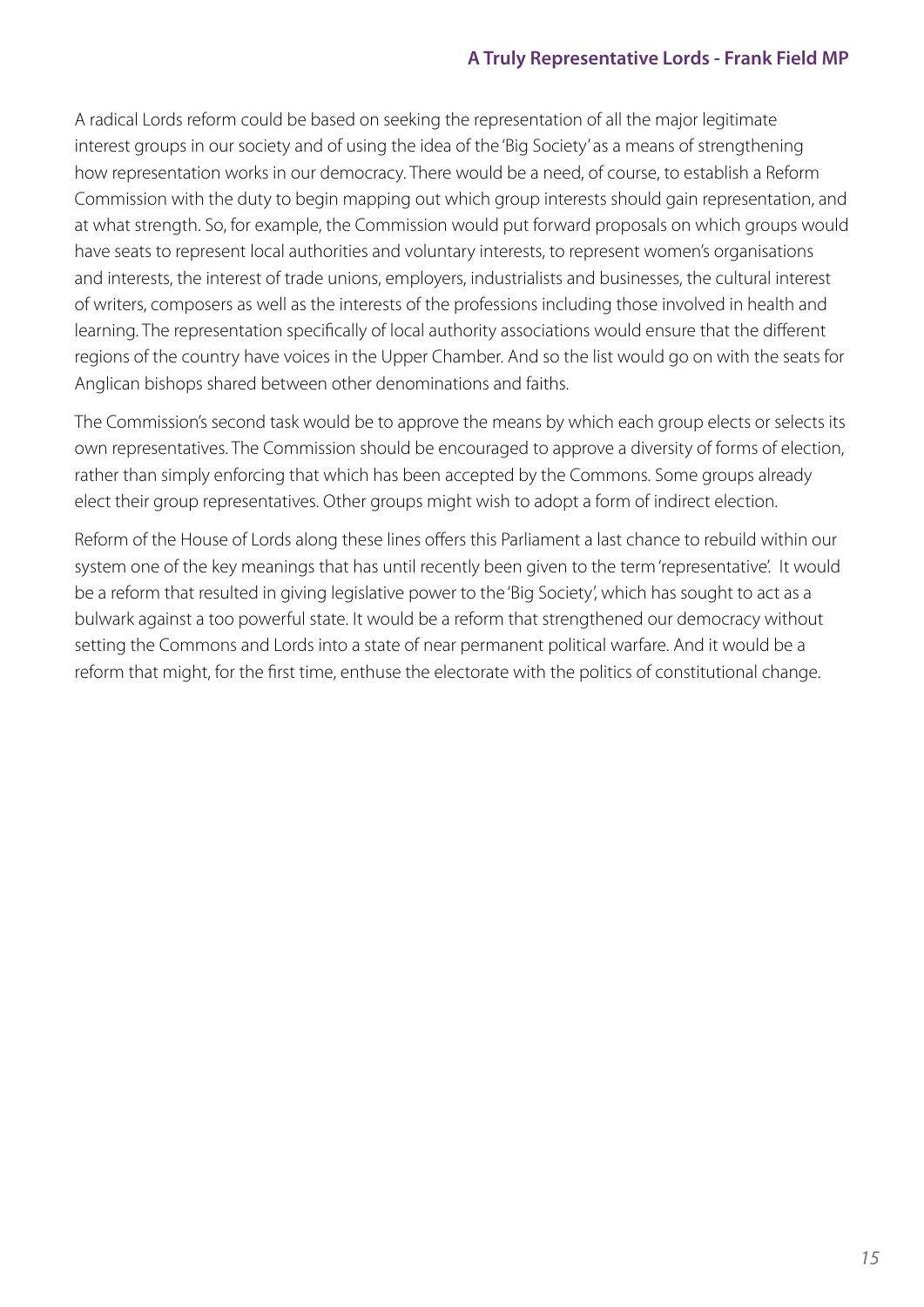A radical Lords reform could be based on seeking the representation of all the major legitimate interest groups in our society and of using the idea of the 'Big Society' as a means of strengthening how representation works in our democracy. There would be a need, of course, to establish a Reform Commission with the duty to begin mapping out which group interests should gain representation, and at what strength. So, for example, the Commission would put forward proposals on which groups would have seats to represent local authorities and voluntary interests, to represent women's organisations and interests, the interest of trade unions, employers, industrialists and businesses, the cultural interest of writers, composers as well as the interests of the professions including those involved in health and learning. The representation specifically of local authority associations would ensure that the different regions of the country have voices in the Upper Chamber. And so the list would go on with the seats for Anglican bishops shared between other denominations and faiths.

The Commission's second task would be to approve the means by which each group elects or selects its own representatives. The Commission should be encouraged to approve a diversity of forms of election, rather than simply enforcing that which has been accepted by the Commons. Some groups already elect their group representatives. Other groups might wish to adopt a form of indirect election.

Reform of the House of Lords along these lines offers this Parliament a last chance to rebuild within our system one of the key meanings that has until recently been given to the term 'representative'. It would be a reform that resulted in giving legislative power to the 'Big Society', which has sought to act as a bulwark against a too powerful state. It would be a reform that strengthened our democracy without setting the Commons and Lords into a state of near permanent political warfare. And it would be a reform that might, for the first time, enthuse the electorate with the politics of constitutional change.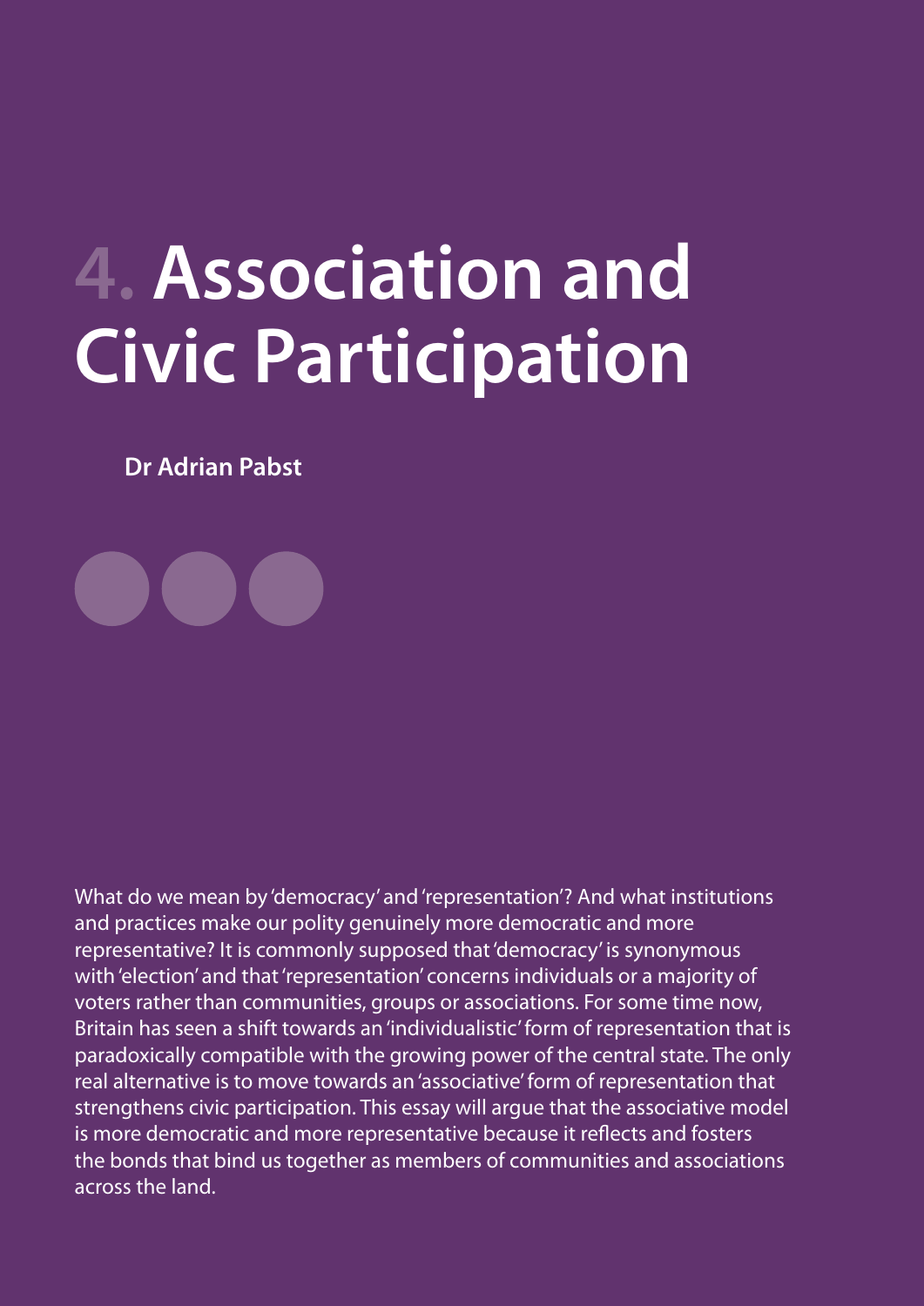# 4. Association and Civic Participation

**Dr Adrian Pabst**

What do we mean by 'democracy' and 'representation'? And what institutions and practices make our polity genuinely more democratic and more representative? It is commonly supposed that 'democracy' is synonymous with 'election' and that 'representation' concerns individuals or a majority of voters rather than communities, groups or associations. For some time now, Britain has seen a shift towards an 'individualistic' form of representation that is paradoxically compatible with the growing power of the central state. The only real alternative is to move towards an 'associative' form of representation that strengthens civic participation. This essay will argue that the associative model is more democratic and more representative because it reflects and fosters the bonds that bind us together as members of communities and associations across the land.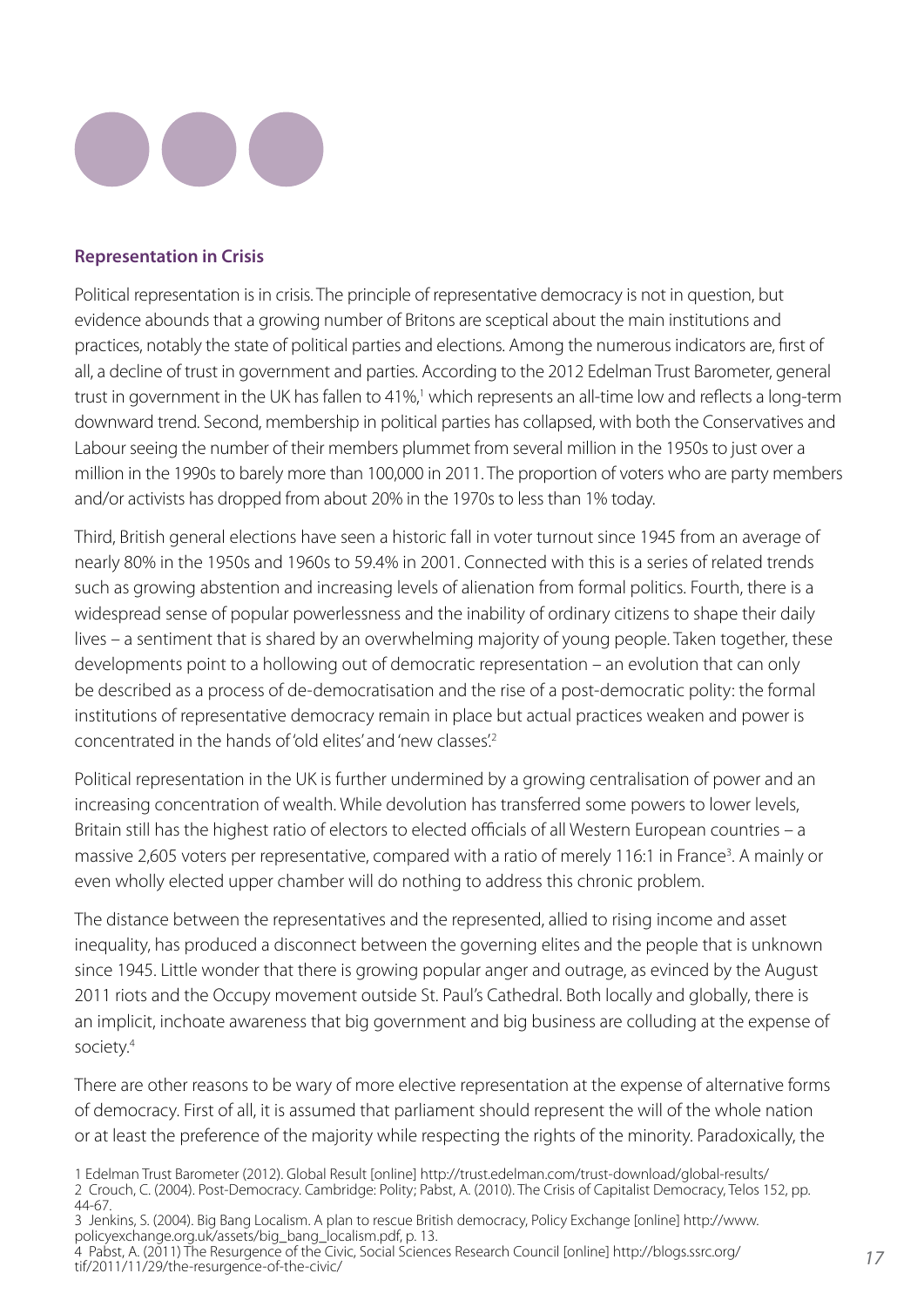**Representation in Crisis**

Political representation is in crisis. The principle of representative democracy is not in question, but evidence abounds that a growing number of Britons are sceptical about the main institutions and practices, notably the state of political parties and elections. Among the numerous indicators are, first of all, a decline of trust in government and parties. According to the 2012 Edelman Trust Barometer, general trust in government in the UK has fallen to 41%,[1] which represents an all-time low and reflects a long-term downward trend. Second, membership in political parties has collapsed, with both the Conservatives and Labour seeing the number of their members plummet from several million in the 1950s to just over a million in the 1990s to barely more than 100,000 in 2011. The proportion of voters who are party members and/or activists has dropped from about 20% in the 1970s to less than 1% today.

Third, British general elections have seen a historic fall in voter turnout since 1945 from an average of nearly 80% in the 1950s and 1960s to 59.4% in 2001. Connected with this is a series of related trends such as growing abstention and increasing levels of alienation from formal politics. Fourth, there is a widespread sense of popular powerlessness and the inability of ordinary citizens to shape their daily lives – a sentiment that is shared by an overwhelming majority of young people. Taken together, these developments point to a hollowing out of democratic representation – an evolution that can only be described as a process of de-democratisation and the rise of a post-democratic polity: the formal institutions of representative democracy remain in place but actual practices weaken and power is concentrated in the hands of 'old elites' and 'new classes'.[2]

Political representation in the UK is further undermined by a growing centralisation of power and an increasing concentration of wealth. While devolution has transferred some powers to lower levels, Britain still has the highest ratio of electors to elected officials of all Western European countries – a massive 2,605 voters per representative, compared with a ratio of merely 116:1 in France[3]. A mainly or even wholly elected upper chamber will do nothing to address this chronic problem.

The distance between the representatives and the represented, allied to rising income and asset inequality, has produced a disconnect between the governing elites and the people that is unknown since 1945. Little wonder that there is growing popular anger and outrage, as evinced by the August 2011 riots and the Occupy movement outside St. Paul's Cathedral. Both locally and globally, there is an implicit, inchoate awareness that big government and big business are colluding at the expense of society.[4]

There are other reasons to be wary of more elective representation at the expense of alternative forms of democracy. First of all, it is assumed that parliament should represent the will of the whole nation or at least the preference of the majority while respecting the rights of the minority. Paradoxically, the

1 Edelman Trust Barometer (2012). Global Result [online] http://trust.edelman.com/trust-download/global-results/

2 Crouch, C. (2004). Post-Democracy. Cambridge: Polity; Pabst, A. (2010). The Crisis of Capitalist Democracy, Telos 152, pp. 44-67.

3 Jenkins, S. (2004). Big Bang Localism. A plan to rescue British democracy, Policy Exchange [online] http://www.policyexchange.org.uk/assets/big_bang_localism.pdf, p. 13.

4 Pabst, A. (2011) The Resurgence of the Civic, Social Sciences Research Council [online] http://blogs.ssrc.org/tif/2011/11/29/the-resurgence-of-the-civic/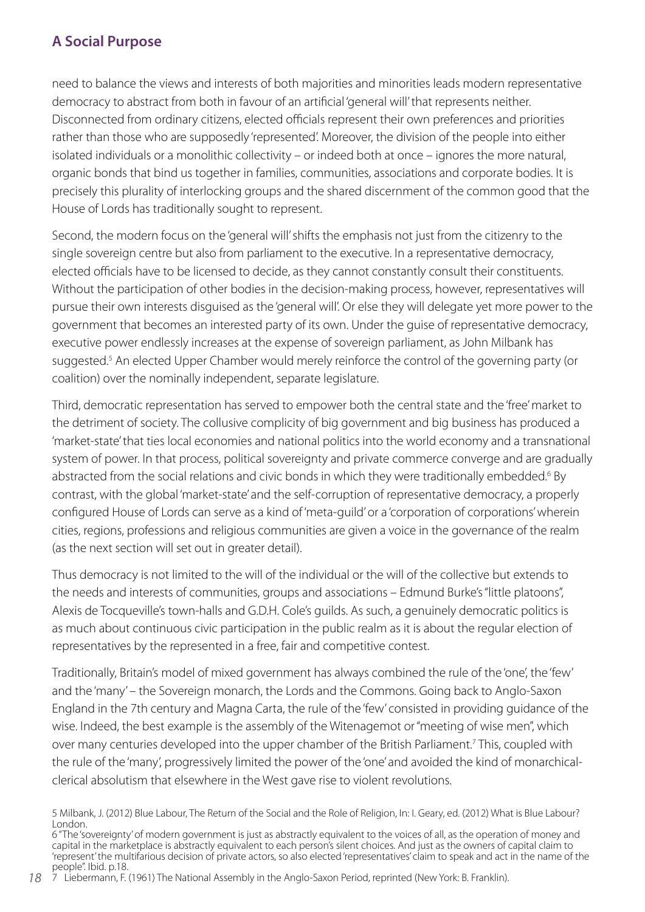need to balance the views and interests of both majorities and minorities leads modern representative democracy to abstract from both in favour of an artificial 'general will' that represents neither. Disconnected from ordinary citizens, elected officials represent their own preferences and priorities rather than those who are supposedly 'represented'. Moreover, the division of the people into either isolated individuals or a monolithic collectivity – or indeed both at once – ignores the more natural, organic bonds that bind us together in families, communities, associations and corporate bodies. It is precisely this plurality of interlocking groups and the shared discernment of the common good that the House of Lords has traditionally sought to represent.

Second, the modern focus on the 'general will' shifts the emphasis not just from the citizenry to the single sovereign centre but also from parliament to the executive. In a representative democracy, elected officials have to be licensed to decide, as they cannot constantly consult their constituents. Without the participation of other bodies in the decision-making process, however, representatives will pursue their own interests disguised as the 'general will'. Or else they will delegate yet more power to the government that becomes an interested party of its own. Under the guise of representative democracy, executive power endlessly increases at the expense of sovereign parliament, as John Milbank has suggested.[5] An elected Upper Chamber would merely reinforce the control of the governing party (or coalition) over the nominally independent, separate legislature.

Third, democratic representation has served to empower both the central state and the 'free' market to the detriment of society. The collusive complicity of big government and big business has produced a 'market-state' that ties local economies and national politics into the world economy and a transnational system of power. In that process, political sovereignty and private commerce converge and are gradually abstracted from the social relations and civic bonds in which they were traditionally embedded.[6] By contrast, with the global 'market-state' and the self-corruption of representative democracy, a properly configured House of Lords can serve as a kind of 'meta-guild' or a 'corporation of corporations' wherein cities, regions, professions and religious communities are given a voice in the governance of the realm (as the next section will set out in greater detail).

Thus democracy is not limited to the will of the individual or the will of the collective but extends to the needs and interests of communities, groups and associations – Edmund Burke's "little platoons", Alexis de Tocqueville's town-halls and G.D.H. Cole's guilds. As such, a genuinely democratic politics is as much about continuous civic participation in the public realm as it is about the regular election of representatives by the represented in a free, fair and competitive contest.

Traditionally, Britain's model of mixed government has always combined the rule of the 'one', the 'few' and the 'many' – the Sovereign monarch, the Lords and the Commons. Going back to Anglo-Saxon England in the 7th century and Magna Carta, the rule of the 'few' consisted in providing guidance of the wise. Indeed, the best example is the assembly of the Witenagemot or "meeting of wise men", which over many centuries developed into the upper chamber of the British Parliament.[7] This, coupled with the rule of the 'many', progressively limited the power of the 'one' and avoided the kind of monarchical-clerical absolutism that elsewhere in the West gave rise to violent revolutions.

5 Milbank, J. (2012) Blue Labour, The Return of the Social and the Role of Religion, In: I. Geary, ed. (2012) What is Blue Labour? London.

6 "The 'sovereignty' of modern government is just as abstractly equivalent to the voices of all, as the operation of money and capital in the marketplace is abstractly equivalent to each person's silent choices. And just as the owners of capital claim to 'represent' the multifarious decision of private actors, so also elected 'representatives' claim to speak and act in the name of the people". Ibid. p.18.

7 Liebermann, F. (1961) The National Assembly in the Anglo-Saxon Period, reprinted (New York: B. Franklin).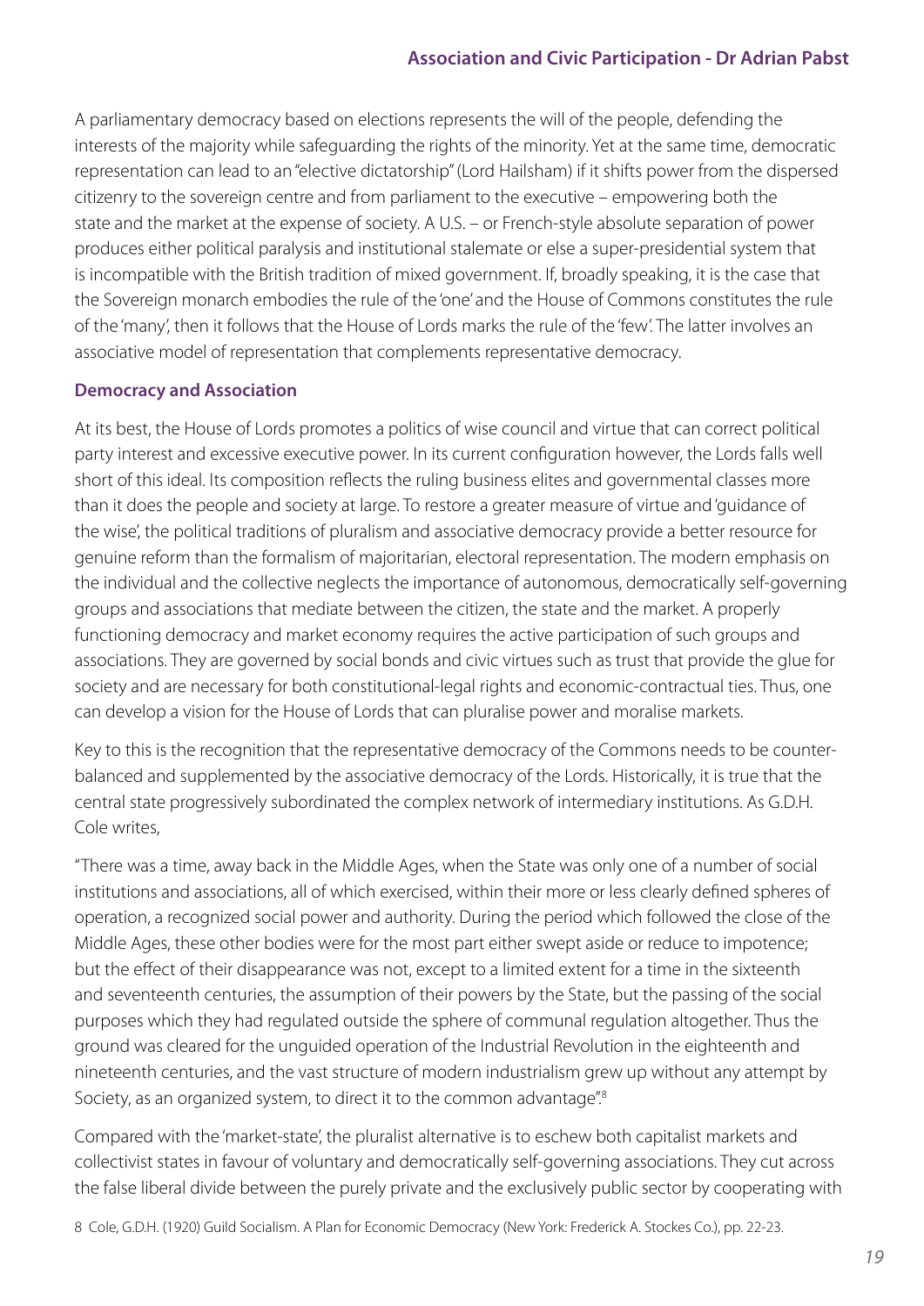A parliamentary democracy based on elections represents the will of the people, defending the interests of the majority while safeguarding the rights of the minority. Yet at the same time, democratic representation can lead to an "elective dictatorship" (Lord Hailsham) if it shifts power from the dispersed citizenry to the sovereign centre and from parliament to the executive – empowering both the state and the market at the expense of society. A U.S. – or French-style absolute separation of power produces either political paralysis and institutional stalemate or else a super-presidential system that is incompatible with the British tradition of mixed government. If, broadly speaking, it is the case that the Sovereign monarch embodies the rule of the 'one' and the House of Commons constitutes the rule of the 'many', then it follows that the House of Lords marks the rule of the 'few'. The latter involves an associative model of representation that complements representative democracy.

### Democracy and Association

At its best, the House of Lords promotes a politics of wise council and virtue that can correct political party interest and excessive executive power. In its current configuration however, the Lords falls well short of this ideal. Its composition reflects the ruling business elites and governmental classes more than it does the people and society at large. To restore a greater measure of virtue and 'guidance of the wise', the political traditions of pluralism and associative democracy provide a better resource for genuine reform than the formalism of majoritarian, electoral representation. The modern emphasis on the individual and the collective neglects the importance of autonomous, democratically self-governing groups and associations that mediate between the citizen, the state and the market. A properly functioning democracy and market economy requires the active participation of such groups and associations. They are governed by social bonds and civic virtues such as trust that provide the glue for society and are necessary for both constitutional-legal rights and economic-contractual ties. Thus, one can develop a vision for the House of Lords that can pluralise power and moralise markets.

Key to this is the recognition that the representative democracy of the Commons needs to be counter-balanced and supplemented by the associative democracy of the Lords. Historically, it is true that the central state progressively subordinated the complex network of intermediary institutions. As G.D.H. Cole writes,

"There was a time, away back in the Middle Ages, when the State was only one of a number of social institutions and associations, all of which exercised, within their more or less clearly defined spheres of operation, a recognized social power and authority. During the period which followed the close of the Middle Ages, these other bodies were for the most part either swept aside or reduce to impotence; but the effect of their disappearance was not, except to a limited extent for a time in the sixteenth and seventeenth centuries, the assumption of their powers by the State, but the passing of the social purposes which they had regulated outside the sphere of communal regulation altogether. Thus the ground was cleared for the unguided operation of the Industrial Revolution in the eighteenth and nineteenth centuries, and the vast structure of modern industrialism grew up without any attempt by Society, as an organized system, to direct it to the common advantage".[8]

Compared with the 'market-state', the pluralist alternative is to eschew both capitalist markets and collectivist states in favour of voluntary and democratically self-governing associations. They cut across the false liberal divide between the purely private and the exclusively public sector by cooperating with

8 Cole, G.D.H. (1920) Guild Socialism. A Plan for Economic Democracy (New York: Frederick A. Stockes Co.), pp. 22-23.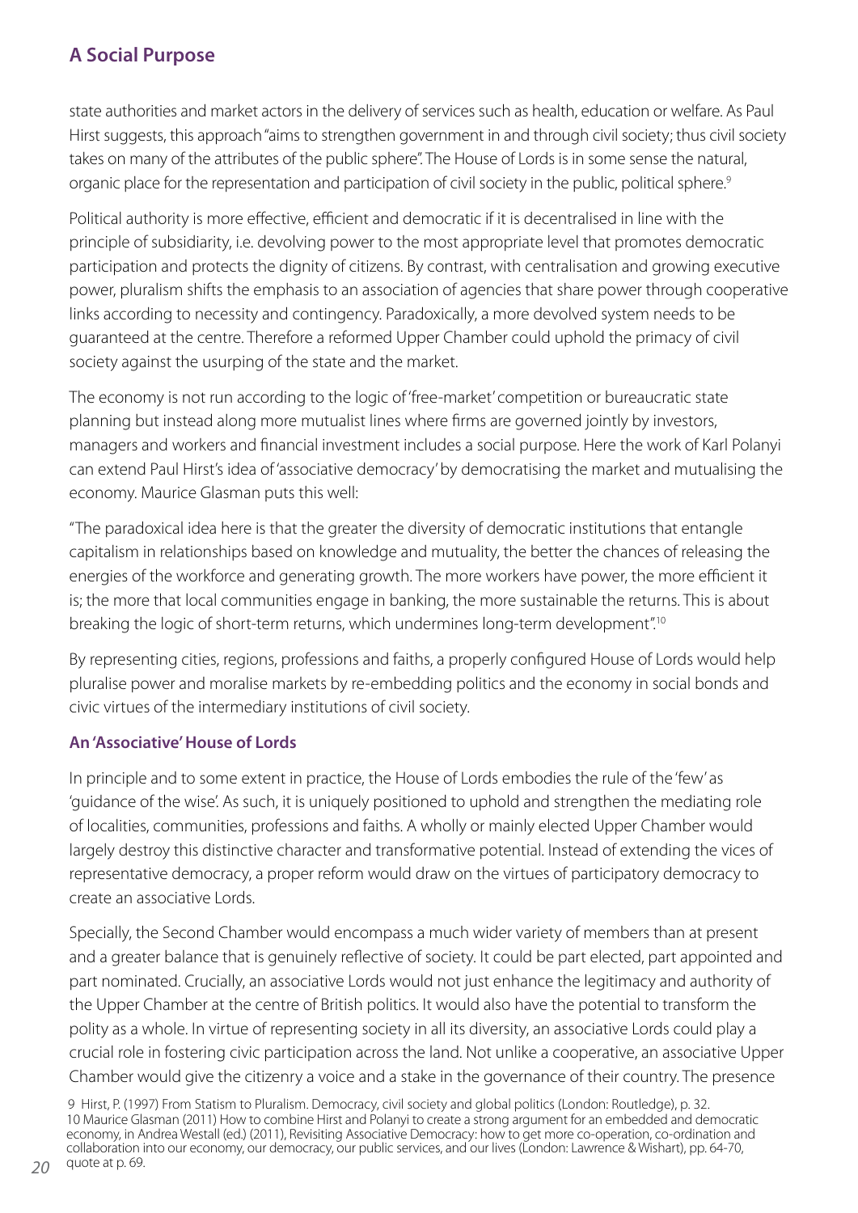state authorities and market actors in the delivery of services such as health, education or welfare. As Paul Hirst suggests, this approach "aims to strengthen government in and through civil society; thus civil society takes on many of the attributes of the public sphere". The House of Lords is in some sense the natural, organic place for the representation and participation of civil society in the public, political sphere.[9]

Political authority is more effective, efficient and democratic if it is decentralised in line with the principle of subsidiarity, i.e. devolving power to the most appropriate level that promotes democratic participation and protects the dignity of citizens. By contrast, with centralisation and growing executive power, pluralism shifts the emphasis to an association of agencies that share power through cooperative links according to necessity and contingency. Paradoxically, a more devolved system needs to be guaranteed at the centre. Therefore a reformed Upper Chamber could uphold the primacy of civil society against the usurping of the state and the market.

The economy is not run according to the logic of 'free-market' competition or bureaucratic state planning but instead along more mutualist lines where firms are governed jointly by investors, managers and workers and financial investment includes a social purpose. Here the work of Karl Polanyi can extend Paul Hirst's idea of 'associative democracy' by democratising the market and mutualising the economy. Maurice Glasman puts this well:

"The paradoxical idea here is that the greater the diversity of democratic institutions that entangle capitalism in relationships based on knowledge and mutuality, the better the chances of releasing the energies of the workforce and generating growth. The more workers have power, the more efficient it is; the more that local communities engage in banking, the more sustainable the returns. This is about breaking the logic of short-term returns, which undermines long-term development".[10]

By representing cities, regions, professions and faiths, a properly configured House of Lords would help pluralise power and moralise markets by re-embedding politics and the economy in social bonds and civic virtues of the intermediary institutions of civil society.

### An 'Associative' House of Lords

In principle and to some extent in practice, the House of Lords embodies the rule of the 'few' as 'guidance of the wise'. As such, it is uniquely positioned to uphold and strengthen the mediating role of localities, communities, professions and faiths. A wholly or mainly elected Upper Chamber would largely destroy this distinctive character and transformative potential. Instead of extending the vices of representative democracy, a proper reform would draw on the virtues of participatory democracy to create an associative Lords.

Specially, the Second Chamber would encompass a much wider variety of members than at present and a greater balance that is genuinely reflective of society. It could be part elected, part appointed and part nominated. Crucially, an associative Lords would not just enhance the legitimacy and authority of the Upper Chamber at the centre of British politics. It would also have the potential to transform the polity as a whole. In virtue of representing society in all its diversity, an associative Lords could play a crucial role in fostering civic participation across the land. Not unlike a cooperative, an associative Upper Chamber would give the citizenry a voice and a stake in the governance of their country. The presence

9 Hirst, P. (1997) From Statism to Pluralism. Democracy, civil society and global politics (London: Routledge), p. 32.
10 Maurice Glasman (2011) How to combine Hirst and Polanyi to create a strong argument for an embedded and democratic economy, in Andrea Westall (ed.) (2011), Revisiting Associative Democracy: how to get more co-operation, co-ordination and collaboration into our economy, our democracy, our public services, and our lives (London: Lawrence & Wishart), pp. 64-70, quote at p. 69.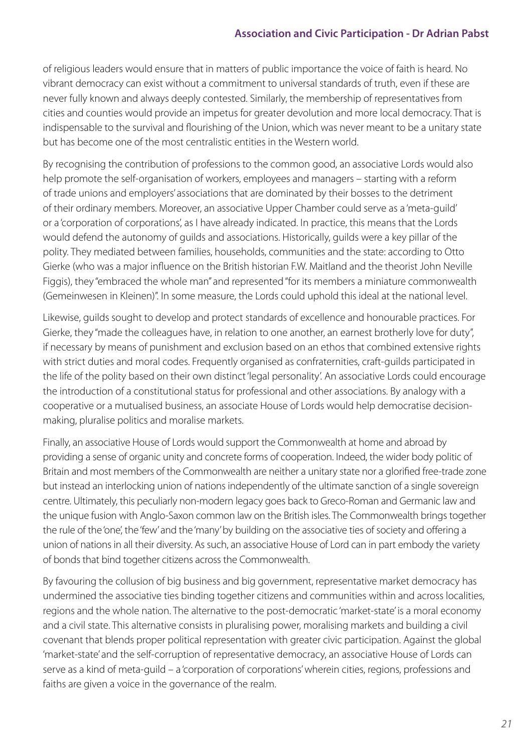of religious leaders would ensure that in matters of public importance the voice of faith is heard. No vibrant democracy can exist without a commitment to universal standards of truth, even if these are never fully known and always deeply contested. Similarly, the membership of representatives from cities and counties would provide an impetus for greater devolution and more local democracy. That is indispensable to the survival and flourishing of the Union, which was never meant to be a unitary state but has become one of the most centralistic entities in the Western world.

By recognising the contribution of professions to the common good, an associative Lords would also help promote the self-organisation of workers, employees and managers – starting with a reform of trade unions and employers' associations that are dominated by their bosses to the detriment of their ordinary members. Moreover, an associative Upper Chamber could serve as a 'meta-guild' or a 'corporation of corporations', as I have already indicated. In practice, this means that the Lords would defend the autonomy of guilds and associations. Historically, guilds were a key pillar of the polity. They mediated between families, households, communities and the state: according to Otto Gierke (who was a major influence on the British historian F.W. Maitland and the theorist John Neville Figgis), they "embraced the whole man" and represented "for its members a miniature commonwealth (Gemeinwesen in Kleinen)". In some measure, the Lords could uphold this ideal at the national level.

Likewise, guilds sought to develop and protect standards of excellence and honourable practices. For Gierke, they "made the colleagues have, in relation to one another, an earnest brotherly love for duty", if necessary by means of punishment and exclusion based on an ethos that combined extensive rights with strict duties and moral codes. Frequently organised as confraternities, craft-guilds participated in the life of the polity based on their own distinct 'legal personality'. An associative Lords could encourage the introduction of a constitutional status for professional and other associations. By analogy with a cooperative or a mutualised business, an associate House of Lords would help democratise decision-making, pluralise politics and moralise markets.

Finally, an associative House of Lords would support the Commonwealth at home and abroad by providing a sense of organic unity and concrete forms of cooperation. Indeed, the wider body politic of Britain and most members of the Commonwealth are neither a unitary state nor a glorified free-trade zone but instead an interlocking union of nations independently of the ultimate sanction of a single sovereign centre. Ultimately, this peculiarly non-modern legacy goes back to Greco-Roman and Germanic law and the unique fusion with Anglo-Saxon common law on the British isles. The Commonwealth brings together the rule of the 'one', the 'few' and the 'many' by building on the associative ties of society and offering a union of nations in all their diversity. As such, an associative House of Lord can in part embody the variety of bonds that bind together citizens across the Commonwealth.

By favouring the collusion of big business and big government, representative market democracy has undermined the associative ties binding together citizens and communities within and across localities, regions and the whole nation. The alternative to the post-democratic 'market-state' is a moral economy and a civil state. This alternative consists in pluralising power, moralising markets and building a civil covenant that blends proper political representation with greater civic participation. Against the global 'market-state' and the self-corruption of representative democracy, an associative House of Lords can serve as a kind of meta-guild – a 'corporation of corporations' wherein cities, regions, professions and faiths are given a voice in the governance of the realm.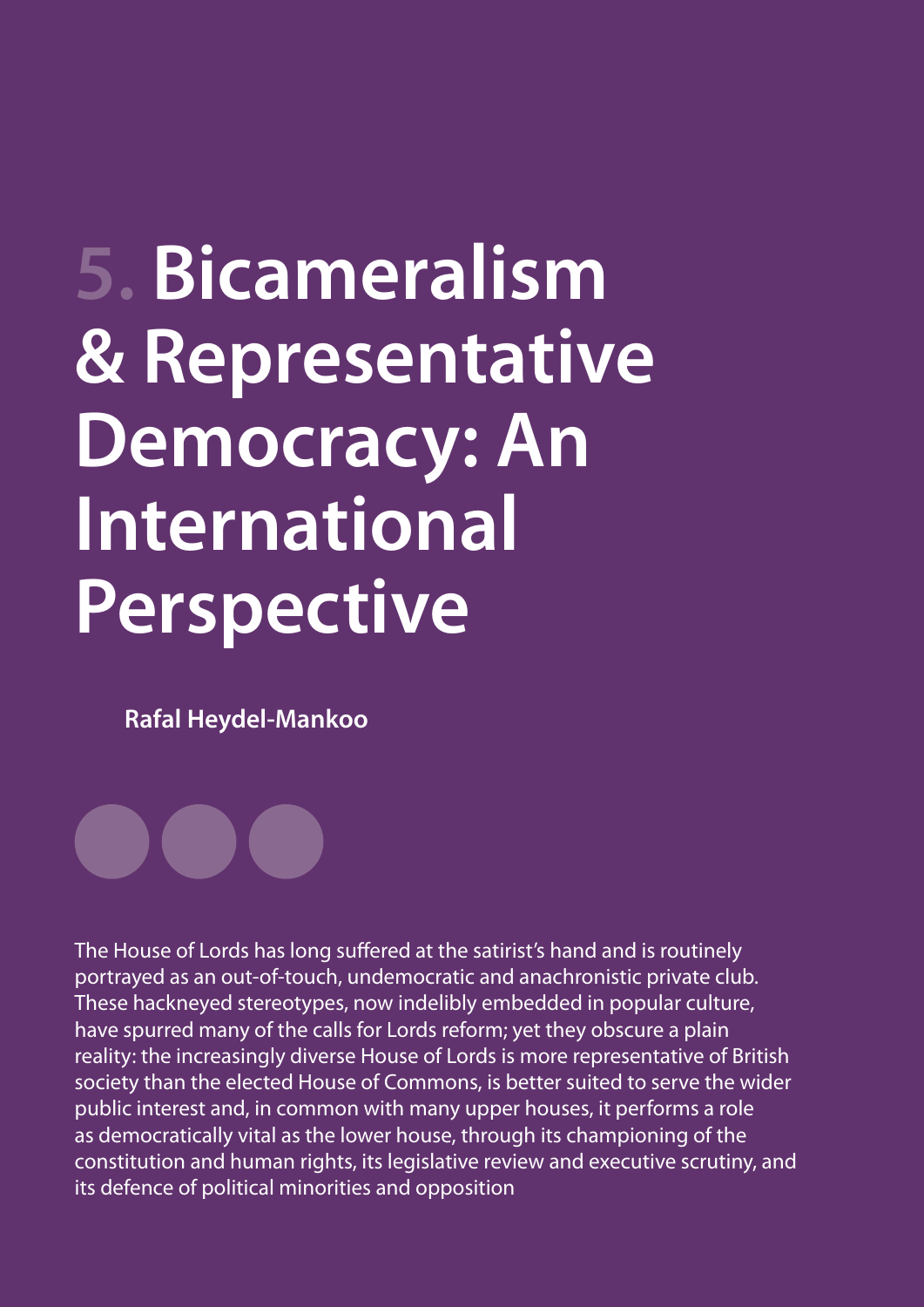# 5. Bicameralism & Representative Democracy: An International Perspective

**Rafal Heydel-Mankoo**

The House of Lords has long suffered at the satirist's hand and is routinely portrayed as an out-of-touch, undemocratic and anachronistic private club. These hackneyed stereotypes, now indelibly embedded in popular culture, have spurred many of the calls for Lords reform; yet they obscure a plain reality: the increasingly diverse House of Lords is more representative of British society than the elected House of Commons, is better suited to serve the wider public interest and, in common with many upper houses, it performs a role as democratically vital as the lower house, through its championing of the constitution and human rights, its legislative review and executive scrutiny, and its defence of political minorities and opposition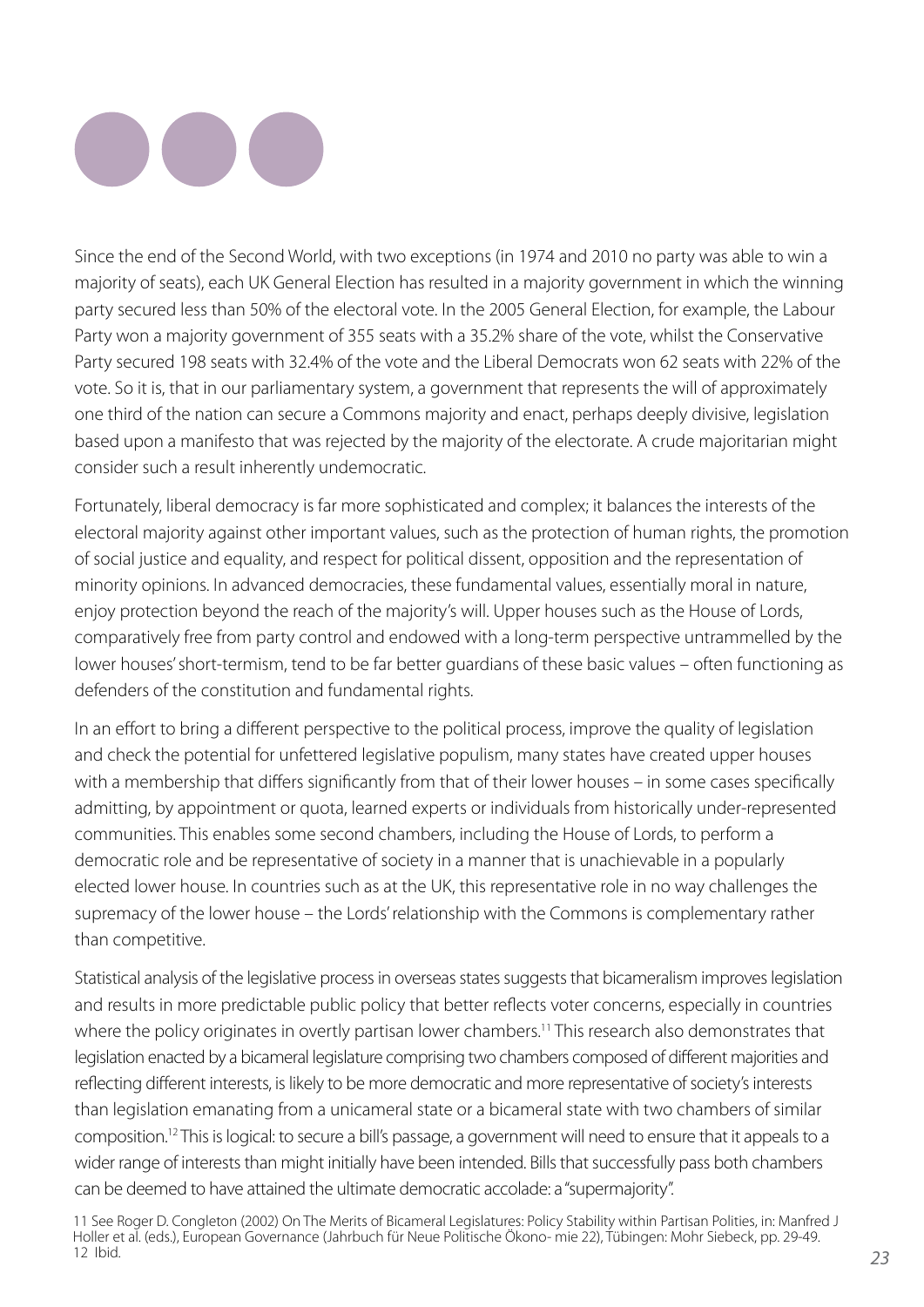Since the end of the Second World, with two exceptions (in 1974 and 2010 no party was able to win a majority of seats), each UK General Election has resulted in a majority government in which the winning party secured less than 50% of the electoral vote. In the 2005 General Election, for example, the Labour Party won a majority government of 355 seats with a 35.2% share of the vote, whilst the Conservative Party secured 198 seats with 32.4% of the vote and the Liberal Democrats won 62 seats with 22% of the vote. So it is, that in our parliamentary system, a government that represents the will of approximately one third of the nation can secure a Commons majority and enact, perhaps deeply divisive, legislation based upon a manifesto that was rejected by the majority of the electorate. A crude majoritarian might consider such a result inherently undemocratic.

Fortunately, liberal democracy is far more sophisticated and complex; it balances the interests of the electoral majority against other important values, such as the protection of human rights, the promotion of social justice and equality, and respect for political dissent, opposition and the representation of minority opinions. In advanced democracies, these fundamental values, essentially moral in nature, enjoy protection beyond the reach of the majority's will. Upper houses such as the House of Lords, comparatively free from party control and endowed with a long-term perspective untrammelled by the lower houses' short-termism, tend to be far better guardians of these basic values – often functioning as defenders of the constitution and fundamental rights.

In an effort to bring a different perspective to the political process, improve the quality of legislation and check the potential for unfettered legislative populism, many states have created upper houses with a membership that differs significantly from that of their lower houses – in some cases specifically admitting, by appointment or quota, learned experts or individuals from historically under-represented communities. This enables some second chambers, including the House of Lords, to perform a democratic role and be representative of society in a manner that is unachievable in a popularly elected lower house. In countries such as at the UK, this representative role in no way challenges the supremacy of the lower house – the Lords' relationship with the Commons is complementary rather than competitive.

Statistical analysis of the legislative process in overseas states suggests that bicameralism improves legislation and results in more predictable public policy that better reflects voter concerns, especially in countries where the policy originates in overtly partisan lower chambers.[11] This research also demonstrates that legislation enacted by a bicameral legislature comprising two chambers composed of different majorities and reflecting different interests, is likely to be more democratic and more representative of society's interests than legislation emanating from a unicameral state or a bicameral state with two chambers of similar composition.[12] This is logical: to secure a bill's passage, a government will need to ensure that it appeals to a wider range of interests than might initially have been intended. Bills that successfully pass both chambers can be deemed to have attained the ultimate democratic accolade: a "supermajority".

11 See Roger D. Congleton (2002) On The Merits of Bicameral Legislatures: Policy Stability within Partisan Polities, in: Manfred J Holler et al. (eds.), European Governance (Jahrbuch für Neue Politische Ökono- mie 22), Tübingen: Mohr Siebeck, pp. 29-49.
12 Ibid.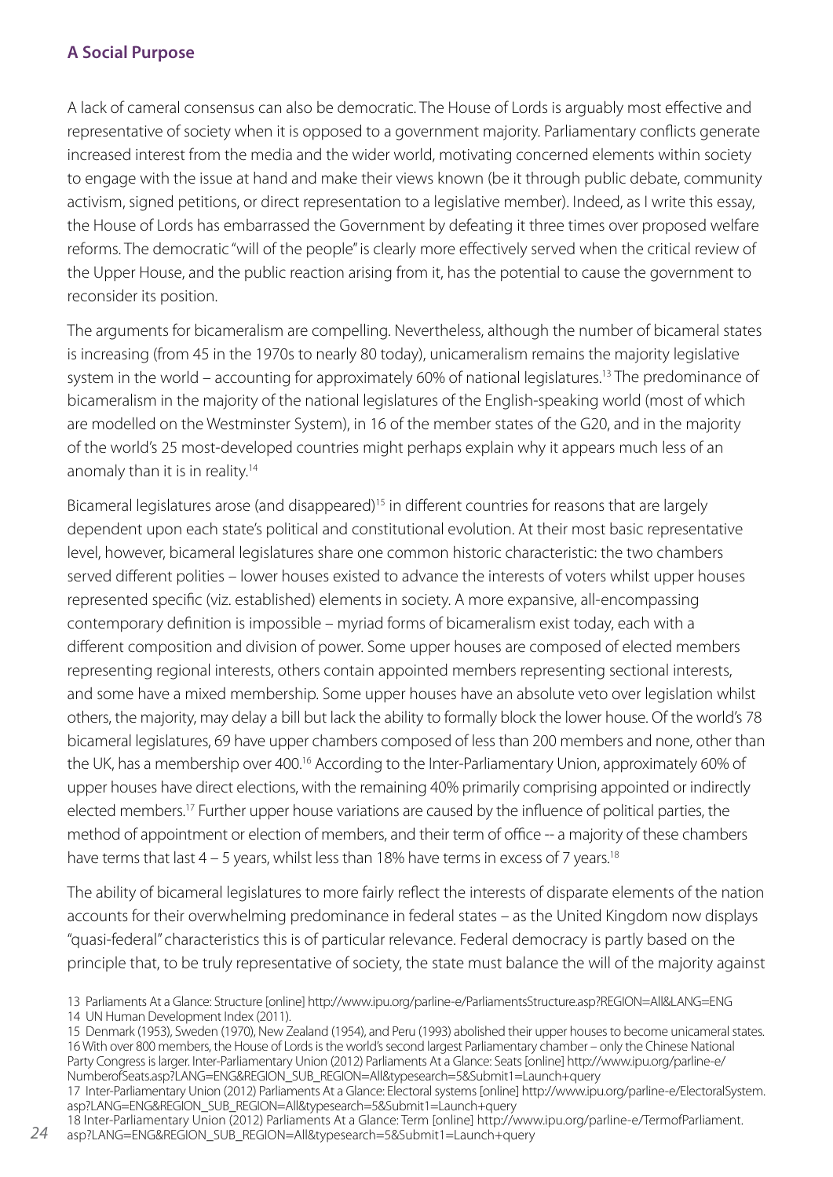## A Social Purpose

A lack of cameral consensus can also be democratic. The House of Lords is arguably most effective and representative of society when it is opposed to a government majority. Parliamentary conflicts generate increased interest from the media and the wider world, motivating concerned elements within society to engage with the issue at hand and make their views known (be it through public debate, community activism, signed petitions, or direct representation to a legislative member). Indeed, as I write this essay, the House of Lords has embarrassed the Government by defeating it three times over proposed welfare reforms. The democratic "will of the people" is clearly more effectively served when the critical review of the Upper House, and the public reaction arising from it, has the potential to cause the government to reconsider its position.

The arguments for bicameralism are compelling. Nevertheless, although the number of bicameral states is increasing (from 45 in the 1970s to nearly 80 today), unicameralism remains the majority legislative system in the world – accounting for approximately 60% of national legislatures.[13] The predominance of bicameralism in the majority of the national legislatures of the English-speaking world (most of which are modelled on the Westminster System), in 16 of the member states of the G20, and in the majority of the world's 25 most-developed countries might perhaps explain why it appears much less of an anomaly than it is in reality.[14]

Bicameral legislatures arose (and disappeared)[15] in different countries for reasons that are largely dependent upon each state's political and constitutional evolution. At their most basic representative level, however, bicameral legislatures share one common historic characteristic: the two chambers served different polities – lower houses existed to advance the interests of voters whilst upper houses represented specific (viz. established) elements in society. A more expansive, all-encompassing contemporary definition is impossible – myriad forms of bicameralism exist today, each with a different composition and division of power. Some upper houses are composed of elected members representing regional interests, others contain appointed members representing sectional interests, and some have a mixed membership. Some upper houses have an absolute veto over legislation whilst others, the majority, may delay a bill but lack the ability to formally block the lower house. Of the world's 78 bicameral legislatures, 69 have upper chambers composed of less than 200 members and none, other than the UK, has a membership over 400.[16] According to the Inter-Parliamentary Union, approximately 60% of upper houses have direct elections, with the remaining 40% primarily comprising appointed or indirectly elected members.[17] Further upper house variations are caused by the influence of political parties, the method of appointment or election of members, and their term of office -- a majority of these chambers have terms that last 4 – 5 years, whilst less than 18% have terms in excess of 7 years.[18]

The ability of bicameral legislatures to more fairly reflect the interests of disparate elements of the nation accounts for their overwhelming predominance in federal states – as the United Kingdom now displays "quasi-federal" characteristics this is of particular relevance. Federal democracy is partly based on the principle that, to be truly representative of society, the state must balance the will of the majority against

---

13 Parliaments At a Glance: Structure [online] http://www.ipu.org/parline-e/ParliamentsStructure.asp?REGION=All&LANG=ENG

14 UN Human Development Index (2011).

15 Denmark (1953), Sweden (1970), New Zealand (1954), and Peru (1993) abolished their upper houses to become unicameral states.

16 With over 800 members, the House of Lords is the world's second largest Parliamentary chamber – only the Chinese National Party Congress is larger. Inter-Parliamentary Union (2012) Parliaments At a Glance: Seats [online] http://www.ipu.org/parline-e/NumberofSeats.asp?LANG=ENG&REGION_SUB_REGION=All&typesearch=5&Submit1=Launch+query

17 Inter-Parliamentary Union (2012) Parliaments At a Glance: Electoral systems [online] http://www.ipu.org/parline-e/ElectoralSystem.asp?LANG=ENG&REGION_SUB_REGION=All&typesearch=5&Submit1=Launch+query

18 Inter-Parliamentary Union (2012) Parliaments At a Glance: Term [online] http://www.ipu.org/parline-e/TermofParliament.asp?LANG=ENG&REGION_SUB_REGION=All&typesearch=5&Submit1=Launch+query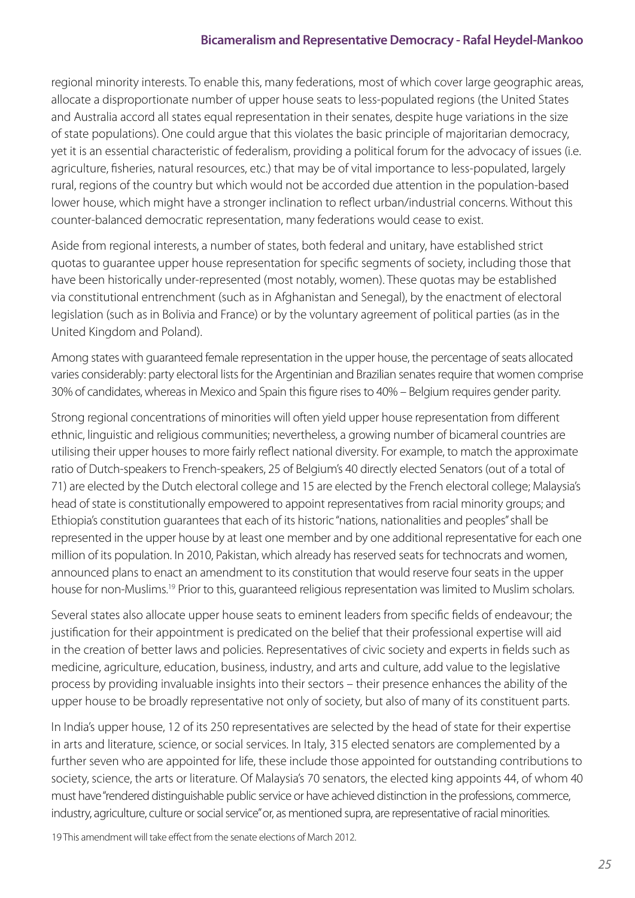regional minority interests. To enable this, many federations, most of which cover large geographic areas, allocate a disproportionate number of upper house seats to less-populated regions (the United States and Australia accord all states equal representation in their senates, despite huge variations in the size of state populations). One could argue that this violates the basic principle of majoritarian democracy, yet it is an essential characteristic of federalism, providing a political forum for the advocacy of issues (i.e. agriculture, fisheries, natural resources, etc.) that may be of vital importance to less-populated, largely rural, regions of the country but which would not be accorded due attention in the population-based lower house, which might have a stronger inclination to reflect urban/industrial concerns. Without this counter-balanced democratic representation, many federations would cease to exist.

Aside from regional interests, a number of states, both federal and unitary, have established strict quotas to guarantee upper house representation for specific segments of society, including those that have been historically under-represented (most notably, women). These quotas may be established via constitutional entrenchment (such as in Afghanistan and Senegal), by the enactment of electoral legislation (such as in Bolivia and France) or by the voluntary agreement of political parties (as in the United Kingdom and Poland).

Among states with guaranteed female representation in the upper house, the percentage of seats allocated varies considerably: party electoral lists for the Argentinian and Brazilian senates require that women comprise 30% of candidates, whereas in Mexico and Spain this figure rises to 40% – Belgium requires gender parity.

Strong regional concentrations of minorities will often yield upper house representation from different ethnic, linguistic and religious communities; nevertheless, a growing number of bicameral countries are utilising their upper houses to more fairly reflect national diversity. For example, to match the approximate ratio of Dutch-speakers to French-speakers, 25 of Belgium's 40 directly elected Senators (out of a total of 71) are elected by the Dutch electoral college and 15 are elected by the French electoral college; Malaysia's head of state is constitutionally empowered to appoint representatives from racial minority groups; and Ethiopia's constitution guarantees that each of its historic "nations, nationalities and peoples" shall be represented in the upper house by at least one member and by one additional representative for each one million of its population. In 2010, Pakistan, which already has reserved seats for technocrats and women, announced plans to enact an amendment to its constitution that would reserve four seats in the upper house for non-Muslims.[19] Prior to this, guaranteed religious representation was limited to Muslim scholars.

Several states also allocate upper house seats to eminent leaders from specific fields of endeavour; the justification for their appointment is predicated on the belief that their professional expertise will aid in the creation of better laws and policies. Representatives of civic society and experts in fields such as medicine, agriculture, education, business, industry, and arts and culture, add value to the legislative process by providing invaluable insights into their sectors – their presence enhances the ability of the upper house to be broadly representative not only of society, but also of many of its constituent parts.

In India's upper house, 12 of its 250 representatives are selected by the head of state for their expertise in arts and literature, science, or social services. In Italy, 315 elected senators are complemented by a further seven who are appointed for life, these include those appointed for outstanding contributions to society, science, the arts or literature. Of Malaysia's 70 senators, the elected king appoints 44, of whom 40 must have "rendered distinguishable public service or have achieved distinction in the professions, commerce, industry, agriculture, culture or social service" or, as mentioned supra, are representative of racial minorities.

19 This amendment will take effect from the senate elections of March 2012.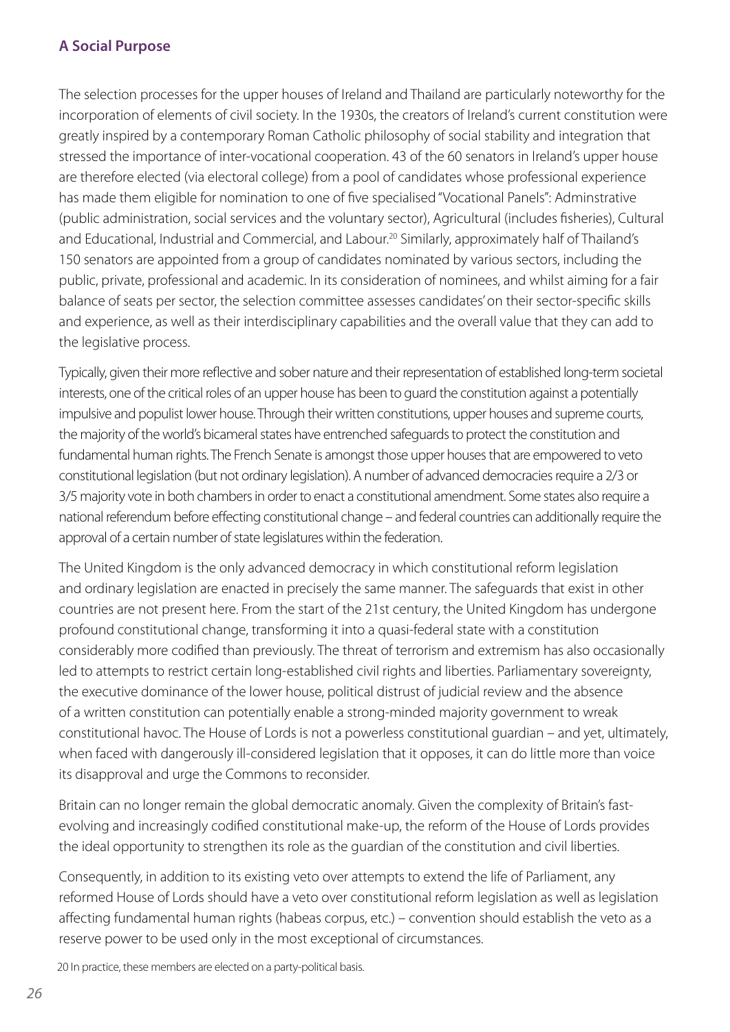## A Social Purpose

The selection processes for the upper houses of Ireland and Thailand are particularly noteworthy for the incorporation of elements of civil society. In the 1930s, the creators of Ireland's current constitution were greatly inspired by a contemporary Roman Catholic philosophy of social stability and integration that stressed the importance of inter-vocational cooperation. 43 of the 60 senators in Ireland's upper house are therefore elected (via electoral college) from a pool of candidates whose professional experience has made them eligible for nomination to one of five specialised "Vocational Panels": Adminstrative (public administration, social services and the voluntary sector), Agricultural (includes fisheries), Cultural and Educational, Industrial and Commercial, and Labour.[20] Similarly, approximately half of Thailand's 150 senators are appointed from a group of candidates nominated by various sectors, including the public, private, professional and academic. In its consideration of nominees, and whilst aiming for a fair balance of seats per sector, the selection committee assesses candidates' on their sector-specific skills and experience, as well as their interdisciplinary capabilities and the overall value that they can add to the legislative process.

Typically, given their more reflective and sober nature and their representation of established long-term societal interests, one of the critical roles of an upper house has been to guard the constitution against a potentially impulsive and populist lower house. Through their written constitutions, upper houses and supreme courts, the majority of the world's bicameral states have entrenched safeguards to protect the constitution and fundamental human rights. The French Senate is amongst those upper houses that are empowered to veto constitutional legislation (but not ordinary legislation). A number of advanced democracies require a 2/3 or 3/5 majority vote in both chambers in order to enact a constitutional amendment. Some states also require a national referendum before effecting constitutional change – and federal countries can additionally require the approval of a certain number of state legislatures within the federation.

The United Kingdom is the only advanced democracy in which constitutional reform legislation and ordinary legislation are enacted in precisely the same manner. The safeguards that exist in other countries are not present here. From the start of the 21st century, the United Kingdom has undergone profound constitutional change, transforming it into a quasi-federal state with a constitution considerably more codified than previously. The threat of terrorism and extremism has also occasionally led to attempts to restrict certain long-established civil rights and liberties. Parliamentary sovereignty, the executive dominance of the lower house, political distrust of judicial review and the absence of a written constitution can potentially enable a strong-minded majority government to wreak constitutional havoc. The House of Lords is not a powerless constitutional guardian – and yet, ultimately, when faced with dangerously ill-considered legislation that it opposes, it can do little more than voice its disapproval and urge the Commons to reconsider.

Britain can no longer remain the global democratic anomaly. Given the complexity of Britain's fast-evolving and increasingly codified constitutional make-up, the reform of the House of Lords provides the ideal opportunity to strengthen its role as the guardian of the constitution and civil liberties.

Consequently, in addition to its existing veto over attempts to extend the life of Parliament, any reformed House of Lords should have a veto over constitutional reform legislation as well as legislation affecting fundamental human rights (habeas corpus, etc.) – convention should establish the veto as a reserve power to be used only in the most exceptional of circumstances.

20 In practice, these members are elected on a party-political basis.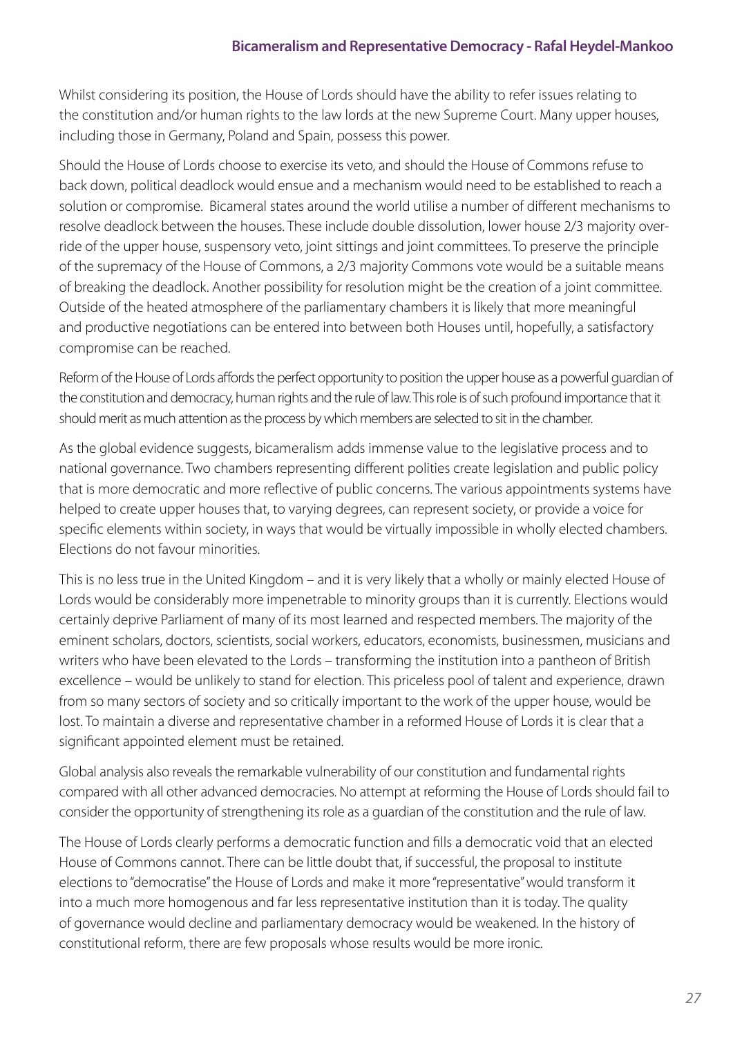Whilst considering its position, the House of Lords should have the ability to refer issues relating to the constitution and/or human rights to the law lords at the new Supreme Court. Many upper houses, including those in Germany, Poland and Spain, possess this power.

Should the House of Lords choose to exercise its veto, and should the House of Commons refuse to back down, political deadlock would ensue and a mechanism would need to be established to reach a solution or compromise. Bicameral states around the world utilise a number of different mechanisms to resolve deadlock between the houses. These include double dissolution, lower house 2/3 majority over-ride of the upper house, suspensory veto, joint sittings and joint committees. To preserve the principle of the supremacy of the House of Commons, a 2/3 majority Commons vote would be a suitable means of breaking the deadlock. Another possibility for resolution might be the creation of a joint committee. Outside of the heated atmosphere of the parliamentary chambers it is likely that more meaningful and productive negotiations can be entered into between both Houses until, hopefully, a satisfactory compromise can be reached.

Reform of the House of Lords affords the perfect opportunity to position the upper house as a powerful guardian of the constitution and democracy, human rights and the rule of law. This role is of such profound importance that it should merit as much attention as the process by which members are selected to sit in the chamber.

As the global evidence suggests, bicameralism adds immense value to the legislative process and to national governance. Two chambers representing different polities create legislation and public policy that is more democratic and more reflective of public concerns. The various appointments systems have helped to create upper houses that, to varying degrees, can represent society, or provide a voice for specific elements within society, in ways that would be virtually impossible in wholly elected chambers. Elections do not favour minorities.

This is no less true in the United Kingdom – and it is very likely that a wholly or mainly elected House of Lords would be considerably more impenetrable to minority groups than it is currently. Elections would certainly deprive Parliament of many of its most learned and respected members. The majority of the eminent scholars, doctors, scientists, social workers, educators, economists, businessmen, musicians and writers who have been elevated to the Lords – transforming the institution into a pantheon of British excellence – would be unlikely to stand for election. This priceless pool of talent and experience, drawn from so many sectors of society and so critically important to the work of the upper house, would be lost. To maintain a diverse and representative chamber in a reformed House of Lords it is clear that a significant appointed element must be retained.

Global analysis also reveals the remarkable vulnerability of our constitution and fundamental rights compared with all other advanced democracies. No attempt at reforming the House of Lords should fail to consider the opportunity of strengthening its role as a guardian of the constitution and the rule of law.

The House of Lords clearly performs a democratic function and fills a democratic void that an elected House of Commons cannot. There can be little doubt that, if successful, the proposal to institute elections to "democratise" the House of Lords and make it more "representative" would transform it into a much more homogenous and far less representative institution than it is today. The quality of governance would decline and parliamentary democracy would be weakened. In the history of constitutional reform, there are few proposals whose results would be more ironic.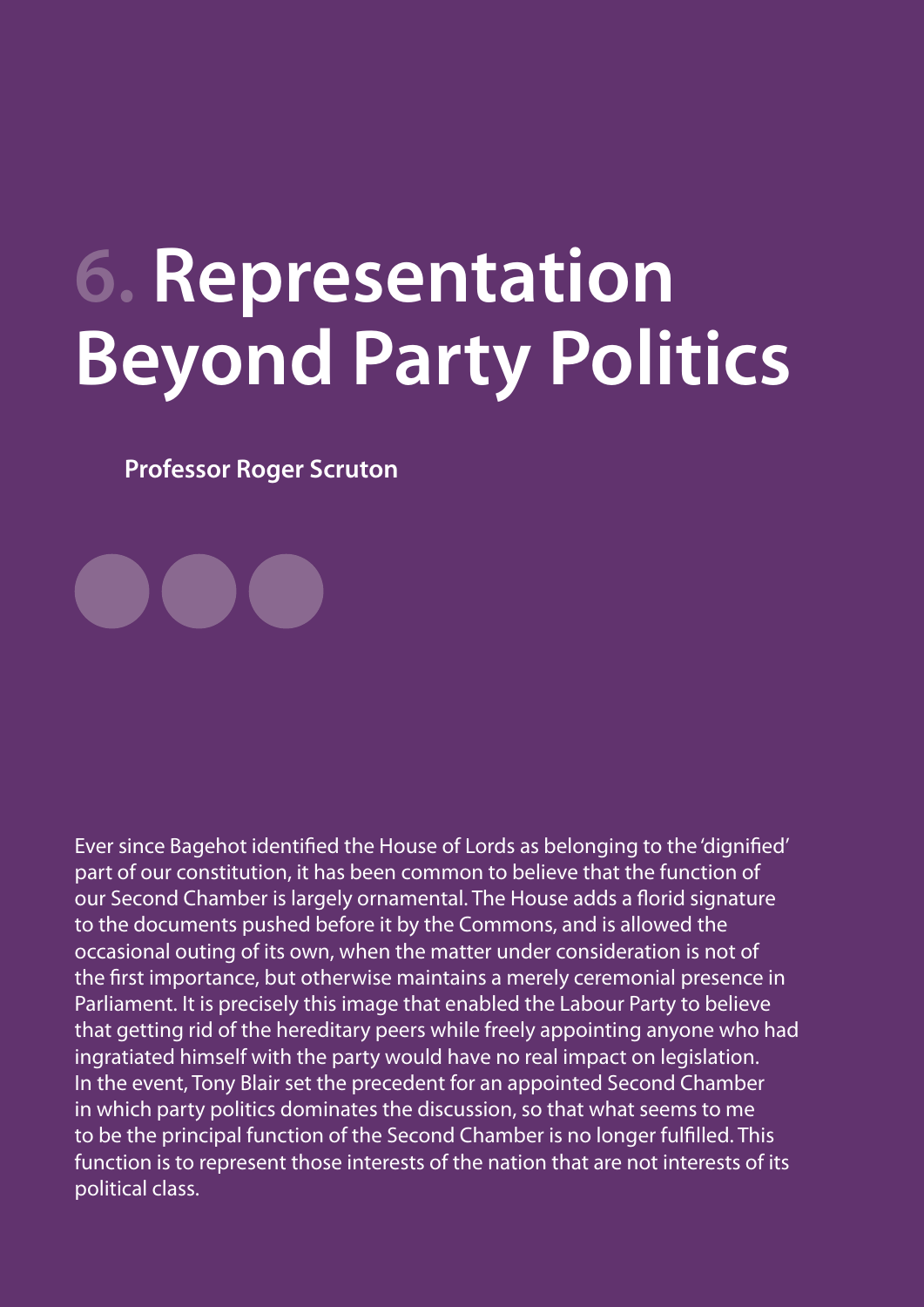# 6. Representation Beyond Party Politics

**Professor Roger Scruton**

Ever since Bagehot identified the House of Lords as belonging to the 'dignified' part of our constitution, it has been common to believe that the function of our Second Chamber is largely ornamental. The House adds a florid signature to the documents pushed before it by the Commons, and is allowed the occasional outing of its own, when the matter under consideration is not of the first importance, but otherwise maintains a merely ceremonial presence in Parliament. It is precisely this image that enabled the Labour Party to believe that getting rid of the hereditary peers while freely appointing anyone who had ingratiated himself with the party would have no real impact on legislation. In the event, Tony Blair set the precedent for an appointed Second Chamber in which party politics dominates the discussion, so that what seems to me to be the principal function of the Second Chamber is no longer fulfilled. This function is to represent those interests of the nation that are not interests of its political class.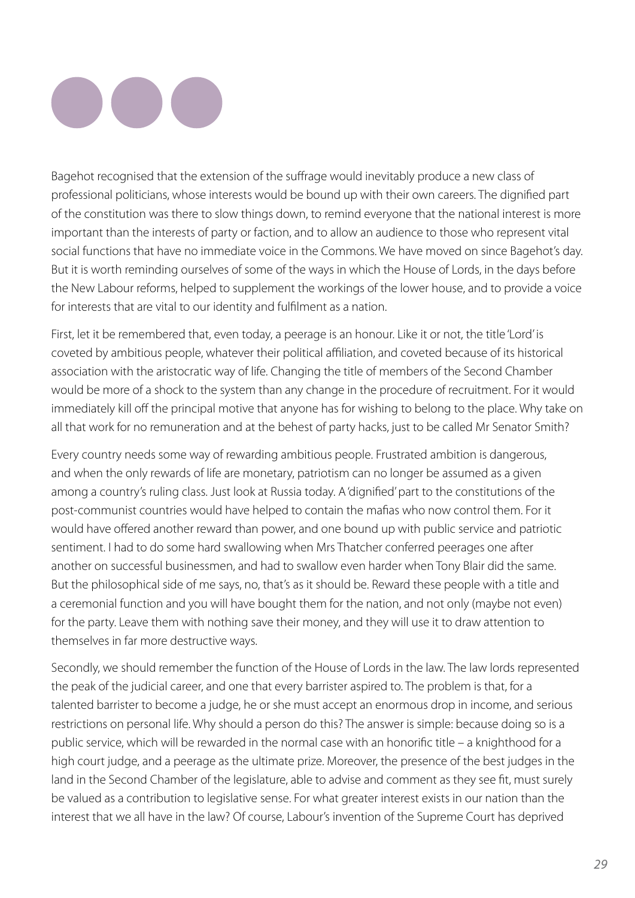Bagehot recognised that the extension of the suffrage would inevitably produce a new class of professional politicians, whose interests would be bound up with their own careers. The dignified part of the constitution was there to slow things down, to remind everyone that the national interest is more important than the interests of party or faction, and to allow an audience to those who represent vital social functions that have no immediate voice in the Commons. We have moved on since Bagehot's day. But it is worth reminding ourselves of some of the ways in which the House of Lords, in the days before the New Labour reforms, helped to supplement the workings of the lower house, and to provide a voice for interests that are vital to our identity and fulfilment as a nation.

First, let it be remembered that, even today, a peerage is an honour. Like it or not, the title 'Lord' is coveted by ambitious people, whatever their political affiliation, and coveted because of its historical association with the aristocratic way of life. Changing the title of members of the Second Chamber would be more of a shock to the system than any change in the procedure of recruitment. For it would immediately kill off the principal motive that anyone has for wishing to belong to the place. Why take on all that work for no remuneration and at the behest of party hacks, just to be called Mr Senator Smith?

Every country needs some way of rewarding ambitious people. Frustrated ambition is dangerous, and when the only rewards of life are monetary, patriotism can no longer be assumed as a given among a country's ruling class. Just look at Russia today. A 'dignified' part to the constitutions of the post-communist countries would have helped to contain the mafias who now control them. For it would have offered another reward than power, and one bound up with public service and patriotic sentiment. I had to do some hard swallowing when Mrs Thatcher conferred peerages one after another on successful businessmen, and had to swallow even harder when Tony Blair did the same. But the philosophical side of me says, no, that's as it should be. Reward these people with a title and a ceremonial function and you will have bought them for the nation, and not only (maybe not even) for the party. Leave them with nothing save their money, and they will use it to draw attention to themselves in far more destructive ways.

Secondly, we should remember the function of the House of Lords in the law. The law lords represented the peak of the judicial career, and one that every barrister aspired to. The problem is that, for a talented barrister to become a judge, he or she must accept an enormous drop in income, and serious restrictions on personal life. Why should a person do this? The answer is simple: because doing so is a public service, which will be rewarded in the normal case with an honorific title – a knighthood for a high court judge, and a peerage as the ultimate prize. Moreover, the presence of the best judges in the land in the Second Chamber of the legislature, able to advise and comment as they see fit, must surely be valued as a contribution to legislative sense. For what greater interest exists in our nation than the interest that we all have in the law? Of course, Labour's invention of the Supreme Court has deprived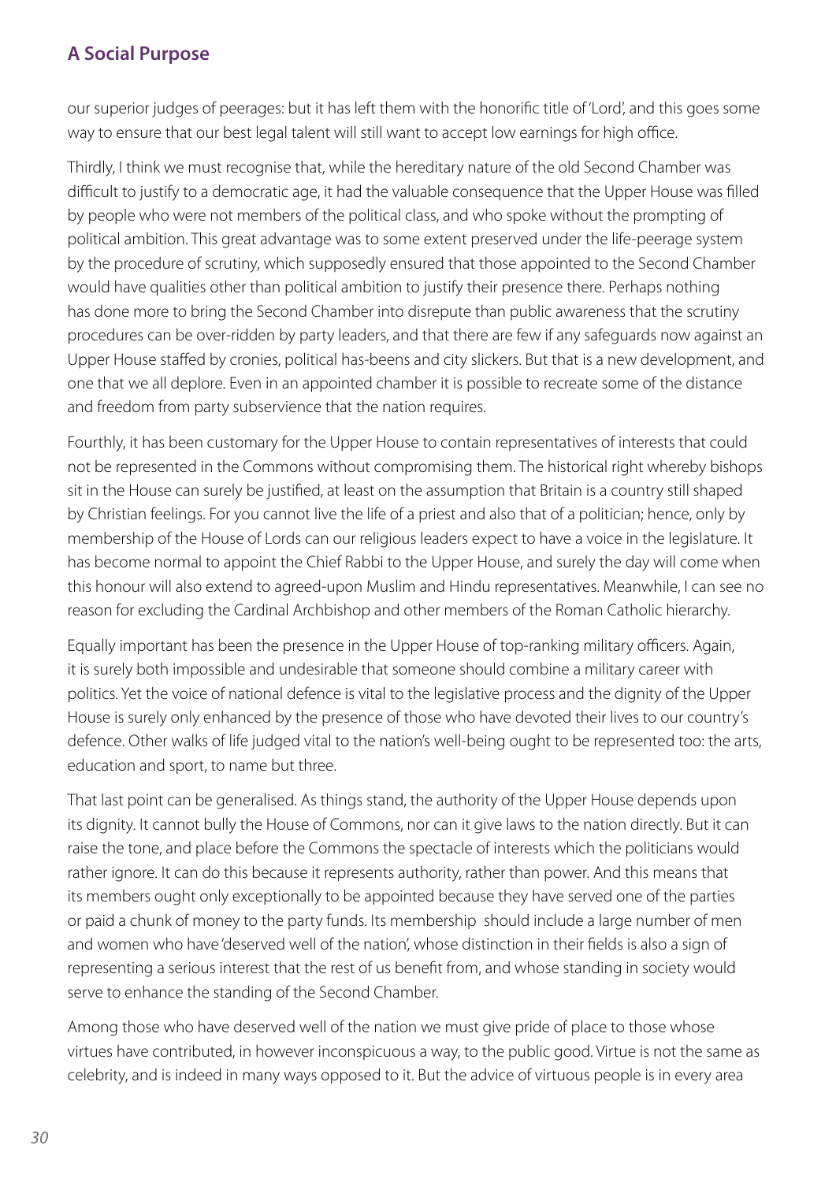our superior judges of peerages: but it has left them with the honorific title of 'Lord', and this goes some way to ensure that our best legal talent will still want to accept low earnings for high office.

Thirdly, I think we must recognise that, while the hereditary nature of the old Second Chamber was difficult to justify to a democratic age, it had the valuable consequence that the Upper House was filled by people who were not members of the political class, and who spoke without the prompting of political ambition. This great advantage was to some extent preserved under the life-peerage system by the procedure of scrutiny, which supposedly ensured that those appointed to the Second Chamber would have qualities other than political ambition to justify their presence there. Perhaps nothing has done more to bring the Second Chamber into disrepute than public awareness that the scrutiny procedures can be over-ridden by party leaders, and that there are few if any safeguards now against an Upper House staffed by cronies, political has-beens and city slickers. But that is a new development, and one that we all deplore. Even in an appointed chamber it is possible to recreate some of the distance and freedom from party subservience that the nation requires.

Fourthly, it has been customary for the Upper House to contain representatives of interests that could not be represented in the Commons without compromising them. The historical right whereby bishops sit in the House can surely be justified, at least on the assumption that Britain is a country still shaped by Christian feelings. For you cannot live the life of a priest and also that of a politician; hence, only by membership of the House of Lords can our religious leaders expect to have a voice in the legislature. It has become normal to appoint the Chief Rabbi to the Upper House, and surely the day will come when this honour will also extend to agreed-upon Muslim and Hindu representatives. Meanwhile, I can see no reason for excluding the Cardinal Archbishop and other members of the Roman Catholic hierarchy.

Equally important has been the presence in the Upper House of top-ranking military officers. Again, it is surely both impossible and undesirable that someone should combine a military career with politics. Yet the voice of national defence is vital to the legislative process and the dignity of the Upper House is surely only enhanced by the presence of those who have devoted their lives to our country's defence. Other walks of life judged vital to the nation's well-being ought to be represented too: the arts, education and sport, to name but three.

That last point can be generalised. As things stand, the authority of the Upper House depends upon its dignity. It cannot bully the House of Commons, nor can it give laws to the nation directly. But it can raise the tone, and place before the Commons the spectacle of interests which the politicians would rather ignore. It can do this because it represents authority, rather than power. And this means that its members ought only exceptionally to be appointed because they have served one of the parties or paid a chunk of money to the party funds. Its membership should include a large number of men and women who have 'deserved well of the nation', whose distinction in their fields is also a sign of representing a serious interest that the rest of us benefit from, and whose standing in society would serve to enhance the standing of the Second Chamber.

Among those who have deserved well of the nation we must give pride of place to those whose virtues have contributed, in however inconspicuous a way, to the public good. Virtue is not the same as celebrity, and is indeed in many ways opposed to it. But the advice of virtuous people is in every area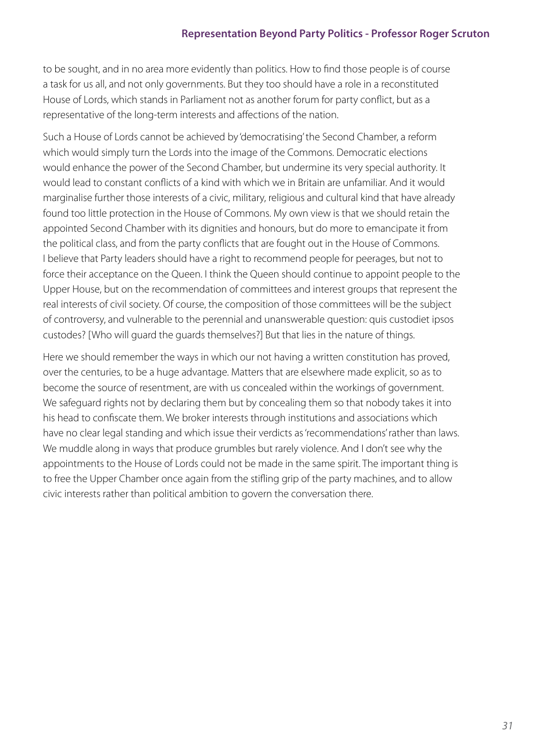to be sought, and in no area more evidently than politics. How to find those people is of course a task for us all, and not only governments. But they too should have a role in a reconstituted House of Lords, which stands in Parliament not as another forum for party conflict, but as a representative of the long-term interests and affections of the nation.

Such a House of Lords cannot be achieved by 'democratising' the Second Chamber, a reform which would simply turn the Lords into the image of the Commons. Democratic elections would enhance the power of the Second Chamber, but undermine its very special authority. It would lead to constant conflicts of a kind with which we in Britain are unfamiliar. And it would marginalise further those interests of a civic, military, religious and cultural kind that have already found too little protection in the House of Commons. My own view is that we should retain the appointed Second Chamber with its dignities and honours, but do more to emancipate it from the political class, and from the party conflicts that are fought out in the House of Commons. I believe that Party leaders should have a right to recommend people for peerages, but not to force their acceptance on the Queen. I think the Queen should continue to appoint people to the Upper House, but on the recommendation of committees and interest groups that represent the real interests of civil society. Of course, the composition of those committees will be the subject of controversy, and vulnerable to the perennial and unanswerable question: quis custodiet ipsos custodes? [Who will guard the guards themselves?] But that lies in the nature of things.

Here we should remember the ways in which our not having a written constitution has proved, over the centuries, to be a huge advantage. Matters that are elsewhere made explicit, so as to become the source of resentment, are with us concealed within the workings of government. We safeguard rights not by declaring them but by concealing them so that nobody takes it into his head to confiscate them. We broker interests through institutions and associations which have no clear legal standing and which issue their verdicts as 'recommendations' rather than laws. We muddle along in ways that produce grumbles but rarely violence. And I don't see why the appointments to the House of Lords could not be made in the same spirit. The important thing is to free the Upper Chamber once again from the stifling grip of the party machines, and to allow civic interests rather than political ambition to govern the conversation there.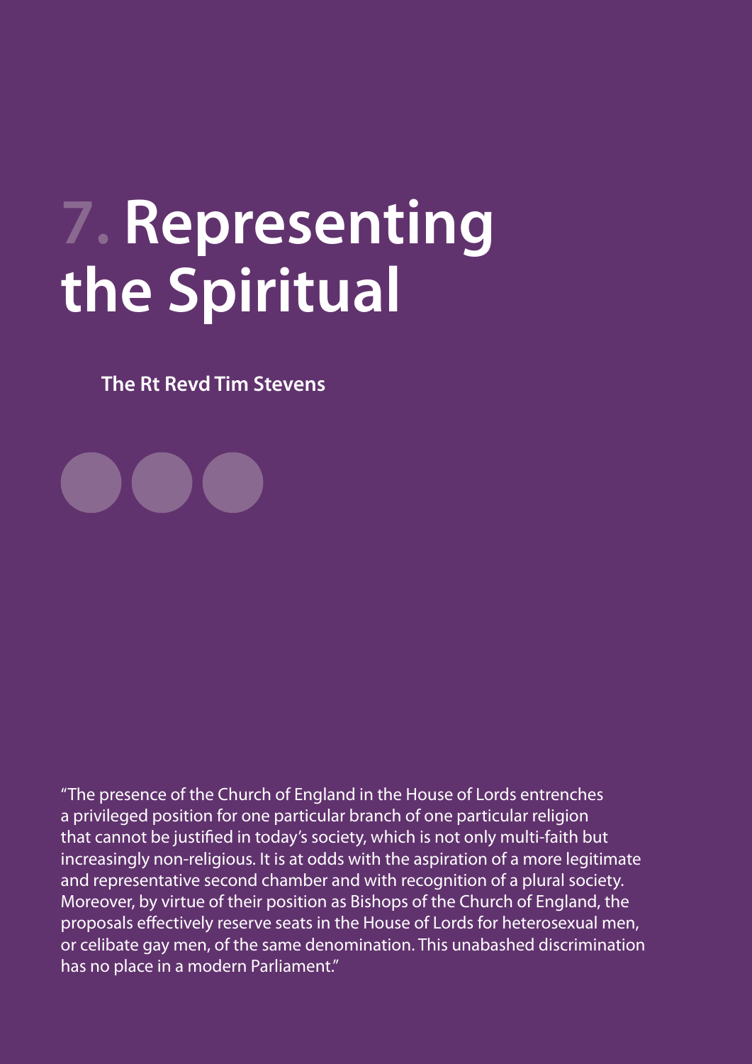# 7. Representing the Spiritual

**The Rt Revd Tim Stevens**

"The presence of the Church of England in the House of Lords entrenches a privileged position for one particular branch of one particular religion that cannot be justified in today's society, which is not only multi-faith but increasingly non-religious. It is at odds with the aspiration of a more legitimate and representative second chamber and with recognition of a plural society. Moreover, by virtue of their position as Bishops of the Church of England, the proposals effectively reserve seats in the House of Lords for heterosexual men, or celibate gay men, of the same denomination. This unabashed discrimination has no place in a modern Parliament."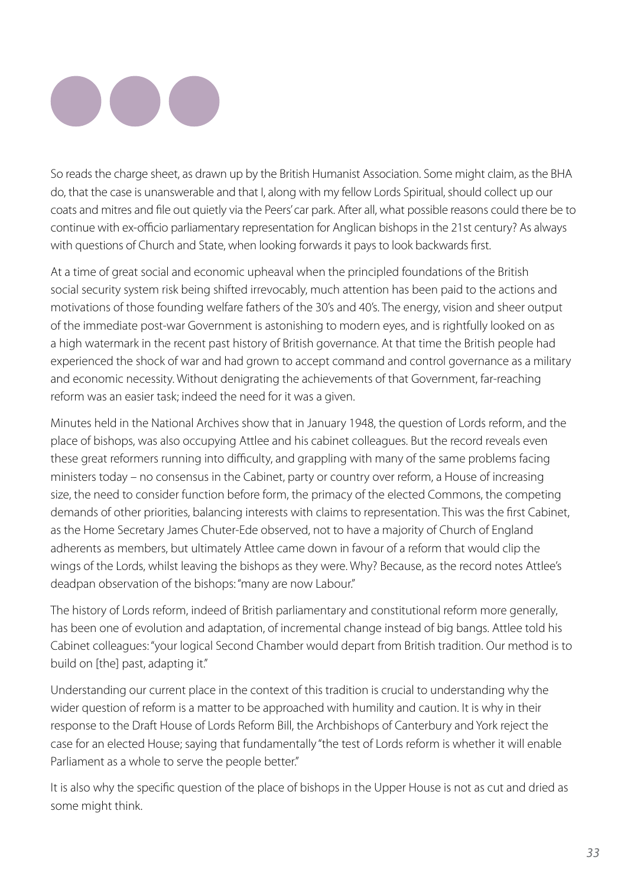So reads the charge sheet, as drawn up by the British Humanist Association. Some might claim, as the BHA do, that the case is unanswerable and that I, along with my fellow Lords Spiritual, should collect up our coats and mitres and file out quietly via the Peers' car park. After all, what possible reasons could there be to continue with ex-officio parliamentary representation for Anglican bishops in the 21st century? As always with questions of Church and State, when looking forwards it pays to look backwards first.

At a time of great social and economic upheaval when the principled foundations of the British social security system risk being shifted irrevocably, much attention has been paid to the actions and motivations of those founding welfare fathers of the 30's and 40's. The energy, vision and sheer output of the immediate post-war Government is astonishing to modern eyes, and is rightfully looked on as a high watermark in the recent past history of British governance. At that time the British people had experienced the shock of war and had grown to accept command and control governance as a military and economic necessity. Without denigrating the achievements of that Government, far-reaching reform was an easier task; indeed the need for it was a given.

Minutes held in the National Archives show that in January 1948, the question of Lords reform, and the place of bishops, was also occupying Attlee and his cabinet colleagues. But the record reveals even these great reformers running into difficulty, and grappling with many of the same problems facing ministers today – no consensus in the Cabinet, party or country over reform, a House of increasing size, the need to consider function before form, the primacy of the elected Commons, the competing demands of other priorities, balancing interests with claims to representation. This was the first Cabinet, as the Home Secretary James Chuter-Ede observed, not to have a majority of Church of England adherents as members, but ultimately Attlee came down in favour of a reform that would clip the wings of the Lords, whilst leaving the bishops as they were. Why? Because, as the record notes Attlee's deadpan observation of the bishops: "many are now Labour."

The history of Lords reform, indeed of British parliamentary and constitutional reform more generally, has been one of evolution and adaptation, of incremental change instead of big bangs. Attlee told his Cabinet colleagues: "your logical Second Chamber would depart from British tradition. Our method is to build on [the] past, adapting it."

Understanding our current place in the context of this tradition is crucial to understanding why the wider question of reform is a matter to be approached with humility and caution. It is why in their response to the Draft House of Lords Reform Bill, the Archbishops of Canterbury and York reject the case for an elected House; saying that fundamentally "the test of Lords reform is whether it will enable Parliament as a whole to serve the people better."

It is also why the specific question of the place of bishops in the Upper House is not as cut and dried as some might think.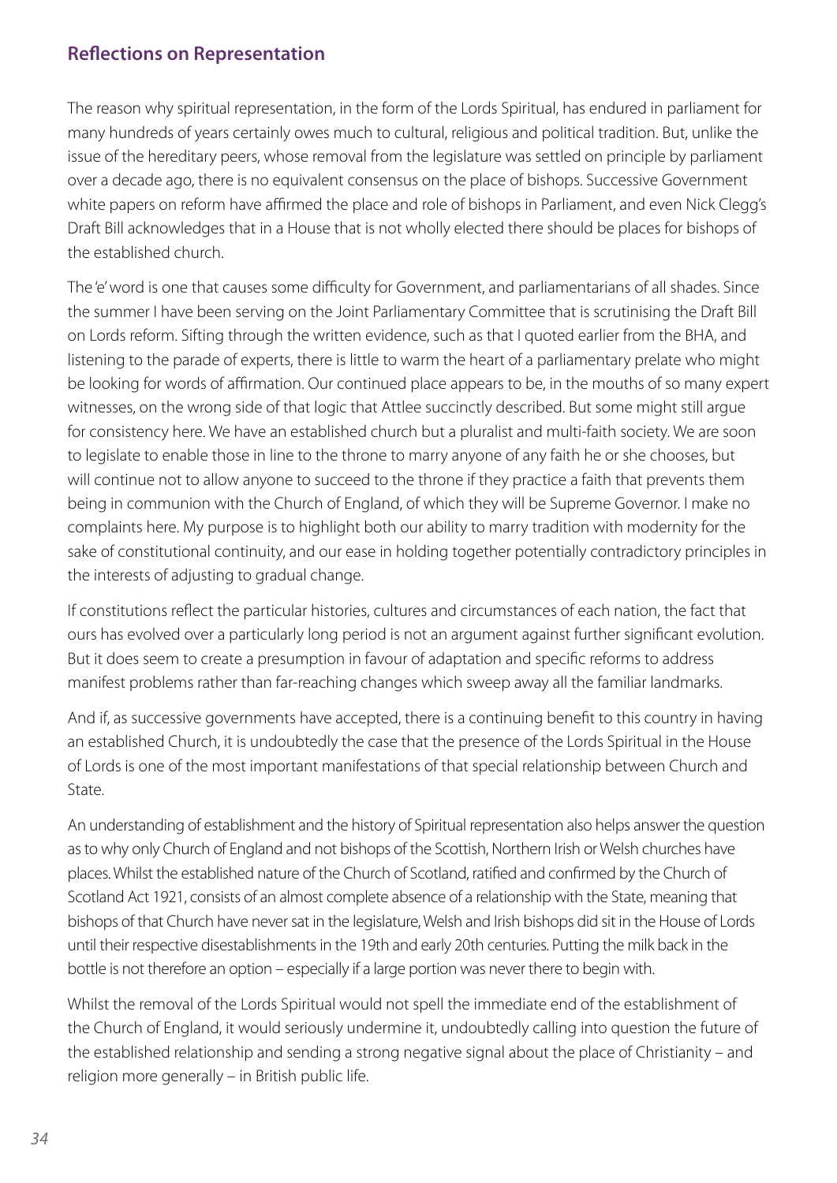## Reflections on Representation

The reason why spiritual representation, in the form of the Lords Spiritual, has endured in parliament for many hundreds of years certainly owes much to cultural, religious and political tradition. But, unlike the issue of the hereditary peers, whose removal from the legislature was settled on principle by parliament over a decade ago, there is no equivalent consensus on the place of bishops. Successive Government white papers on reform have affirmed the place and role of bishops in Parliament, and even Nick Clegg's Draft Bill acknowledges that in a House that is not wholly elected there should be places for bishops of the established church.

The 'e' word is one that causes some difficulty for Government, and parliamentarians of all shades. Since the summer I have been serving on the Joint Parliamentary Committee that is scrutinising the Draft Bill on Lords reform. Sifting through the written evidence, such as that I quoted earlier from the BHA, and listening to the parade of experts, there is little to warm the heart of a parliamentary prelate who might be looking for words of affirmation. Our continued place appears to be, in the mouths of so many expert witnesses, on the wrong side of that logic that Attlee succinctly described. But some might still argue for consistency here. We have an established church but a pluralist and multi-faith society. We are soon to legislate to enable those in line to the throne to marry anyone of any faith he or she chooses, but will continue not to allow anyone to succeed to the throne if they practice a faith that prevents them being in communion with the Church of England, of which they will be Supreme Governor. I make no complaints here. My purpose is to highlight both our ability to marry tradition with modernity for the sake of constitutional continuity, and our ease in holding together potentially contradictory principles in the interests of adjusting to gradual change.

If constitutions reflect the particular histories, cultures and circumstances of each nation, the fact that ours has evolved over a particularly long period is not an argument against further significant evolution. But it does seem to create a presumption in favour of adaptation and specific reforms to address manifest problems rather than far-reaching changes which sweep away all the familiar landmarks.

And if, as successive governments have accepted, there is a continuing benefit to this country in having an established Church, it is undoubtedly the case that the presence of the Lords Spiritual in the House of Lords is one of the most important manifestations of that special relationship between Church and State.

An understanding of establishment and the history of Spiritual representation also helps answer the question as to why only Church of England and not bishops of the Scottish, Northern Irish or Welsh churches have places. Whilst the established nature of the Church of Scotland, ratified and confirmed by the Church of Scotland Act 1921, consists of an almost complete absence of a relationship with the State, meaning that bishops of that Church have never sat in the legislature, Welsh and Irish bishops did sit in the House of Lords until their respective disestablishments in the 19th and early 20th centuries. Putting the milk back in the bottle is not therefore an option – especially if a large portion was never there to begin with.

Whilst the removal of the Lords Spiritual would not spell the immediate end of the establishment of the Church of England, it would seriously undermine it, undoubtedly calling into question the future of the established relationship and sending a strong negative signal about the place of Christianity – and religion more generally – in British public life.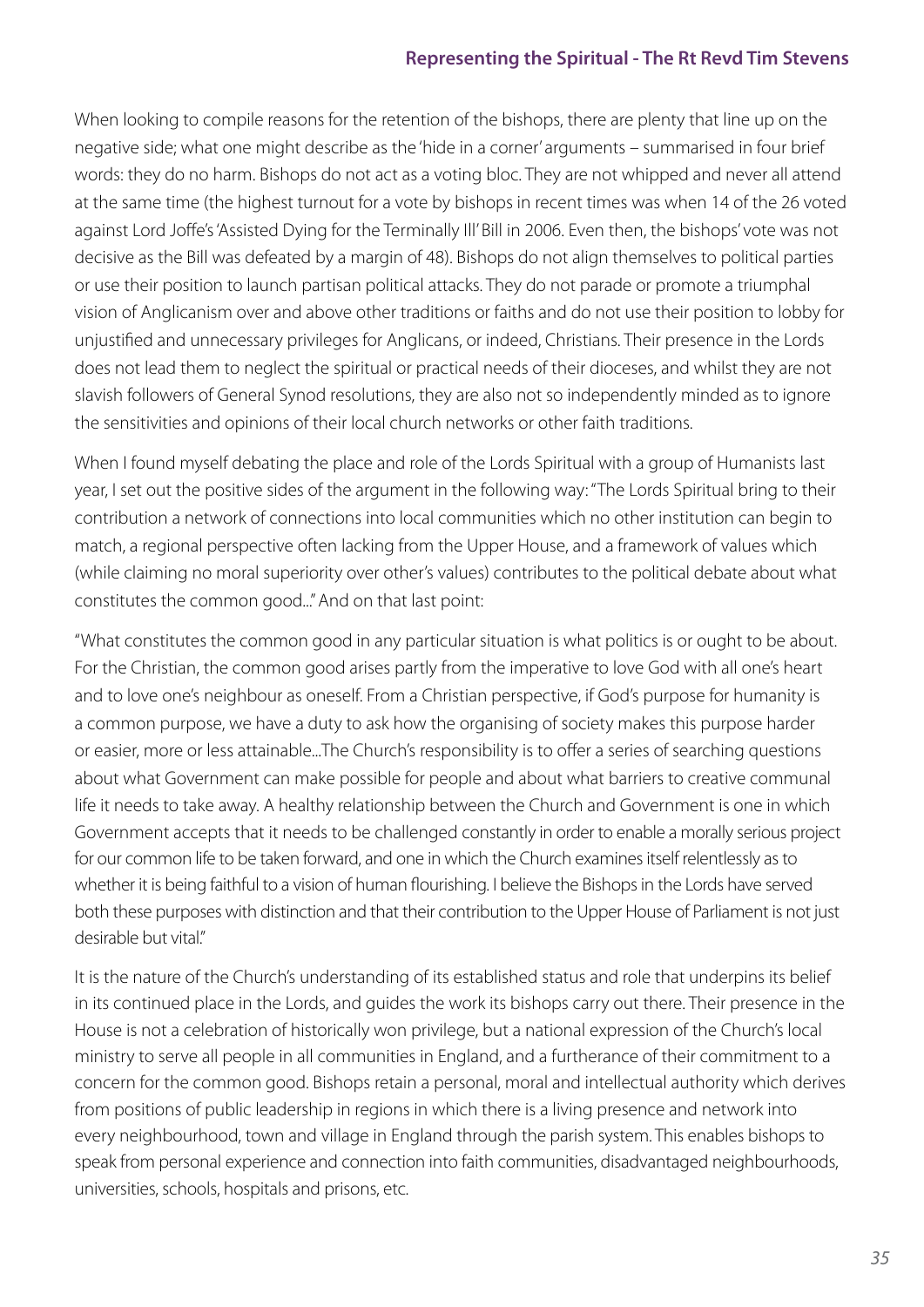When looking to compile reasons for the retention of the bishops, there are plenty that line up on the negative side; what one might describe as the 'hide in a corner' arguments – summarised in four brief words: they do no harm. Bishops do not act as a voting bloc. They are not whipped and never all attend at the same time (the highest turnout for a vote by bishops in recent times was when 14 of the 26 voted against Lord Joffe's 'Assisted Dying for the Terminally Ill' Bill in 2006. Even then, the bishops' vote was not decisive as the Bill was defeated by a margin of 48). Bishops do not align themselves to political parties or use their position to launch partisan political attacks. They do not parade or promote a triumphal vision of Anglicanism over and above other traditions or faiths and do not use their position to lobby for unjustified and unnecessary privileges for Anglicans, or indeed, Christians. Their presence in the Lords does not lead them to neglect the spiritual or practical needs of their dioceses, and whilst they are not slavish followers of General Synod resolutions, they are also not so independently minded as to ignore the sensitivities and opinions of their local church networks or other faith traditions.

When I found myself debating the place and role of the Lords Spiritual with a group of Humanists last year, I set out the positive sides of the argument in the following way: "The Lords Spiritual bring to their contribution a network of connections into local communities which no other institution can begin to match, a regional perspective often lacking from the Upper House, and a framework of values which (while claiming no moral superiority over other's values) contributes to the political debate about what constitutes the common good..." And on that last point:

"What constitutes the common good in any particular situation is what politics is or ought to be about. For the Christian, the common good arises partly from the imperative to love God with all one's heart and to love one's neighbour as oneself. From a Christian perspective, if God's purpose for humanity is a common purpose, we have a duty to ask how the organising of society makes this purpose harder or easier, more or less attainable...The Church's responsibility is to offer a series of searching questions about what Government can make possible for people and about what barriers to creative communal life it needs to take away. A healthy relationship between the Church and Government is one in which Government accepts that it needs to be challenged constantly in order to enable a morally serious project for our common life to be taken forward, and one in which the Church examines itself relentlessly as to whether it is being faithful to a vision of human flourishing. I believe the Bishops in the Lords have served both these purposes with distinction and that their contribution to the Upper House of Parliament is not just desirable but vital."

It is the nature of the Church's understanding of its established status and role that underpins its belief in its continued place in the Lords, and guides the work its bishops carry out there. Their presence in the House is not a celebration of historically won privilege, but a national expression of the Church's local ministry to serve all people in all communities in England, and a furtherance of their commitment to a concern for the common good. Bishops retain a personal, moral and intellectual authority which derives from positions of public leadership in regions in which there is a living presence and network into every neighbourhood, town and village in England through the parish system. This enables bishops to speak from personal experience and connection into faith communities, disadvantaged neighbourhoods, universities, schools, hospitals and prisons, etc.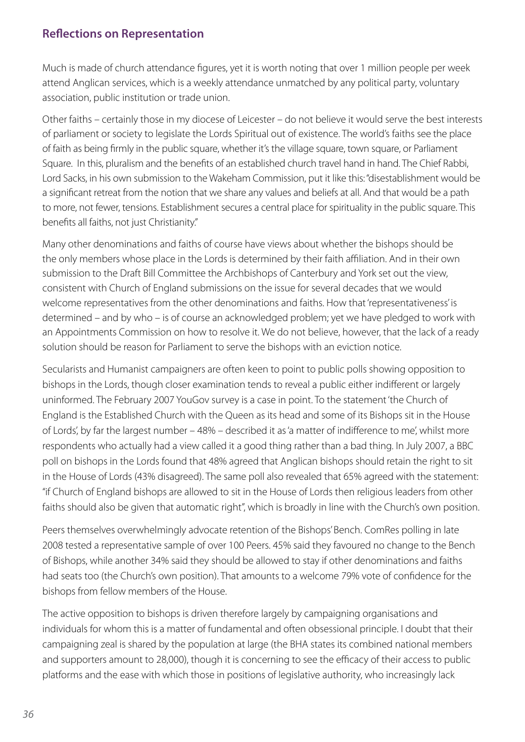## Reflections on Representation

Much is made of church attendance figures, yet it is worth noting that over 1 million people per week attend Anglican services, which is a weekly attendance unmatched by any political party, voluntary association, public institution or trade union.

Other faiths – certainly those in my diocese of Leicester – do not believe it would serve the best interests of parliament or society to legislate the Lords Spiritual out of existence. The world's faiths see the place of faith as being firmly in the public square, whether it's the village square, town square, or Parliament Square. In this, pluralism and the benefits of an established church travel hand in hand. The Chief Rabbi, Lord Sacks, in his own submission to the Wakeham Commission, put it like this: "disestablishment would be a significant retreat from the notion that we share any values and beliefs at all. And that would be a path to more, not fewer, tensions. Establishment secures a central place for spirituality in the public square. This benefits all faiths, not just Christianity."

Many other denominations and faiths of course have views about whether the bishops should be the only members whose place in the Lords is determined by their faith affiliation. And in their own submission to the Draft Bill Committee the Archbishops of Canterbury and York set out the view, consistent with Church of England submissions on the issue for several decades that we would welcome representatives from the other denominations and faiths. How that 'representativeness' is determined – and by who – is of course an acknowledged problem; yet we have pledged to work with an Appointments Commission on how to resolve it. We do not believe, however, that the lack of a ready solution should be reason for Parliament to serve the bishops with an eviction notice.

Secularists and Humanist campaigners are often keen to point to public polls showing opposition to bishops in the Lords, though closer examination tends to reveal a public either indifferent or largely uninformed. The February 2007 YouGov survey is a case in point. To the statement 'the Church of England is the Established Church with the Queen as its head and some of its Bishops sit in the House of Lords', by far the largest number – 48% – described it as 'a matter of indifference to me', whilst more respondents who actually had a view called it a good thing rather than a bad thing. In July 2007, a BBC poll on bishops in the Lords found that 48% agreed that Anglican bishops should retain the right to sit in the House of Lords (43% disagreed). The same poll also revealed that 65% agreed with the statement: "if Church of England bishops are allowed to sit in the House of Lords then religious leaders from other faiths should also be given that automatic right", which is broadly in line with the Church's own position.

Peers themselves overwhelmingly advocate retention of the Bishops' Bench. ComRes polling in late 2008 tested a representative sample of over 100 Peers. 45% said they favoured no change to the Bench of Bishops, while another 34% said they should be allowed to stay if other denominations and faiths had seats too (the Church's own position). That amounts to a welcome 79% vote of confidence for the bishops from fellow members of the House.

The active opposition to bishops is driven therefore largely by campaigning organisations and individuals for whom this is a matter of fundamental and often obsessional principle. I doubt that their campaigning zeal is shared by the population at large (the BHA states its combined national members and supporters amount to 28,000), though it is concerning to see the efficacy of their access to public platforms and the ease with which those in positions of legislative authority, who increasingly lack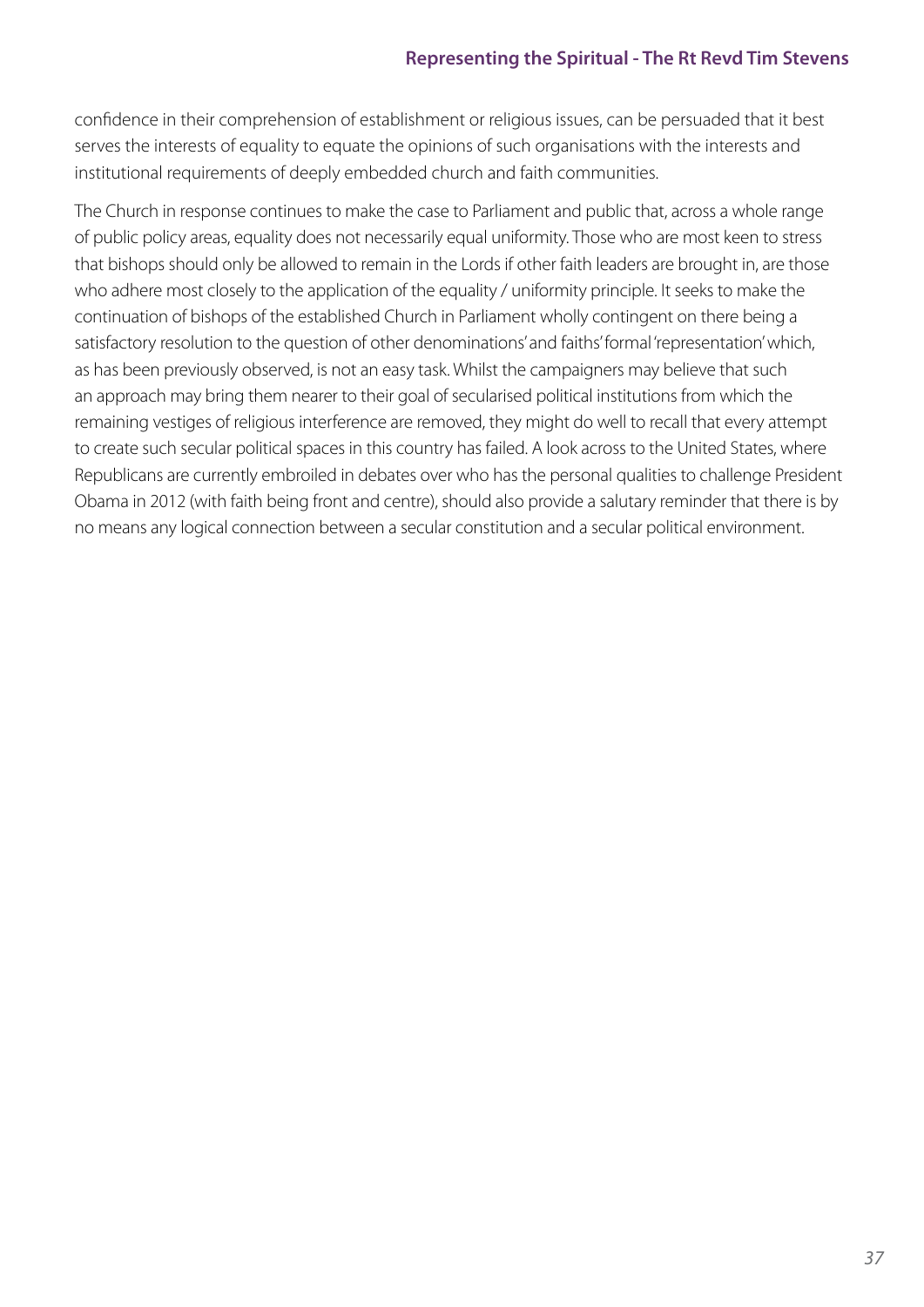confidence in their comprehension of establishment or religious issues, can be persuaded that it best serves the interests of equality to equate the opinions of such organisations with the interests and institutional requirements of deeply embedded church and faith communities.

The Church in response continues to make the case to Parliament and public that, across a whole range of public policy areas, equality does not necessarily equal uniformity. Those who are most keen to stress that bishops should only be allowed to remain in the Lords if other faith leaders are brought in, are those who adhere most closely to the application of the equality / uniformity principle. It seeks to make the continuation of bishops of the established Church in Parliament wholly contingent on there being a satisfactory resolution to the question of other denominations' and faiths' formal 'representation' which, as has been previously observed, is not an easy task. Whilst the campaigners may believe that such an approach may bring them nearer to their goal of secularised political institutions from which the remaining vestiges of religious interference are removed, they might do well to recall that every attempt to create such secular political spaces in this country has failed. A look across to the United States, where Republicans are currently embroiled in debates over who has the personal qualities to challenge President Obama in 2012 (with faith being front and centre), should also provide a salutary reminder that there is by no means any logical connection between a secular constitution and a secular political environment.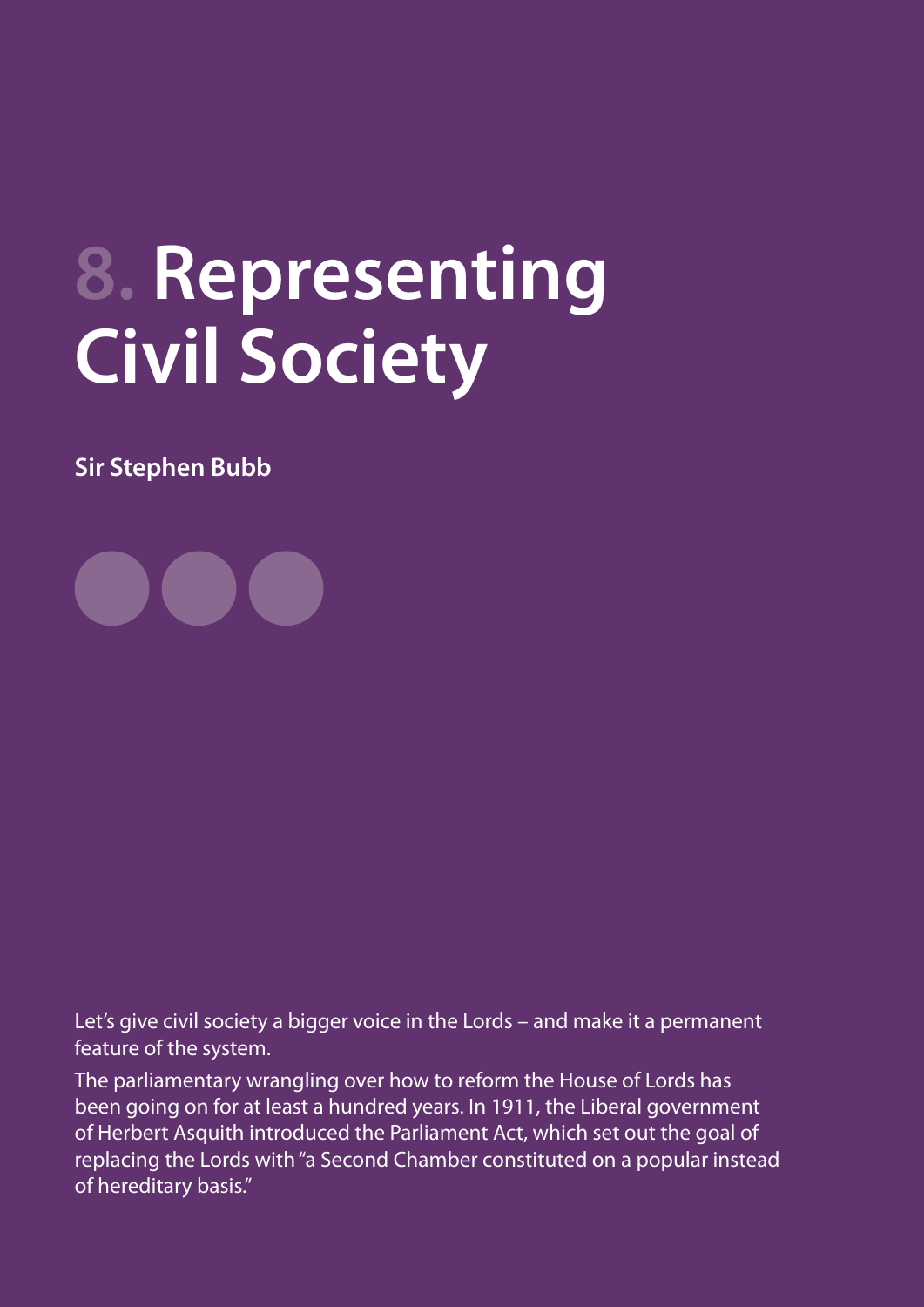# 8. Representing Civil Society

**Sir Stephen Bubb**

Let's give civil society a bigger voice in the Lords – and make it a permanent feature of the system.

The parliamentary wrangling over how to reform the House of Lords has been going on for at least a hundred years. In 1911, the Liberal government of Herbert Asquith introduced the Parliament Act, which set out the goal of replacing the Lords with "a Second Chamber constituted on a popular instead of hereditary basis."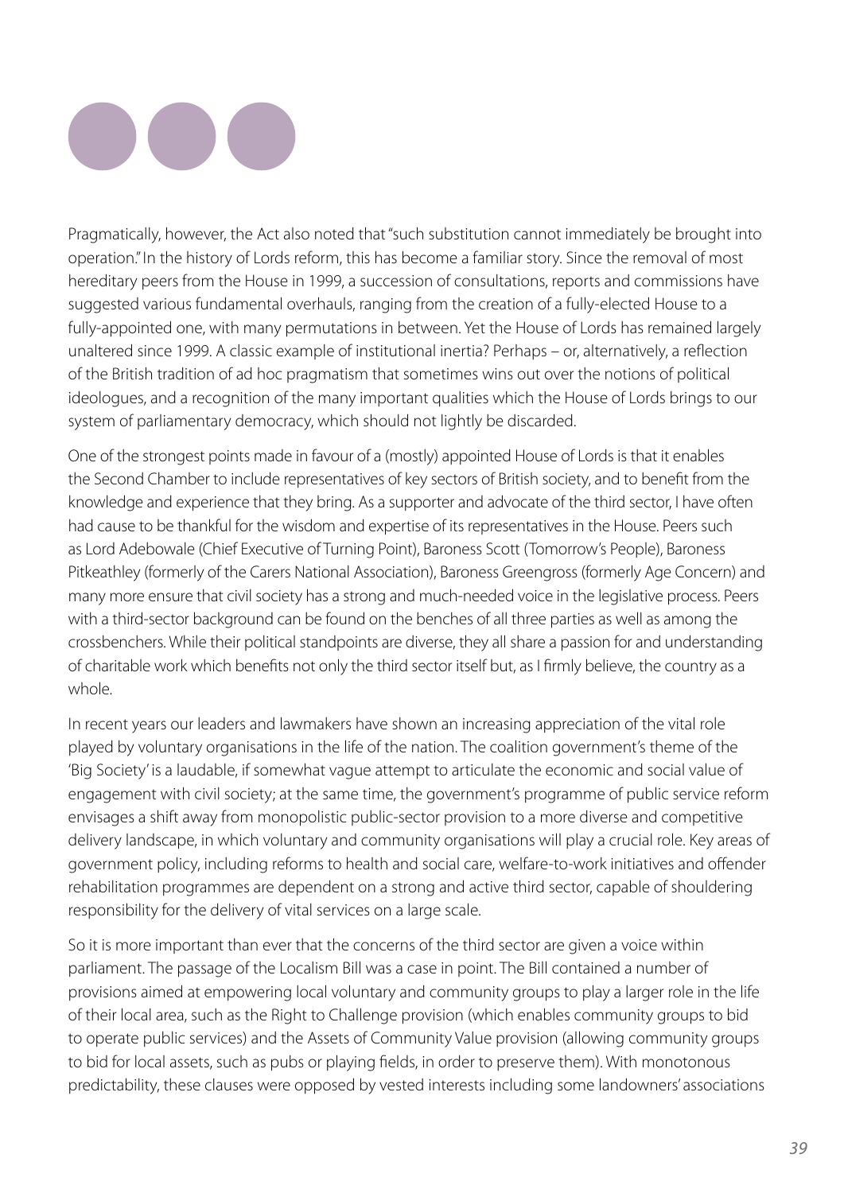Pragmatically, however, the Act also noted that "such substitution cannot immediately be brought into operation." In the history of Lords reform, this has become a familiar story. Since the removal of most hereditary peers from the House in 1999, a succession of consultations, reports and commissions have suggested various fundamental overhauls, ranging from the creation of a fully-elected House to a fully-appointed one, with many permutations in between. Yet the House of Lords has remained largely unaltered since 1999. A classic example of institutional inertia? Perhaps – or, alternatively, a reflection of the British tradition of ad hoc pragmatism that sometimes wins out over the notions of political ideologues, and a recognition of the many important qualities which the House of Lords brings to our system of parliamentary democracy, which should not lightly be discarded.

One of the strongest points made in favour of a (mostly) appointed House of Lords is that it enables the Second Chamber to include representatives of key sectors of British society, and to benefit from the knowledge and experience that they bring. As a supporter and advocate of the third sector, I have often had cause to be thankful for the wisdom and expertise of its representatives in the House. Peers such as Lord Adebowale (Chief Executive of Turning Point), Baroness Scott (Tomorrow's People), Baroness Pitkeathley (formerly of the Carers National Association), Baroness Greengross (formerly Age Concern) and many more ensure that civil society has a strong and much-needed voice in the legislative process. Peers with a third-sector background can be found on the benches of all three parties as well as among the crossbenchers. While their political standpoints are diverse, they all share a passion for and understanding of charitable work which benefits not only the third sector itself but, as I firmly believe, the country as a whole.

In recent years our leaders and lawmakers have shown an increasing appreciation of the vital role played by voluntary organisations in the life of the nation. The coalition government's theme of the 'Big Society' is a laudable, if somewhat vague attempt to articulate the economic and social value of engagement with civil society; at the same time, the government's programme of public service reform envisages a shift away from monopolistic public-sector provision to a more diverse and competitive delivery landscape, in which voluntary and community organisations will play a crucial role. Key areas of government policy, including reforms to health and social care, welfare-to-work initiatives and offender rehabilitation programmes are dependent on a strong and active third sector, capable of shouldering responsibility for the delivery of vital services on a large scale.

So it is more important than ever that the concerns of the third sector are given a voice within parliament. The passage of the Localism Bill was a case in point. The Bill contained a number of provisions aimed at empowering local voluntary and community groups to play a larger role in the life of their local area, such as the Right to Challenge provision (which enables community groups to bid to operate public services) and the Assets of Community Value provision (allowing community groups to bid for local assets, such as pubs or playing fields, in order to preserve them). With monotonous predictability, these clauses were opposed by vested interests including some landowners' associations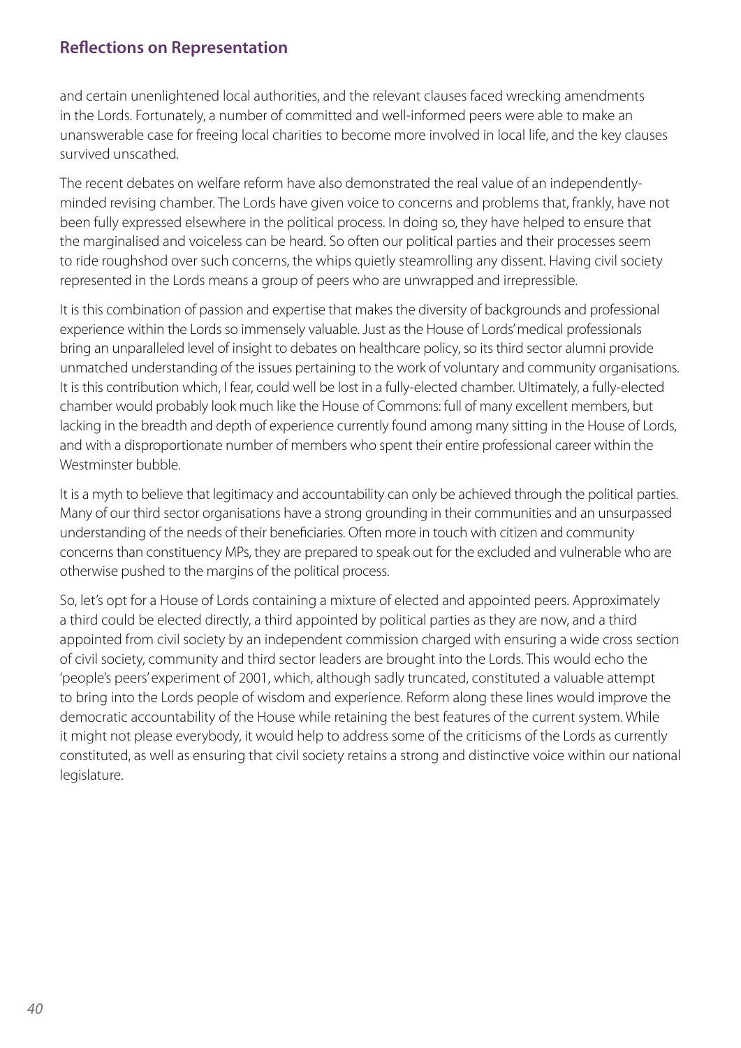and certain unenlightened local authorities, and the relevant clauses faced wrecking amendments in the Lords. Fortunately, a number of committed and well-informed peers were able to make an unanswerable case for freeing local charities to become more involved in local life, and the key clauses survived unscathed.

The recent debates on welfare reform have also demonstrated the real value of an independently-minded revising chamber. The Lords have given voice to concerns and problems that, frankly, have not been fully expressed elsewhere in the political process. In doing so, they have helped to ensure that the marginalised and voiceless can be heard. So often our political parties and their processes seem to ride roughshod over such concerns, the whips quietly steamrolling any dissent. Having civil society represented in the Lords means a group of peers who are unwrapped and irrepressible.

It is this combination of passion and expertise that makes the diversity of backgrounds and professional experience within the Lords so immensely valuable. Just as the House of Lords' medical professionals bring an unparalleled level of insight to debates on healthcare policy, so its third sector alumni provide unmatched understanding of the issues pertaining to the work of voluntary and community organisations. It is this contribution which, I fear, could well be lost in a fully-elected chamber. Ultimately, a fully-elected chamber would probably look much like the House of Commons: full of many excellent members, but lacking in the breadth and depth of experience currently found among many sitting in the House of Lords, and with a disproportionate number of members who spent their entire professional career within the Westminster bubble.

It is a myth to believe that legitimacy and accountability can only be achieved through the political parties. Many of our third sector organisations have a strong grounding in their communities and an unsurpassed understanding of the needs of their beneficiaries. Often more in touch with citizen and community concerns than constituency MPs, they are prepared to speak out for the excluded and vulnerable who are otherwise pushed to the margins of the political process.

So, let's opt for a House of Lords containing a mixture of elected and appointed peers. Approximately a third could be elected directly, a third appointed by political parties as they are now, and a third appointed from civil society by an independent commission charged with ensuring a wide cross section of civil society, community and third sector leaders are brought into the Lords. This would echo the 'people's peers' experiment of 2001, which, although sadly truncated, constituted a valuable attempt to bring into the Lords people of wisdom and experience. Reform along these lines would improve the democratic accountability of the House while retaining the best features of the current system. While it might not please everybody, it would help to address some of the criticisms of the Lords as currently constituted, as well as ensuring that civil society retains a strong and distinctive voice within our national legislature.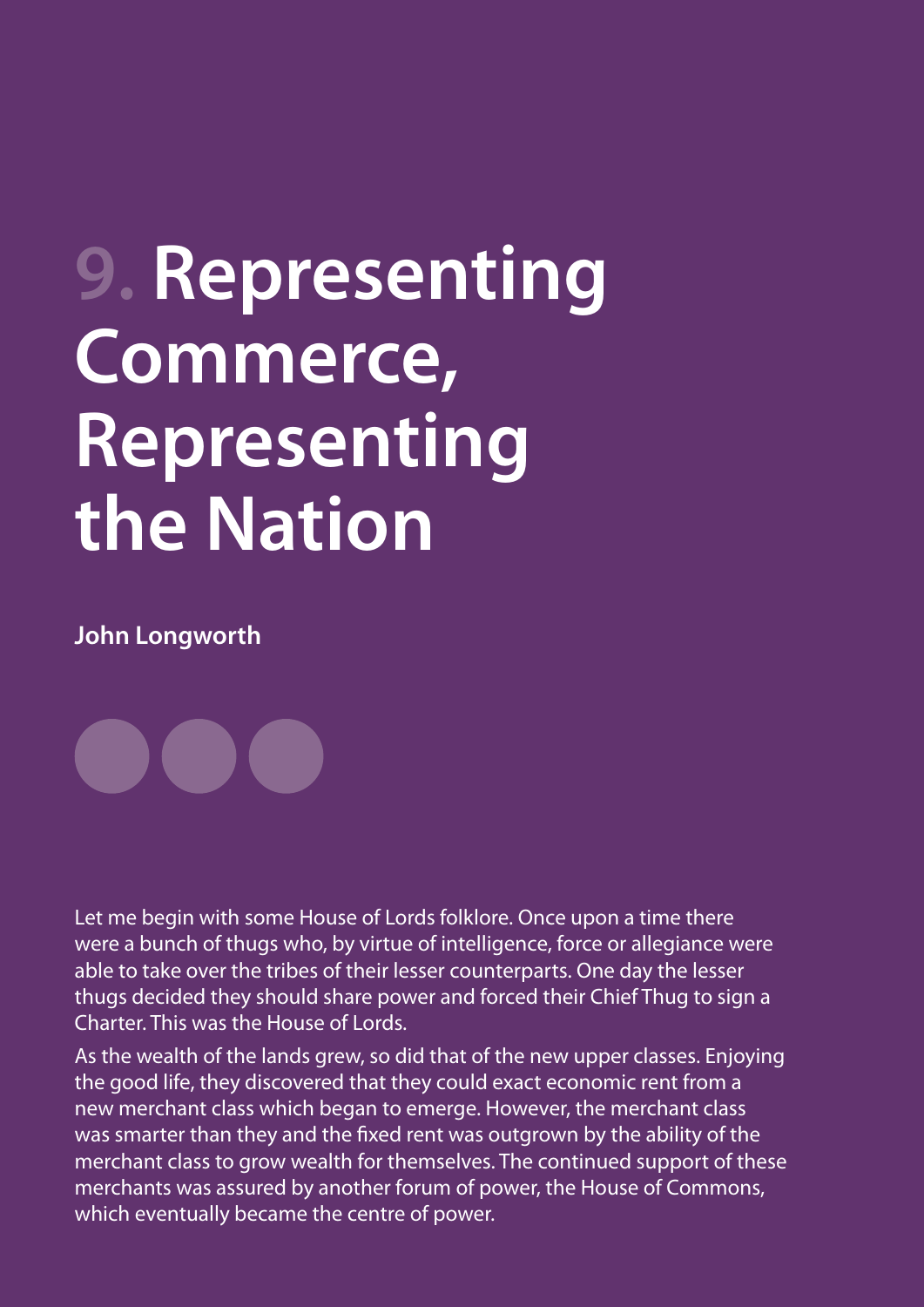# 9. Representing Commerce, Representing the Nation

**John Longworth**

Let me begin with some House of Lords folklore. Once upon a time there were a bunch of thugs who, by virtue of intelligence, force or allegiance were able to take over the tribes of their lesser counterparts. One day the lesser thugs decided they should share power and forced their Chief Thug to sign a Charter. This was the House of Lords.

As the wealth of the lands grew, so did that of the new upper classes. Enjoying the good life, they discovered that they could exact economic rent from a new merchant class which began to emerge. However, the merchant class was smarter than they and the fixed rent was outgrown by the ability of the merchant class to grow wealth for themselves. The continued support of these merchants was assured by another forum of power, the House of Commons, which eventually became the centre of power.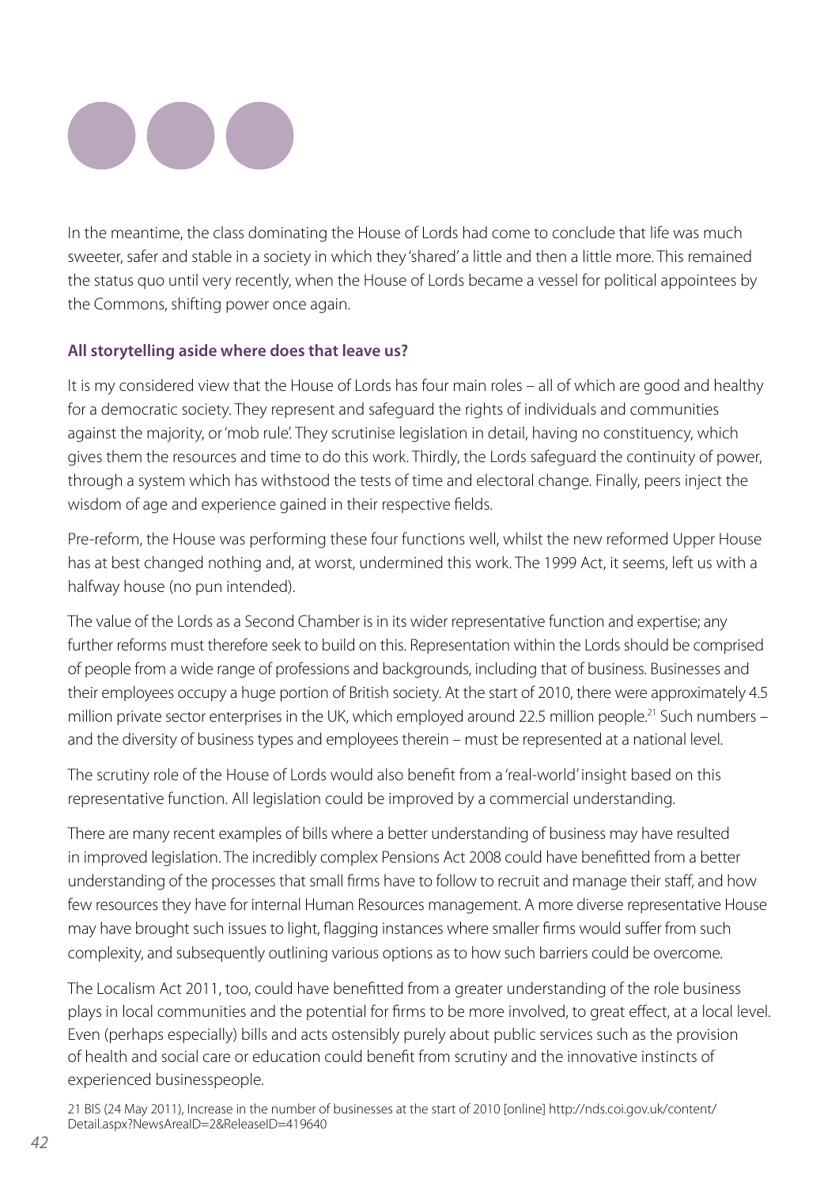In the meantime, the class dominating the House of Lords had come to conclude that life was much sweeter, safer and stable in a society in which they 'shared' a little and then a little more. This remained the status quo until very recently, when the House of Lords became a vessel for political appointees by the Commons, shifting power once again.

**All storytelling aside where does that leave us?**

It is my considered view that the House of Lords has four main roles – all of which are good and healthy for a democratic society. They represent and safeguard the rights of individuals and communities against the majority, or 'mob rule'. They scrutinise legislation in detail, having no constituency, which gives them the resources and time to do this work. Thirdly, the Lords safeguard the continuity of power, through a system which has withstood the tests of time and electoral change. Finally, peers inject the wisdom of age and experience gained in their respective fields.

Pre-reform, the House was performing these four functions well, whilst the new reformed Upper House has at best changed nothing and, at worst, undermined this work. The 1999 Act, it seems, left us with a halfway house (no pun intended).

The value of the Lords as a Second Chamber is in its wider representative function and expertise; any further reforms must therefore seek to build on this. Representation within the Lords should be comprised of people from a wide range of professions and backgrounds, including that of business. Businesses and their employees occupy a huge portion of British society. At the start of 2010, there were approximately 4.5 million private sector enterprises in the UK, which employed around 22.5 million people.[21] Such numbers – and the diversity of business types and employees therein – must be represented at a national level.

The scrutiny role of the House of Lords would also benefit from a 'real-world' insight based on this representative function. All legislation could be improved by a commercial understanding.

There are many recent examples of bills where a better understanding of business may have resulted in improved legislation. The incredibly complex Pensions Act 2008 could have benefitted from a better understanding of the processes that small firms have to follow to recruit and manage their staff, and how few resources they have for internal Human Resources management. A more diverse representative House may have brought such issues to light, flagging instances where smaller firms would suffer from such complexity, and subsequently outlining various options as to how such barriers could be overcome.

The Localism Act 2011, too, could have benefitted from a greater understanding of the role business plays in local communities and the potential for firms to be more involved, to great effect, at a local level. Even (perhaps especially) bills and acts ostensibly purely about public services such as the provision of health and social care or education could benefit from scrutiny and the innovative instincts of experienced businesspeople.

21 BIS (24 May 2011), Increase in the number of businesses at the start of 2010 [online] http://nds.coi.gov.uk/content/Detail.aspx?NewsAreaID=2&ReleaseID=419640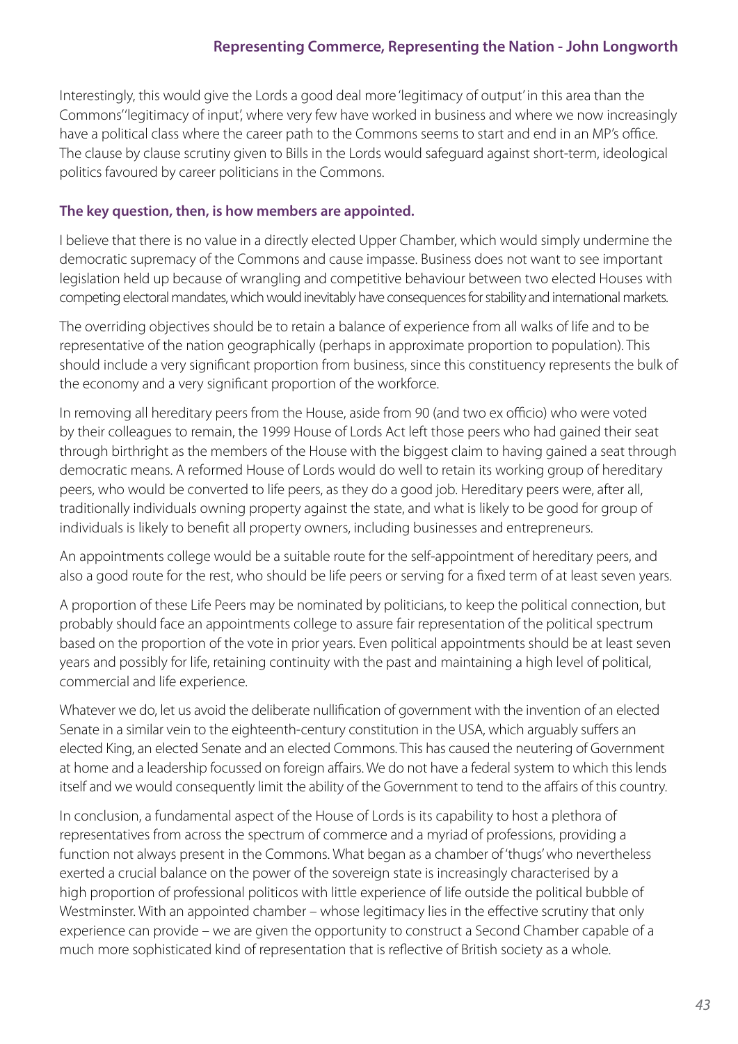Interestingly, this would give the Lords a good deal more 'legitimacy of output' in this area than the Commons' 'legitimacy of input', where very few have worked in business and where we now increasingly have a political class where the career path to the Commons seems to start and end in an MP's office. The clause by clause scrutiny given to Bills in the Lords would safeguard against short-term, ideological politics favoured by career politicians in the Commons.

**The key question, then, is how members are appointed.**

I believe that there is no value in a directly elected Upper Chamber, which would simply undermine the democratic supremacy of the Commons and cause impasse. Business does not want to see important legislation held up because of wrangling and competitive behaviour between two elected Houses with competing electoral mandates, which would inevitably have consequences for stability and international markets.

The overriding objectives should be to retain a balance of experience from all walks of life and to be representative of the nation geographically (perhaps in approximate proportion to population). This should include a very significant proportion from business, since this constituency represents the bulk of the economy and a very significant proportion of the workforce.

In removing all hereditary peers from the House, aside from 90 (and two ex officio) who were voted by their colleagues to remain, the 1999 House of Lords Act left those peers who had gained their seat through birthright as the members of the House with the biggest claim to having gained a seat through democratic means. A reformed House of Lords would do well to retain its working group of hereditary peers, who would be converted to life peers, as they do a good job. Hereditary peers were, after all, traditionally individuals owning property against the state, and what is likely to be good for group of individuals is likely to benefit all property owners, including businesses and entrepreneurs.

An appointments college would be a suitable route for the self-appointment of hereditary peers, and also a good route for the rest, who should be life peers or serving for a fixed term of at least seven years.

A proportion of these Life Peers may be nominated by politicians, to keep the political connection, but probably should face an appointments college to assure fair representation of the political spectrum based on the proportion of the vote in prior years. Even political appointments should be at least seven years and possibly for life, retaining continuity with the past and maintaining a high level of political, commercial and life experience.

Whatever we do, let us avoid the deliberate nullification of government with the invention of an elected Senate in a similar vein to the eighteenth-century constitution in the USA, which arguably suffers an elected King, an elected Senate and an elected Commons. This has caused the neutering of Government at home and a leadership focussed on foreign affairs. We do not have a federal system to which this lends itself and we would consequently limit the ability of the Government to tend to the affairs of this country.

In conclusion, a fundamental aspect of the House of Lords is its capability to host a plethora of representatives from across the spectrum of commerce and a myriad of professions, providing a function not always present in the Commons. What began as a chamber of 'thugs' who nevertheless exerted a crucial balance on the power of the sovereign state is increasingly characterised by a high proportion of professional politicos with little experience of life outside the political bubble of Westminster. With an appointed chamber – whose legitimacy lies in the effective scrutiny that only experience can provide – we are given the opportunity to construct a Second Chamber capable of a much more sophisticated kind of representation that is reflective of British society as a whole.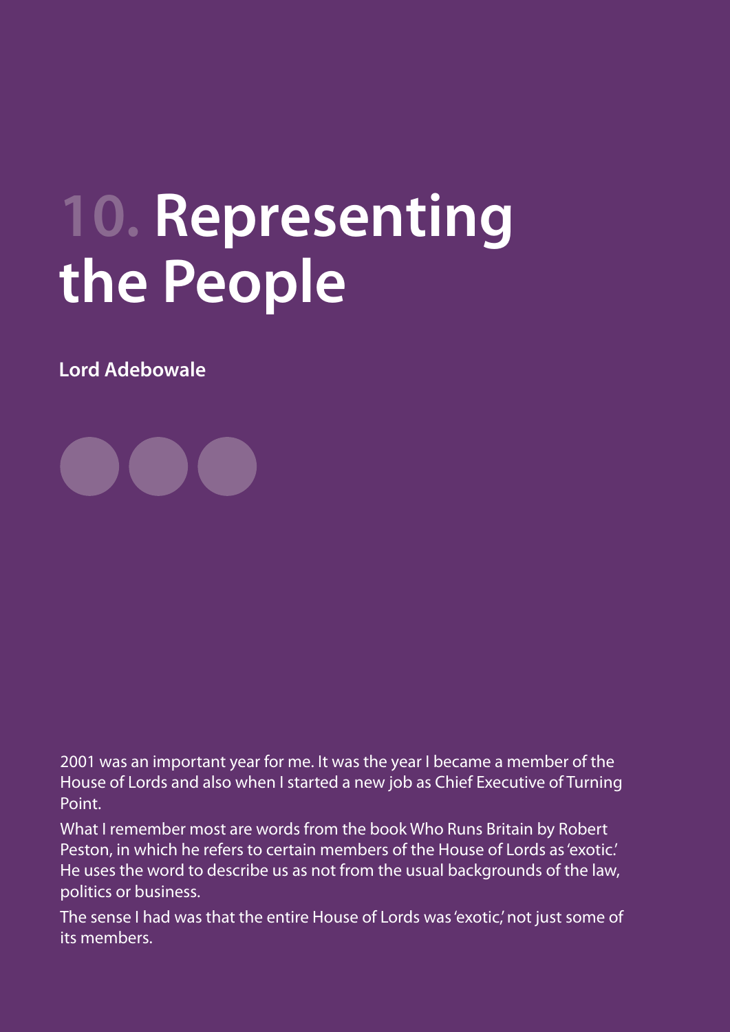# 10. Representing the People

**Lord Adebowale**

2001 was an important year for me. It was the year I became a member of the House of Lords and also when I started a new job as Chief Executive of Turning Point.

What I remember most are words from the book Who Runs Britain by Robert Peston, in which he refers to certain members of the House of Lords as 'exotic.' He uses the word to describe us as not from the usual backgrounds of the law, politics or business.

The sense I had was that the entire House of Lords was 'exotic,' not just some of its members.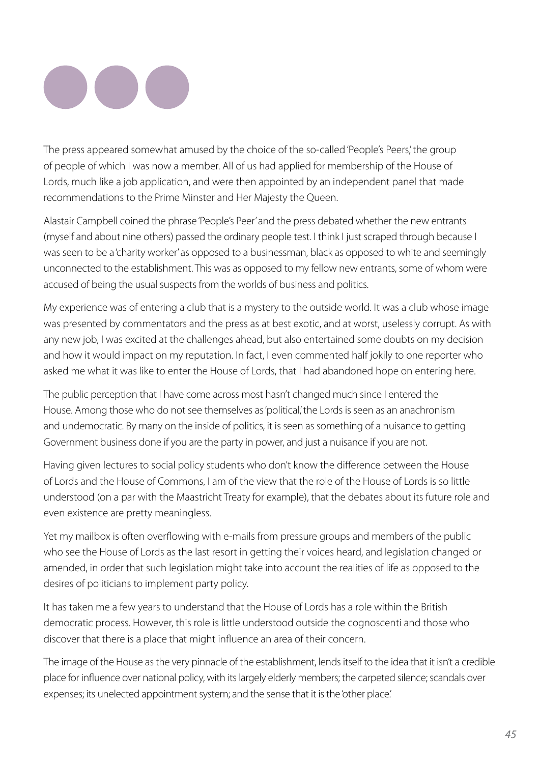The press appeared somewhat amused by the choice of the so-called 'People's Peers,' the group of people of which I was now a member. All of us had applied for membership of the House of Lords, much like a job application, and were then appointed by an independent panel that made recommendations to the Prime Minster and Her Majesty the Queen.

Alastair Campbell coined the phrase 'People's Peer' and the press debated whether the new entrants (myself and about nine others) passed the ordinary people test. I think I just scraped through because I was seen to be a 'charity worker' as opposed to a businessman, black as opposed to white and seemingly unconnected to the establishment. This was as opposed to my fellow new entrants, some of whom were accused of being the usual suspects from the worlds of business and politics.

My experience was of entering a club that is a mystery to the outside world. It was a club whose image was presented by commentators and the press as at best exotic, and at worst, uselessly corrupt. As with any new job, I was excited at the challenges ahead, but also entertained some doubts on my decision and how it would impact on my reputation. In fact, I even commented half jokily to one reporter who asked me what it was like to enter the House of Lords, that I had abandoned hope on entering here.

The public perception that I have come across most hasn't changed much since I entered the House. Among those who do not see themselves as 'political,' the Lords is seen as an anachronism and undemocratic. By many on the inside of politics, it is seen as something of a nuisance to getting Government business done if you are the party in power, and just a nuisance if you are not.

Having given lectures to social policy students who don't know the difference between the House of Lords and the House of Commons, I am of the view that the role of the House of Lords is so little understood (on a par with the Maastricht Treaty for example), that the debates about its future role and even existence are pretty meaningless.

Yet my mailbox is often overflowing with e-mails from pressure groups and members of the public who see the House of Lords as the last resort in getting their voices heard, and legislation changed or amended, in order that such legislation might take into account the realities of life as opposed to the desires of politicians to implement party policy.

It has taken me a few years to understand that the House of Lords has a role within the British democratic process. However, this role is little understood outside the cognoscenti and those who discover that there is a place that might influence an area of their concern.

The image of the House as the very pinnacle of the establishment, lends itself to the idea that it isn't a credible place for influence over national policy, with its largely elderly members; the carpeted silence; scandals over expenses; its unelected appointment system; and the sense that it is the 'other place.'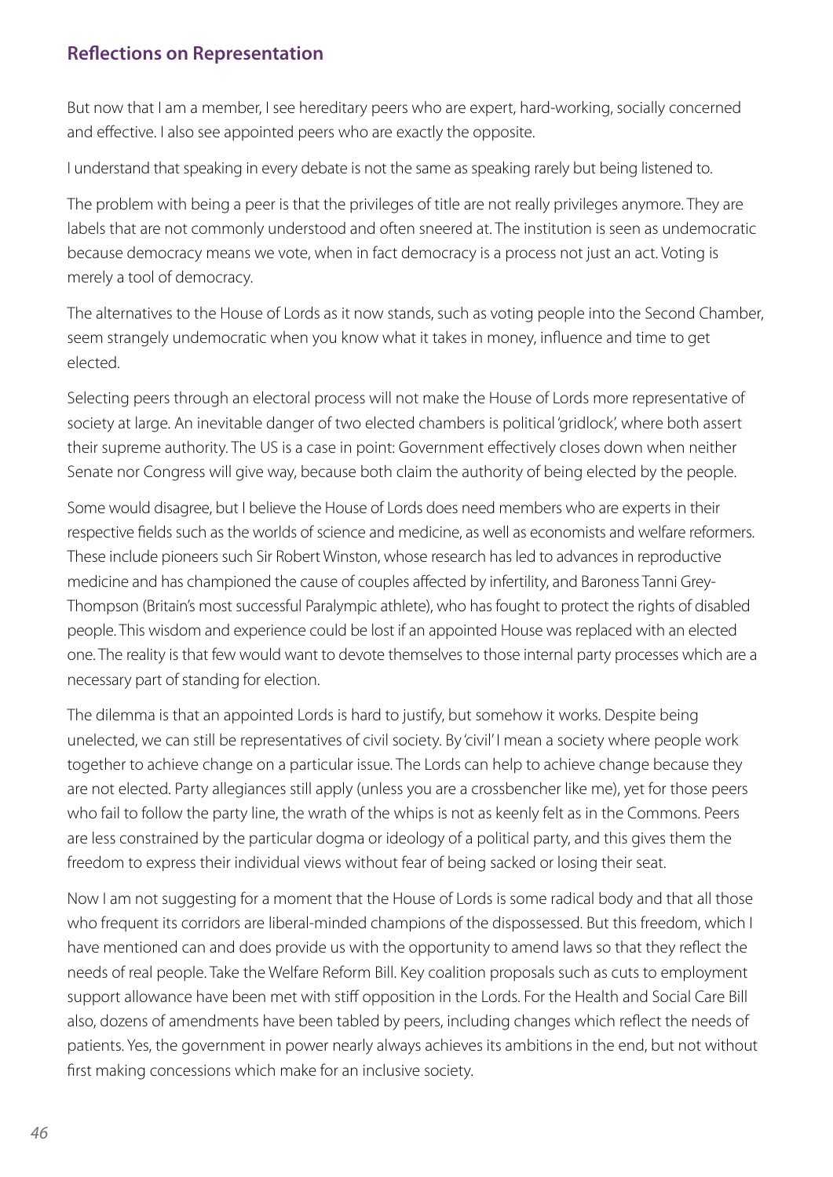## Reflections on Representation

But now that I am a member, I see hereditary peers who are expert, hard-working, socially concerned and effective. I also see appointed peers who are exactly the opposite.

I understand that speaking in every debate is not the same as speaking rarely but being listened to.

The problem with being a peer is that the privileges of title are not really privileges anymore. They are labels that are not commonly understood and often sneered at. The institution is seen as undemocratic because democracy means we vote, when in fact democracy is a process not just an act. Voting is merely a tool of democracy.

The alternatives to the House of Lords as it now stands, such as voting people into the Second Chamber, seem strangely undemocratic when you know what it takes in money, influence and time to get elected.

Selecting peers through an electoral process will not make the House of Lords more representative of society at large. An inevitable danger of two elected chambers is political 'gridlock', where both assert their supreme authority. The US is a case in point: Government effectively closes down when neither Senate nor Congress will give way, because both claim the authority of being elected by the people.

Some would disagree, but I believe the House of Lords does need members who are experts in their respective fields such as the worlds of science and medicine, as well as economists and welfare reformers. These include pioneers such Sir Robert Winston, whose research has led to advances in reproductive medicine and has championed the cause of couples affected by infertility, and Baroness Tanni Grey-Thompson (Britain's most successful Paralympic athlete), who has fought to protect the rights of disabled people. This wisdom and experience could be lost if an appointed House was replaced with an elected one. The reality is that few would want to devote themselves to those internal party processes which are a necessary part of standing for election.

The dilemma is that an appointed Lords is hard to justify, but somehow it works. Despite being unelected, we can still be representatives of civil society. By 'civil' I mean a society where people work together to achieve change on a particular issue. The Lords can help to achieve change because they are not elected. Party allegiances still apply (unless you are a crossbencher like me), yet for those peers who fail to follow the party line, the wrath of the whips is not as keenly felt as in the Commons. Peers are less constrained by the particular dogma or ideology of a political party, and this gives them the freedom to express their individual views without fear of being sacked or losing their seat.

Now I am not suggesting for a moment that the House of Lords is some radical body and that all those who frequent its corridors are liberal-minded champions of the dispossessed. But this freedom, which I have mentioned can and does provide us with the opportunity to amend laws so that they reflect the needs of real people. Take the Welfare Reform Bill. Key coalition proposals such as cuts to employment support allowance have been met with stiff opposition in the Lords. For the Health and Social Care Bill also, dozens of amendments have been tabled by peers, including changes which reflect the needs of patients. Yes, the government in power nearly always achieves its ambitions in the end, but not without first making concessions which make for an inclusive society.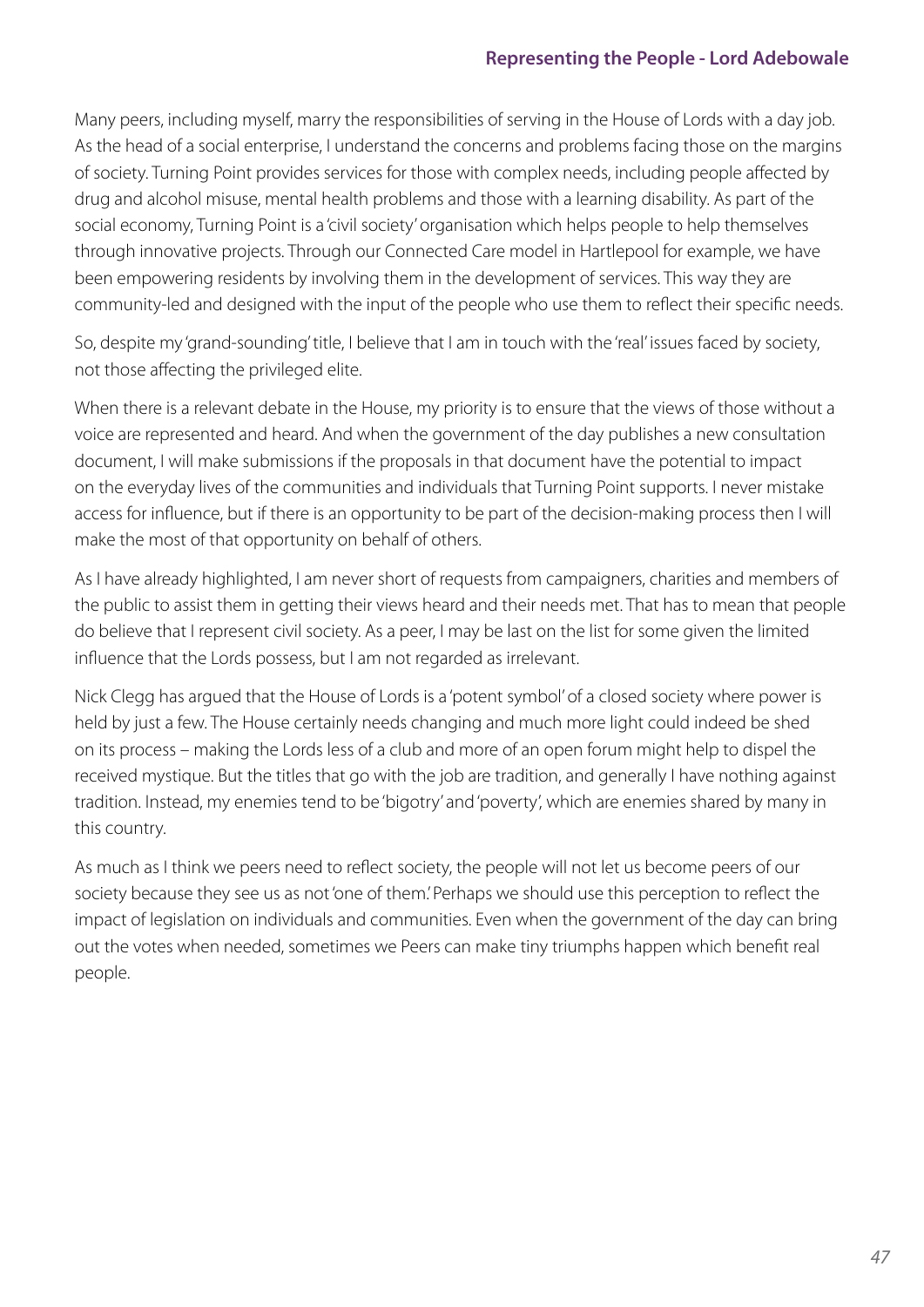Many peers, including myself, marry the responsibilities of serving in the House of Lords with a day job. As the head of a social enterprise, I understand the concerns and problems facing those on the margins of society. Turning Point provides services for those with complex needs, including people affected by drug and alcohol misuse, mental health problems and those with a learning disability. As part of the social economy, Turning Point is a 'civil society' organisation which helps people to help themselves through innovative projects. Through our Connected Care model in Hartlepool for example, we have been empowering residents by involving them in the development of services. This way they are community-led and designed with the input of the people who use them to reflect their specific needs.

So, despite my 'grand-sounding' title, I believe that I am in touch with the 'real' issues faced by society, not those affecting the privileged elite.

When there is a relevant debate in the House, my priority is to ensure that the views of those without a voice are represented and heard. And when the government of the day publishes a new consultation document, I will make submissions if the proposals in that document have the potential to impact on the everyday lives of the communities and individuals that Turning Point supports. I never mistake access for influence, but if there is an opportunity to be part of the decision-making process then I will make the most of that opportunity on behalf of others.

As I have already highlighted, I am never short of requests from campaigners, charities and members of the public to assist them in getting their views heard and their needs met. That has to mean that people do believe that I represent civil society. As a peer, I may be last on the list for some given the limited influence that the Lords possess, but I am not regarded as irrelevant.

Nick Clegg has argued that the House of Lords is a 'potent symbol' of a closed society where power is held by just a few. The House certainly needs changing and much more light could indeed be shed on its process – making the Lords less of a club and more of an open forum might help to dispel the received mystique. But the titles that go with the job are tradition, and generally I have nothing against tradition. Instead, my enemies tend to be 'bigotry' and 'poverty', which are enemies shared by many in this country.

As much as I think we peers need to reflect society, the people will not let us become peers of our society because they see us as not 'one of them.' Perhaps we should use this perception to reflect the impact of legislation on individuals and communities. Even when the government of the day can bring out the votes when needed, sometimes we Peers can make tiny triumphs happen which benefit real people.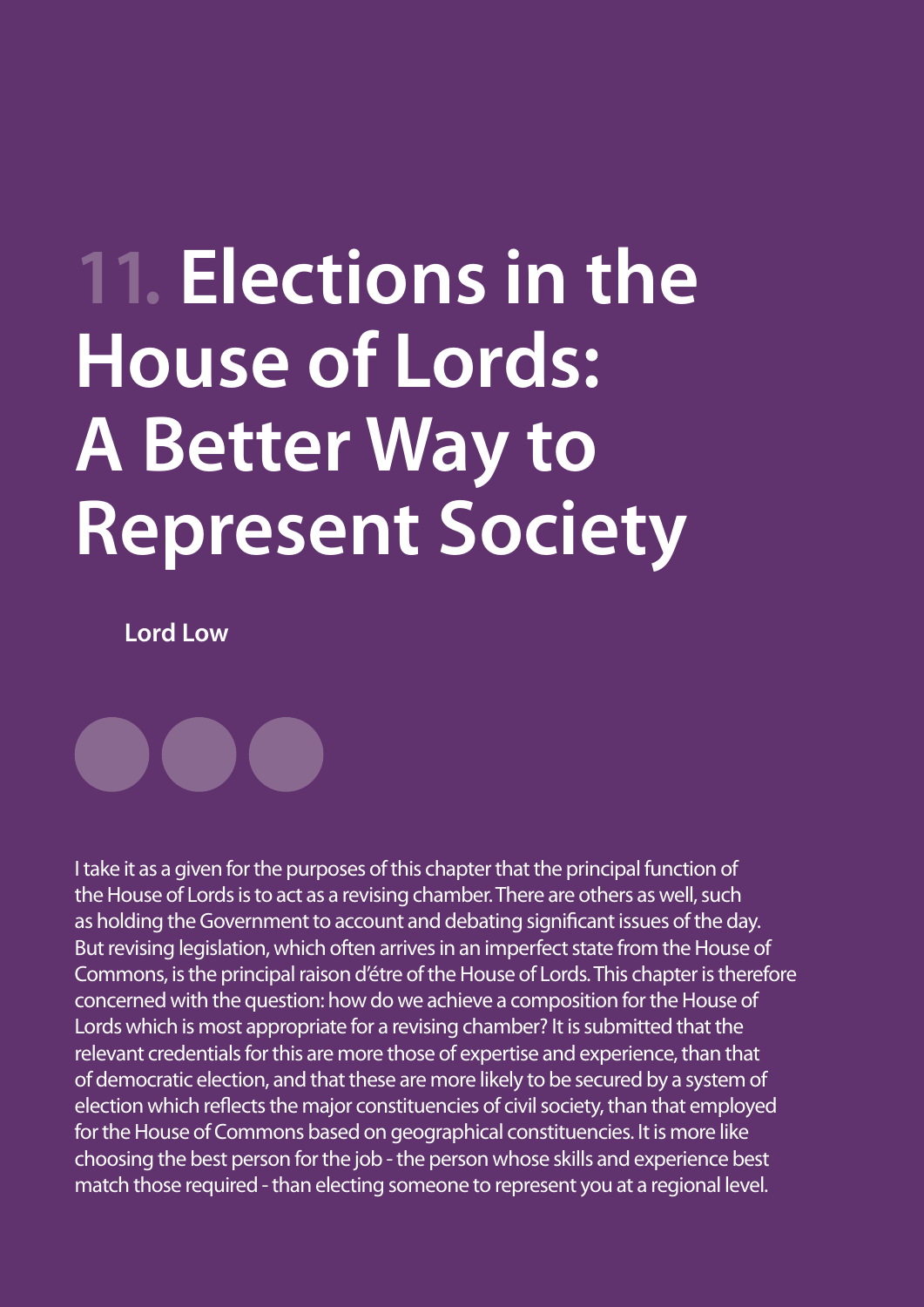# 11. Elections in the House of Lords: A Better Way to Represent Society

**Lord Low**

I take it as a given for the purposes of this chapter that the principal function of the House of Lords is to act as a revising chamber. There are others as well, such as holding the Government to account and debating significant issues of the day. But revising legislation, which often arrives in an imperfect state from the House of Commons, is the principal raison d'étre of the House of Lords. This chapter is therefore concerned with the question: how do we achieve a composition for the House of Lords which is most appropriate for a revising chamber? It is submitted that the relevant credentials for this are more those of expertise and experience, than that of democratic election, and that these are more likely to be secured by a system of election which reflects the major constituencies of civil society, than that employed for the House of Commons based on geographical constituencies. It is more like choosing the best person for the job - the person whose skills and experience best match those required - than electing someone to represent you at a regional level.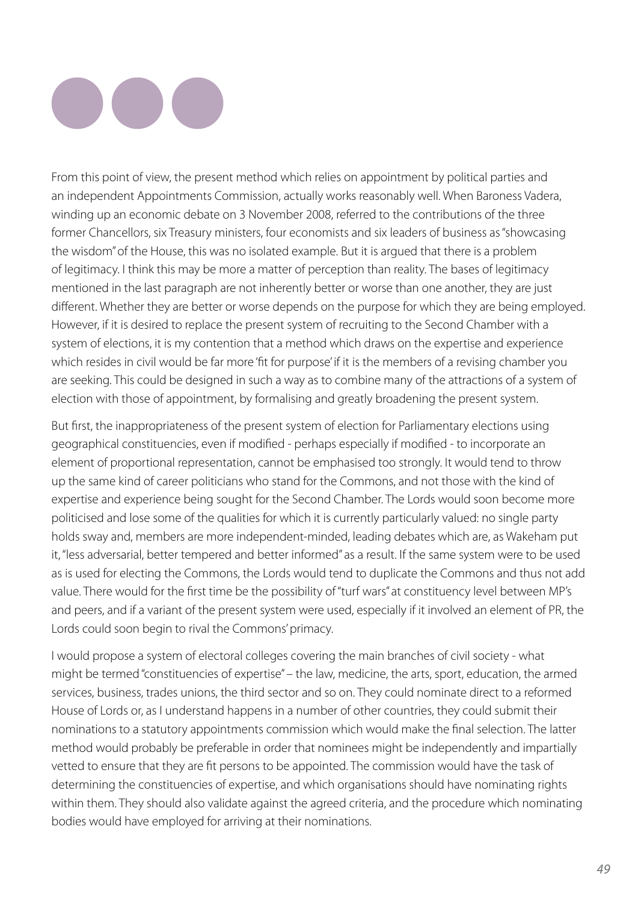From this point of view, the present method which relies on appointment by political parties and an independent Appointments Commission, actually works reasonably well. When Baroness Vadera, winding up an economic debate on 3 November 2008, referred to the contributions of the three former Chancellors, six Treasury ministers, four economists and six leaders of business as "showcasing the wisdom" of the House, this was no isolated example. But it is argued that there is a problem of legitimacy. I think this may be more a matter of perception than reality. The bases of legitimacy mentioned in the last paragraph are not inherently better or worse than one another, they are just different. Whether they are better or worse depends on the purpose for which they are being employed. However, if it is desired to replace the present system of recruiting to the Second Chamber with a system of elections, it is my contention that a method which draws on the expertise and experience which resides in civil would be far more 'fit for purpose' if it is the members of a revising chamber you are seeking. This could be designed in such a way as to combine many of the attractions of a system of election with those of appointment, by formalising and greatly broadening the present system.

But first, the inappropriateness of the present system of election for Parliamentary elections using geographical constituencies, even if modified - perhaps especially if modified - to incorporate an element of proportional representation, cannot be emphasised too strongly. It would tend to throw up the same kind of career politicians who stand for the Commons, and not those with the kind of expertise and experience being sought for the Second Chamber. The Lords would soon become more politicised and lose some of the qualities for which it is currently particularly valued: no single party holds sway and, members are more independent-minded, leading debates which are, as Wakeham put it, "less adversarial, better tempered and better informed" as a result. If the same system were to be used as is used for electing the Commons, the Lords would tend to duplicate the Commons and thus not add value. There would for the first time be the possibility of "turf wars" at constituency level between MP's and peers, and if a variant of the present system were used, especially if it involved an element of PR, the Lords could soon begin to rival the Commons' primacy.

I would propose a system of electoral colleges covering the main branches of civil society - what might be termed "constituencies of expertise" – the law, medicine, the arts, sport, education, the armed services, business, trades unions, the third sector and so on. They could nominate direct to a reformed House of Lords or, as I understand happens in a number of other countries, they could submit their nominations to a statutory appointments commission which would make the final selection. The latter method would probably be preferable in order that nominees might be independently and impartially vetted to ensure that they are fit persons to be appointed. The commission would have the task of determining the constituencies of expertise, and which organisations should have nominating rights within them. They should also validate against the agreed criteria, and the procedure which nominating bodies would have employed for arriving at their nominations.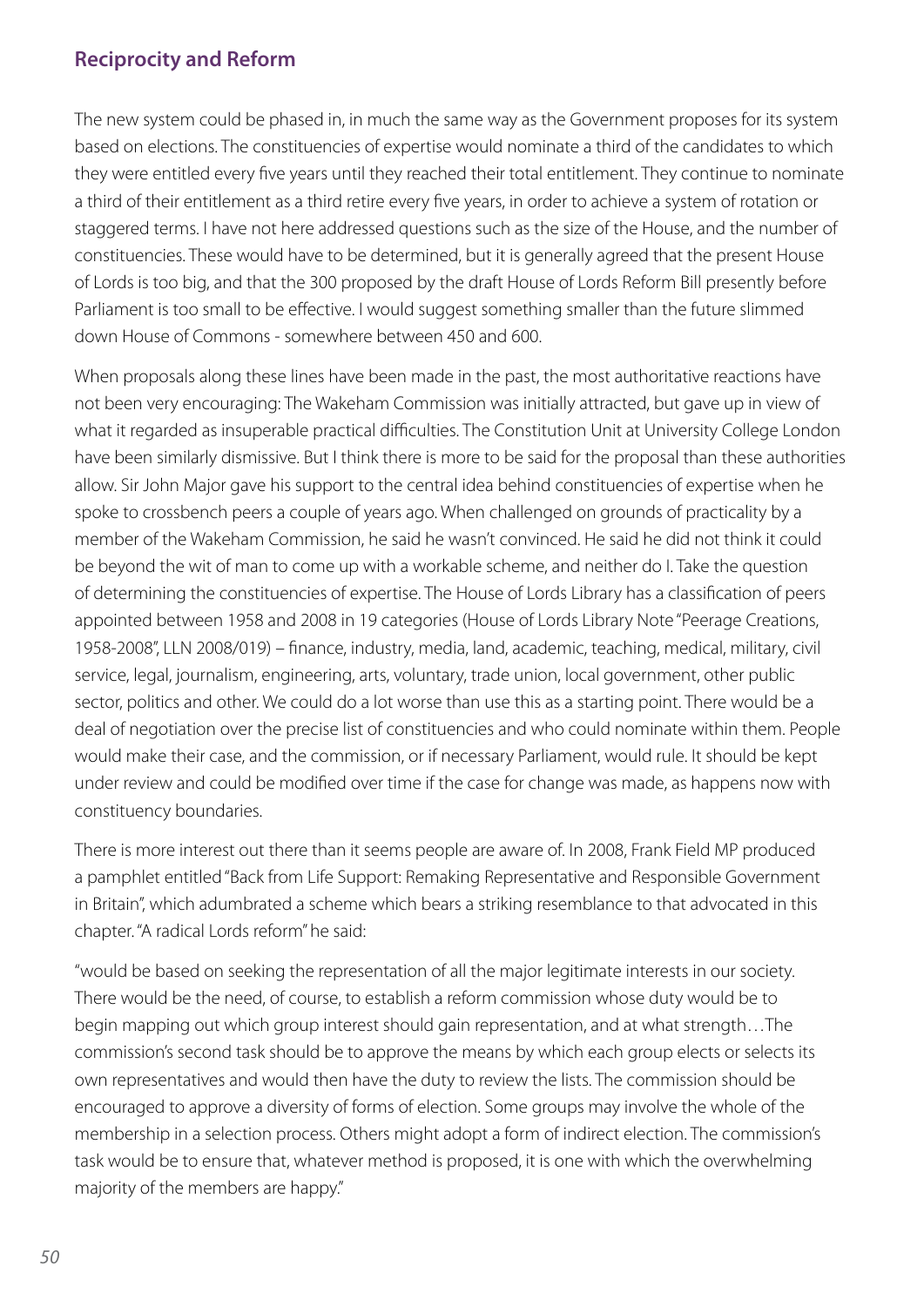## Reciprocity and Reform

The new system could be phased in, in much the same way as the Government proposes for its system based on elections. The constituencies of expertise would nominate a third of the candidates to which they were entitled every five years until they reached their total entitlement. They continue to nominate a third of their entitlement as a third retire every five years, in order to achieve a system of rotation or staggered terms. I have not here addressed questions such as the size of the House, and the number of constituencies. These would have to be determined, but it is generally agreed that the present House of Lords is too big, and that the 300 proposed by the draft House of Lords Reform Bill presently before Parliament is too small to be effective. I would suggest something smaller than the future slimmed down House of Commons - somewhere between 450 and 600.

When proposals along these lines have been made in the past, the most authoritative reactions have not been very encouraging: The Wakeham Commission was initially attracted, but gave up in view of what it regarded as insuperable practical difficulties. The Constitution Unit at University College London have been similarly dismissive. But I think there is more to be said for the proposal than these authorities allow. Sir John Major gave his support to the central idea behind constituencies of expertise when he spoke to crossbench peers a couple of years ago. When challenged on grounds of practicality by a member of the Wakeham Commission, he said he wasn't convinced. He said he did not think it could be beyond the wit of man to come up with a workable scheme, and neither do I. Take the question of determining the constituencies of expertise. The House of Lords Library has a classification of peers appointed between 1958 and 2008 in 19 categories (House of Lords Library Note "Peerage Creations, 1958-2008", LLN 2008/019) – finance, industry, media, land, academic, teaching, medical, military, civil service, legal, journalism, engineering, arts, voluntary, trade union, local government, other public sector, politics and other. We could do a lot worse than use this as a starting point. There would be a deal of negotiation over the precise list of constituencies and who could nominate within them. People would make their case, and the commission, or if necessary Parliament, would rule. It should be kept under review and could be modified over time if the case for change was made, as happens now with constituency boundaries.

There is more interest out there than it seems people are aware of. In 2008, Frank Field MP produced a pamphlet entitled "Back from Life Support: Remaking Representative and Responsible Government in Britain", which adumbrated a scheme which bears a striking resemblance to that advocated in this chapter. "A radical Lords reform" he said:

"would be based on seeking the representation of all the major legitimate interests in our society. There would be the need, of course, to establish a reform commission whose duty would be to begin mapping out which group interest should gain representation, and at what strength…The commission's second task should be to approve the means by which each group elects or selects its own representatives and would then have the duty to review the lists. The commission should be encouraged to approve a diversity of forms of election. Some groups may involve the whole of the membership in a selection process. Others might adopt a form of indirect election. The commission's task would be to ensure that, whatever method is proposed, it is one with which the overwhelming majority of the members are happy."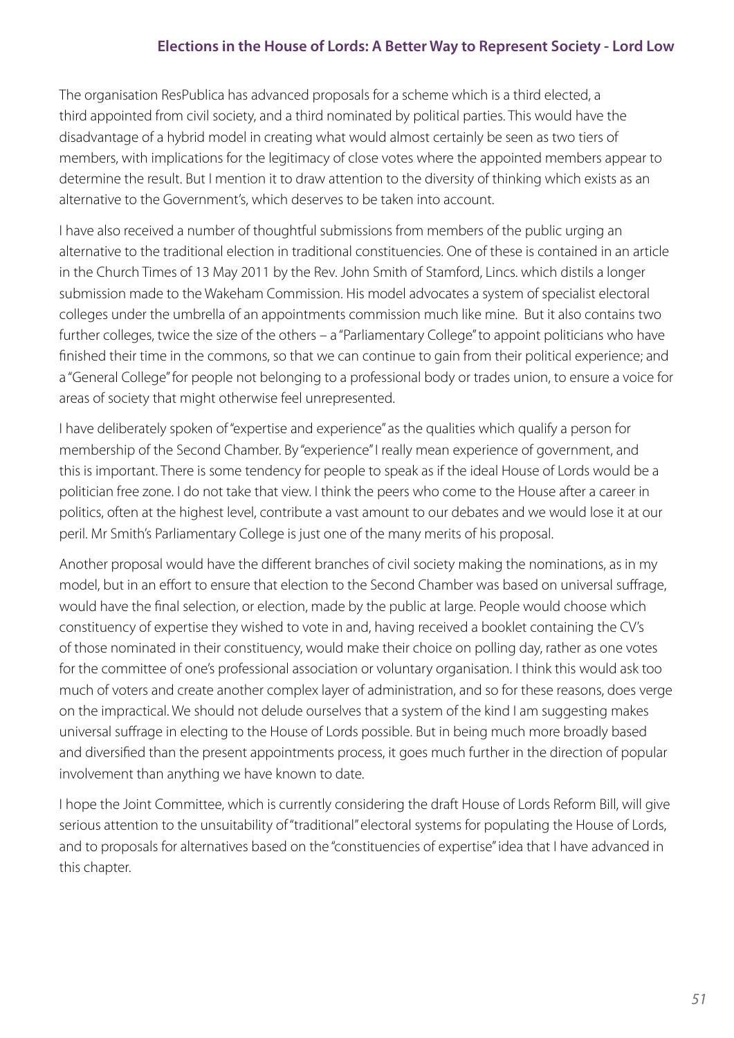The organisation ResPublica has advanced proposals for a scheme which is a third elected, a third appointed from civil society, and a third nominated by political parties. This would have the disadvantage of a hybrid model in creating what would almost certainly be seen as two tiers of members, with implications for the legitimacy of close votes where the appointed members appear to determine the result. But I mention it to draw attention to the diversity of thinking which exists as an alternative to the Government's, which deserves to be taken into account.

I have also received a number of thoughtful submissions from members of the public urging an alternative to the traditional election in traditional constituencies. One of these is contained in an article in the Church Times of 13 May 2011 by the Rev. John Smith of Stamford, Lincs. which distils a longer submission made to the Wakeham Commission. His model advocates a system of specialist electoral colleges under the umbrella of an appointments commission much like mine. But it also contains two further colleges, twice the size of the others – a "Parliamentary College" to appoint politicians who have finished their time in the commons, so that we can continue to gain from their political experience; and a "General College" for people not belonging to a professional body or trades union, to ensure a voice for areas of society that might otherwise feel unrepresented.

I have deliberately spoken of "expertise and experience" as the qualities which qualify a person for membership of the Second Chamber. By "experience" I really mean experience of government, and this is important. There is some tendency for people to speak as if the ideal House of Lords would be a politician free zone. I do not take that view. I think the peers who come to the House after a career in politics, often at the highest level, contribute a vast amount to our debates and we would lose it at our peril. Mr Smith's Parliamentary College is just one of the many merits of his proposal.

Another proposal would have the different branches of civil society making the nominations, as in my model, but in an effort to ensure that election to the Second Chamber was based on universal suffrage, would have the final selection, or election, made by the public at large. People would choose which constituency of expertise they wished to vote in and, having received a booklet containing the CV's of those nominated in their constituency, would make their choice on polling day, rather as one votes for the committee of one's professional association or voluntary organisation. I think this would ask too much of voters and create another complex layer of administration, and so for these reasons, does verge on the impractical. We should not delude ourselves that a system of the kind I am suggesting makes universal suffrage in electing to the House of Lords possible. But in being much more broadly based and diversified than the present appointments process, it goes much further in the direction of popular involvement than anything we have known to date.

I hope the Joint Committee, which is currently considering the draft House of Lords Reform Bill, will give serious attention to the unsuitability of "traditional" electoral systems for populating the House of Lords, and to proposals for alternatives based on the "constituencies of expertise" idea that I have advanced in this chapter.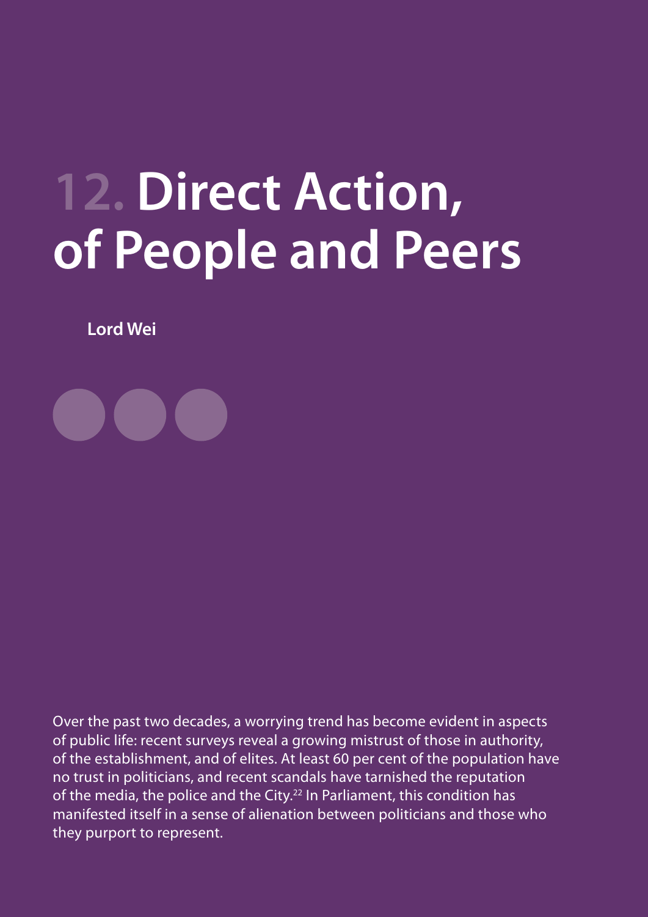# 12. Direct Action, of People and Peers

**Lord Wei**

Over the past two decades, a worrying trend has become evident in aspects of public life: recent surveys reveal a growing mistrust of those in authority, of the establishment, and of elites. At least 60 per cent of the population have no trust in politicians, and recent scandals have tarnished the reputation of the media, the police and the City.[22] In Parliament, this condition has manifested itself in a sense of alienation between politicians and those who they purport to represent.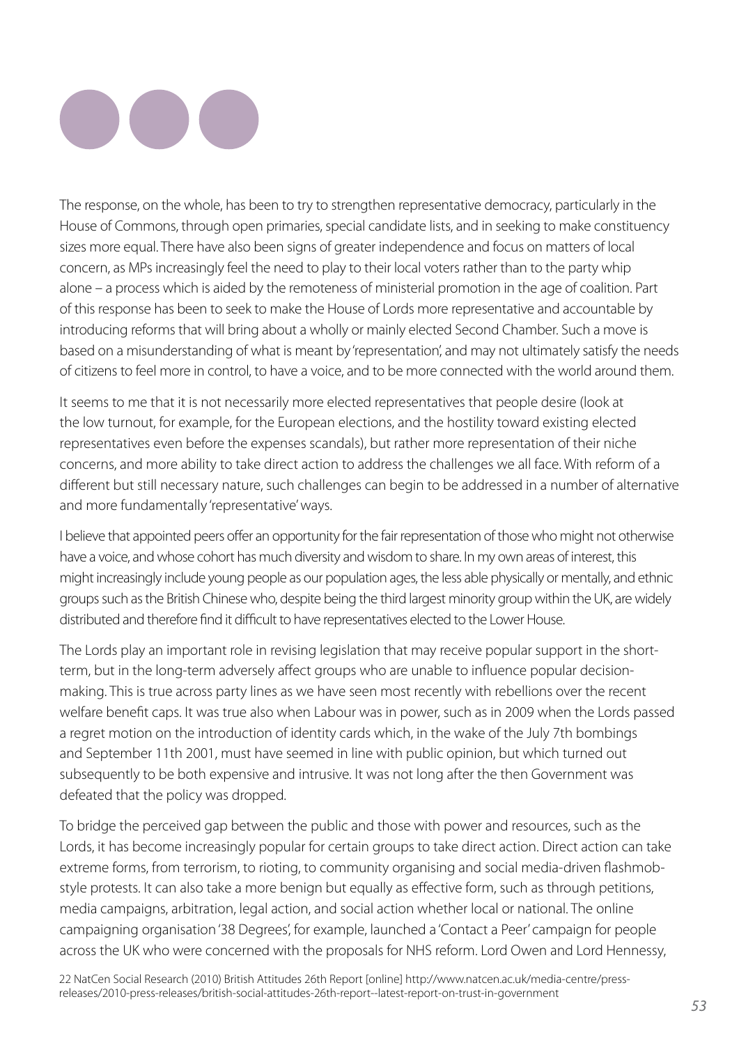The response, on the whole, has been to try to strengthen representative democracy, particularly in the House of Commons, through open primaries, special candidate lists, and in seeking to make constituency sizes more equal. There have also been signs of greater independence and focus on matters of local concern, as MPs increasingly feel the need to play to their local voters rather than to the party whip alone – a process which is aided by the remoteness of ministerial promotion in the age of coalition. Part of this response has been to seek to make the House of Lords more representative and accountable by introducing reforms that will bring about a wholly or mainly elected Second Chamber. Such a move is based on a misunderstanding of what is meant by 'representation', and may not ultimately satisfy the needs of citizens to feel more in control, to have a voice, and to be more connected with the world around them.

It seems to me that it is not necessarily more elected representatives that people desire (look at the low turnout, for example, for the European elections, and the hostility toward existing elected representatives even before the expenses scandals), but rather more representation of their niche concerns, and more ability to take direct action to address the challenges we all face. With reform of a different but still necessary nature, such challenges can begin to be addressed in a number of alternative and more fundamentally 'representative' ways.

I believe that appointed peers offer an opportunity for the fair representation of those who might not otherwise have a voice, and whose cohort has much diversity and wisdom to share. In my own areas of interest, this might increasingly include young people as our population ages, the less able physically or mentally, and ethnic groups such as the British Chinese who, despite being the third largest minority group within the UK, are widely distributed and therefore find it difficult to have representatives elected to the Lower House.

The Lords play an important role in revising legislation that may receive popular support in the short-term, but in the long-term adversely affect groups who are unable to influence popular decision-making. This is true across party lines as we have seen most recently with rebellions over the recent welfare benefit caps. It was true also when Labour was in power, such as in 2009 when the Lords passed a regret motion on the introduction of identity cards which, in the wake of the July 7th bombings and September 11th 2001, must have seemed in line with public opinion, but which turned out subsequently to be both expensive and intrusive. It was not long after the then Government was defeated that the policy was dropped.

To bridge the perceived gap between the public and those with power and resources, such as the Lords, it has become increasingly popular for certain groups to take direct action. Direct action can take extreme forms, from terrorism, to rioting, to community organising and social media-driven flashmob-style protests. It can also take a more benign but equally as effective form, such as through petitions, media campaigns, arbitration, legal action, and social action whether local or national. The online campaigning organisation '38 Degrees', for example, launched a 'Contact a Peer' campaign for people across the UK who were concerned with the proposals for NHS reform. Lord Owen and Lord Hennessy,

22 NatCen Social Research (2010) British Attitudes 26th Report [online] http://www.natcen.ac.uk/media-centre/press-releases/2010-press-releases/british-social-attitudes-26th-report--latest-report-on-trust-in-government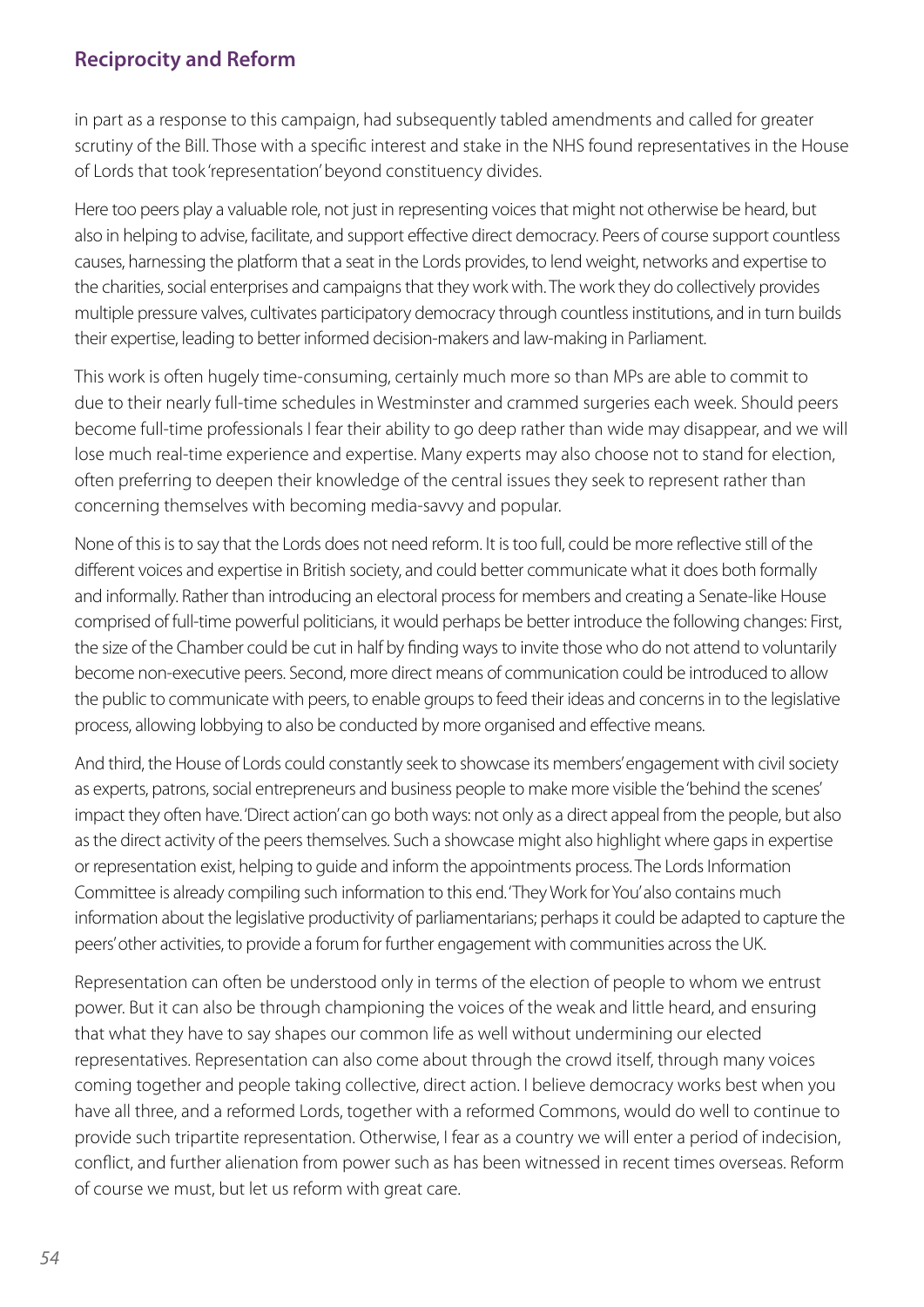in part as a response to this campaign, had subsequently tabled amendments and called for greater scrutiny of the Bill. Those with a specific interest and stake in the NHS found representatives in the House of Lords that took 'representation' beyond constituency divides.

Here too peers play a valuable role, not just in representing voices that might not otherwise be heard, but also in helping to advise, facilitate, and support effective direct democracy. Peers of course support countless causes, harnessing the platform that a seat in the Lords provides, to lend weight, networks and expertise to the charities, social enterprises and campaigns that they work with. The work they do collectively provides multiple pressure valves, cultivates participatory democracy through countless institutions, and in turn builds their expertise, leading to better informed decision-makers and law-making in Parliament.

This work is often hugely time-consuming, certainly much more so than MPs are able to commit to due to their nearly full-time schedules in Westminster and crammed surgeries each week. Should peers become full-time professionals I fear their ability to go deep rather than wide may disappear, and we will lose much real-time experience and expertise. Many experts may also choose not to stand for election, often preferring to deepen their knowledge of the central issues they seek to represent rather than concerning themselves with becoming media-savvy and popular.

None of this is to say that the Lords does not need reform. It is too full, could be more reflective still of the different voices and expertise in British society, and could better communicate what it does both formally and informally. Rather than introducing an electoral process for members and creating a Senate-like House comprised of full-time powerful politicians, it would perhaps be better introduce the following changes: First, the size of the Chamber could be cut in half by finding ways to invite those who do not attend to voluntarily become non-executive peers. Second, more direct means of communication could be introduced to allow the public to communicate with peers, to enable groups to feed their ideas and concerns in to the legislative process, allowing lobbying to also be conducted by more organised and effective means.

And third, the House of Lords could constantly seek to showcase its members' engagement with civil society as experts, patrons, social entrepreneurs and business people to make more visible the 'behind the scenes' impact they often have. 'Direct action' can go both ways: not only as a direct appeal from the people, but also as the direct activity of the peers themselves. Such a showcase might also highlight where gaps in expertise or representation exist, helping to guide and inform the appointments process. The Lords Information Committee is already compiling such information to this end. 'They Work for You' also contains much information about the legislative productivity of parliamentarians; perhaps it could be adapted to capture the peers' other activities, to provide a forum for further engagement with communities across the UK.

Representation can often be understood only in terms of the election of people to whom we entrust power. But it can also be through championing the voices of the weak and little heard, and ensuring that what they have to say shapes our common life as well without undermining our elected representatives. Representation can also come about through the crowd itself, through many voices coming together and people taking collective, direct action. I believe democracy works best when you have all three, and a reformed Lords, together with a reformed Commons, would do well to continue to provide such tripartite representation. Otherwise, I fear as a country we will enter a period of indecision, conflict, and further alienation from power such as has been witnessed in recent times overseas. Reform of course we must, but let us reform with great care.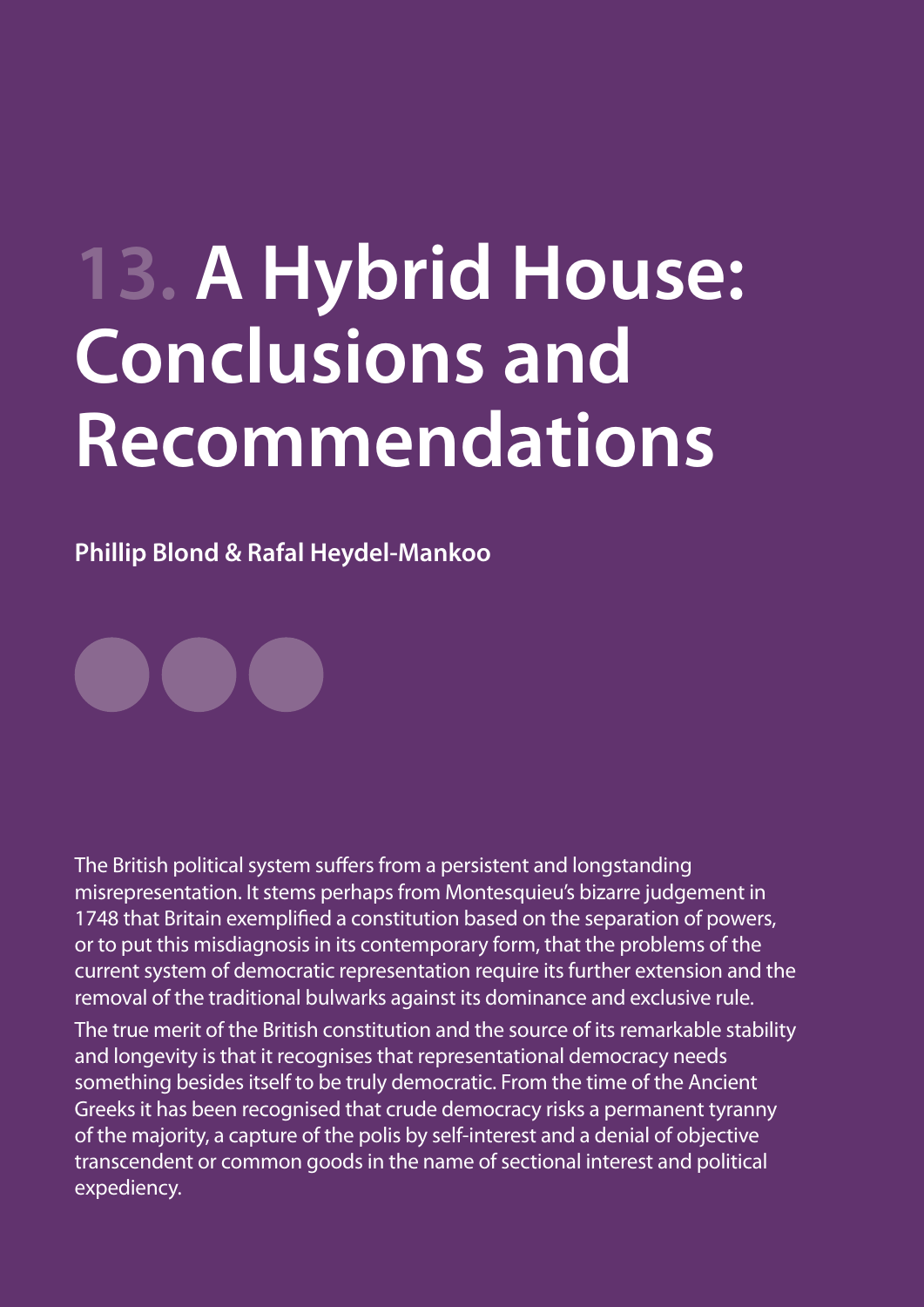# 13. A Hybrid House: Conclusions and Recommendations

**Phillip Blond & Rafal Heydel-Mankoo**

The British political system suffers from a persistent and longstanding misrepresentation. It stems perhaps from Montesquieu's bizarre judgement in 1748 that Britain exemplified a constitution based on the separation of powers, or to put this misdiagnosis in its contemporary form, that the problems of the current system of democratic representation require its further extension and the removal of the traditional bulwarks against its dominance and exclusive rule.

The true merit of the British constitution and the source of its remarkable stability and longevity is that it recognises that representational democracy needs something besides itself to be truly democratic. From the time of the Ancient Greeks it has been recognised that crude democracy risks a permanent tyranny of the majority, a capture of the polis by self-interest and a denial of objective transcendent or common goods in the name of sectional interest and political expediency.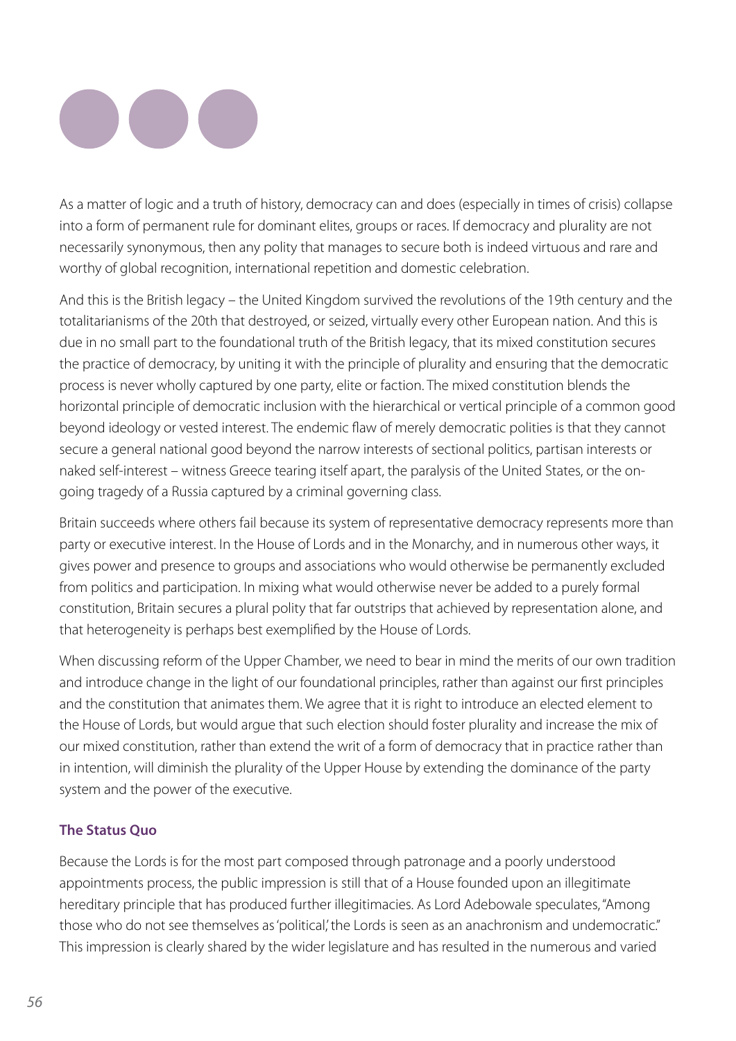As a matter of logic and a truth of history, democracy can and does (especially in times of crisis) collapse into a form of permanent rule for dominant elites, groups or races. If democracy and plurality are not necessarily synonymous, then any polity that manages to secure both is indeed virtuous and rare and worthy of global recognition, international repetition and domestic celebration.

And this is the British legacy – the United Kingdom survived the revolutions of the 19th century and the totalitarianisms of the 20th that destroyed, or seized, virtually every other European nation. And this is due in no small part to the foundational truth of the British legacy, that its mixed constitution secures the practice of democracy, by uniting it with the principle of plurality and ensuring that the democratic process is never wholly captured by one party, elite or faction. The mixed constitution blends the horizontal principle of democratic inclusion with the hierarchical or vertical principle of a common good beyond ideology or vested interest. The endemic flaw of merely democratic polities is that they cannot secure a general national good beyond the narrow interests of sectional politics, partisan interests or naked self-interest – witness Greece tearing itself apart, the paralysis of the United States, or the on-going tragedy of a Russia captured by a criminal governing class.

Britain succeeds where others fail because its system of representative democracy represents more than party or executive interest. In the House of Lords and in the Monarchy, and in numerous other ways, it gives power and presence to groups and associations who would otherwise be permanently excluded from politics and participation. In mixing what would otherwise never be added to a purely formal constitution, Britain secures a plural polity that far outstrips that achieved by representation alone, and that heterogeneity is perhaps best exemplified by the House of Lords.

When discussing reform of the Upper Chamber, we need to bear in mind the merits of our own tradition and introduce change in the light of our foundational principles, rather than against our first principles and the constitution that animates them. We agree that it is right to introduce an elected element to the House of Lords, but would argue that such election should foster plurality and increase the mix of our mixed constitution, rather than extend the writ of a form of democracy that in practice rather than in intention, will diminish the plurality of the Upper House by extending the dominance of the party system and the power of the executive.

### The Status Quo

Because the Lords is for the most part composed through patronage and a poorly understood appointments process, the public impression is still that of a House founded upon an illegitimate hereditary principle that has produced further illegitimacies. As Lord Adebowale speculates, "Among those who do not see themselves as 'political,' the Lords is seen as an anachronism and undemocratic." This impression is clearly shared by the wider legislature and has resulted in the numerous and varied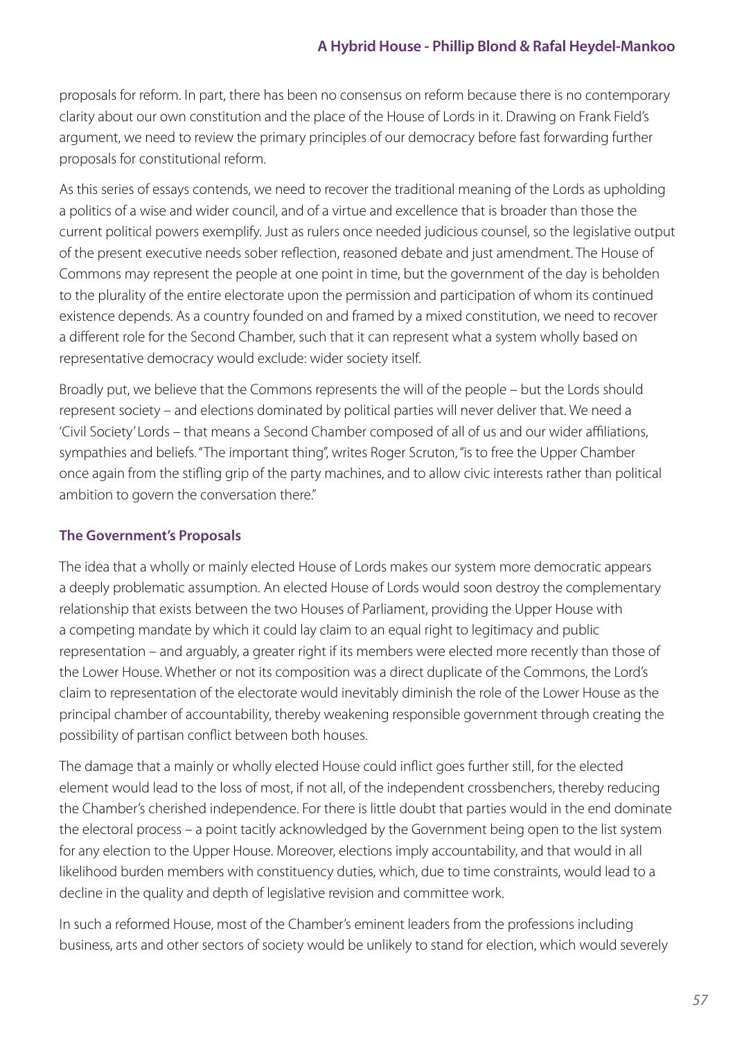proposals for reform. In part, there has been no consensus on reform because there is no contemporary clarity about our own constitution and the place of the House of Lords in it. Drawing on Frank Field's argument, we need to review the primary principles of our democracy before fast forwarding further proposals for constitutional reform.

As this series of essays contends, we need to recover the traditional meaning of the Lords as upholding a politics of a wise and wider council, and of a virtue and excellence that is broader than those the current political powers exemplify. Just as rulers once needed judicious counsel, so the legislative output of the present executive needs sober reflection, reasoned debate and just amendment. The House of Commons may represent the people at one point in time, but the government of the day is beholden to the plurality of the entire electorate upon the permission and participation of whom its continued existence depends. As a country founded on and framed by a mixed constitution, we need to recover a different role for the Second Chamber, such that it can represent what a system wholly based on representative democracy would exclude: wider society itself.

Broadly put, we believe that the Commons represents the will of the people – but the Lords should represent society – and elections dominated by political parties will never deliver that. We need a 'Civil Society' Lords – that means a Second Chamber composed of all of us and our wider affiliations, sympathies and beliefs. "The important thing", writes Roger Scruton, "is to free the Upper Chamber once again from the stifling grip of the party machines, and to allow civic interests rather than political ambition to govern the conversation there."

### The Government's Proposals

The idea that a wholly or mainly elected House of Lords makes our system more democratic appears a deeply problematic assumption. An elected House of Lords would soon destroy the complementary relationship that exists between the two Houses of Parliament, providing the Upper House with a competing mandate by which it could lay claim to an equal right to legitimacy and public representation – and arguably, a greater right if its members were elected more recently than those of the Lower House. Whether or not its composition was a direct duplicate of the Commons, the Lord's claim to representation of the electorate would inevitably diminish the role of the Lower House as the principal chamber of accountability, thereby weakening responsible government through creating the possibility of partisan conflict between both houses.

The damage that a mainly or wholly elected House could inflict goes further still, for the elected element would lead to the loss of most, if not all, of the independent crossbenchers, thereby reducing the Chamber's cherished independence. For there is little doubt that parties would in the end dominate the electoral process – a point tacitly acknowledged by the Government being open to the list system for any election to the Upper House. Moreover, elections imply accountability, and that would in all likelihood burden members with constituency duties, which, due to time constraints, would lead to a decline in the quality and depth of legislative revision and committee work.

In such a reformed House, most of the Chamber's eminent leaders from the professions including business, arts and other sectors of society would be unlikely to stand for election, which would severely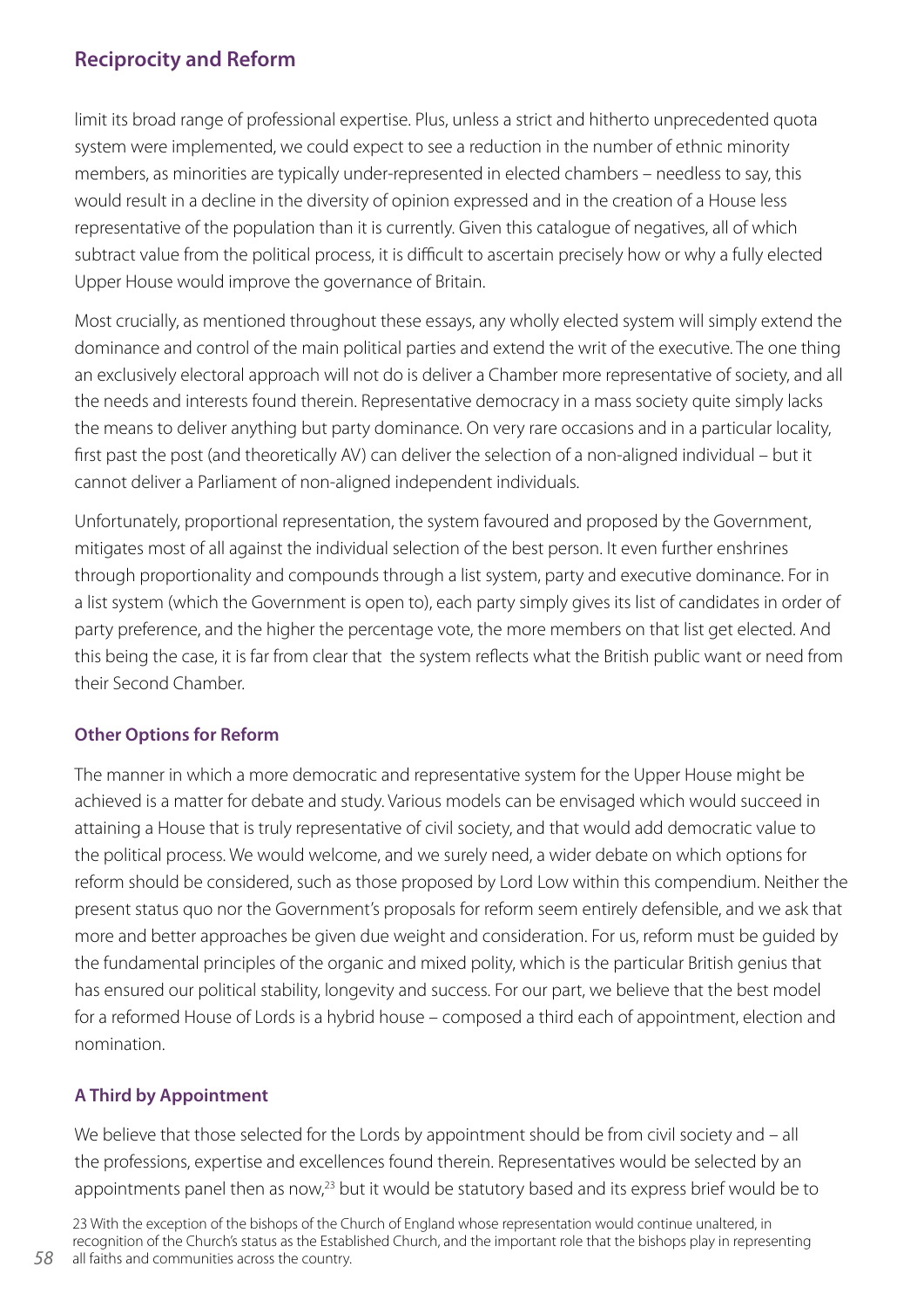limit its broad range of professional expertise. Plus, unless a strict and hitherto unprecedented quota system were implemented, we could expect to see a reduction in the number of ethnic minority members, as minorities are typically under-represented in elected chambers – needless to say, this would result in a decline in the diversity of opinion expressed and in the creation of a House less representative of the population than it is currently. Given this catalogue of negatives, all of which subtract value from the political process, it is difficult to ascertain precisely how or why a fully elected Upper House would improve the governance of Britain.

Most crucially, as mentioned throughout these essays, any wholly elected system will simply extend the dominance and control of the main political parties and extend the writ of the executive. The one thing an exclusively electoral approach will not do is deliver a Chamber more representative of society, and all the needs and interests found therein. Representative democracy in a mass society quite simply lacks the means to deliver anything but party dominance. On very rare occasions and in a particular locality, first past the post (and theoretically AV) can deliver the selection of a non-aligned individual – but it cannot deliver a Parliament of non-aligned independent individuals.

Unfortunately, proportional representation, the system favoured and proposed by the Government, mitigates most of all against the individual selection of the best person. It even further enshrines through proportionality and compounds through a list system, party and executive dominance. For in a list system (which the Government is open to), each party simply gives its list of candidates in order of party preference, and the higher the percentage vote, the more members on that list get elected. And this being the case, it is far from clear that the system reflects what the British public want or need from their Second Chamber.

### Other Options for Reform

The manner in which a more democratic and representative system for the Upper House might be achieved is a matter for debate and study. Various models can be envisaged which would succeed in attaining a House that is truly representative of civil society, and that would add democratic value to the political process. We would welcome, and we surely need, a wider debate on which options for reform should be considered, such as those proposed by Lord Low within this compendium. Neither the present status quo nor the Government's proposals for reform seem entirely defensible, and we ask that more and better approaches be given due weight and consideration. For us, reform must be guided by the fundamental principles of the organic and mixed polity, which is the particular British genius that has ensured our political stability, longevity and success. For our part, we believe that the best model for a reformed House of Lords is a hybrid house – composed a third each of appointment, election and nomination.

### A Third by Appointment

We believe that those selected for the Lords by appointment should be from civil society and – all the professions, expertise and excellences found therein. Representatives would be selected by an appointments panel then as now,[23] but it would be statutory based and its express brief would be to

23 With the exception of the bishops of the Church of England whose representation would continue unaltered, in recognition of the Church's status as the Established Church, and the important role that the bishops play in representing all faiths and communities across the country.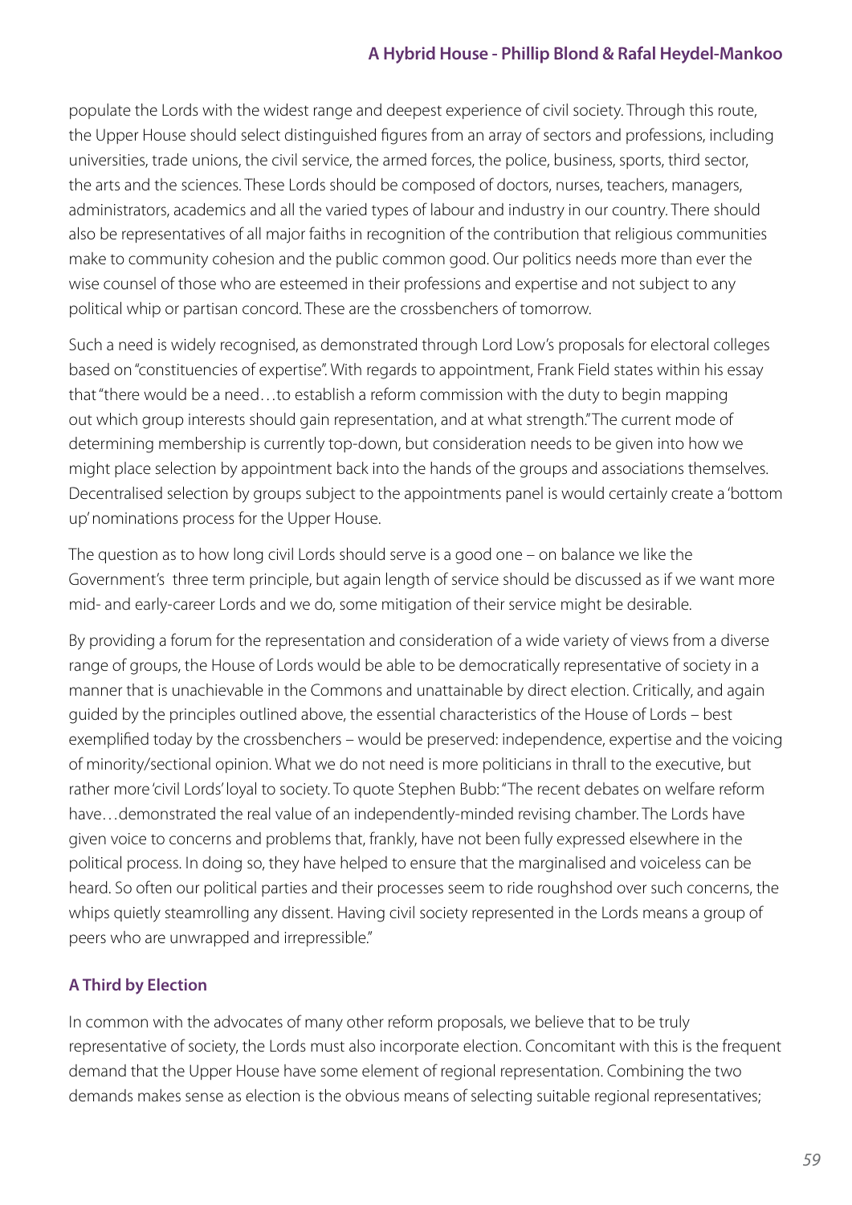populate the Lords with the widest range and deepest experience of civil society. Through this route, the Upper House should select distinguished figures from an array of sectors and professions, including universities, trade unions, the civil service, the armed forces, the police, business, sports, third sector, the arts and the sciences. These Lords should be composed of doctors, nurses, teachers, managers, administrators, academics and all the varied types of labour and industry in our country. There should also be representatives of all major faiths in recognition of the contribution that religious communities make to community cohesion and the public common good. Our politics needs more than ever the wise counsel of those who are esteemed in their professions and expertise and not subject to any political whip or partisan concord. These are the crossbenchers of tomorrow.

Such a need is widely recognised, as demonstrated through Lord Low's proposals for electoral colleges based on "constituencies of expertise". With regards to appointment, Frank Field states within his essay that "there would be a need…to establish a reform commission with the duty to begin mapping out which group interests should gain representation, and at what strength." The current mode of determining membership is currently top-down, but consideration needs to be given into how we might place selection by appointment back into the hands of the groups and associations themselves. Decentralised selection by groups subject to the appointments panel is would certainly create a 'bottom up' nominations process for the Upper House.

The question as to how long civil Lords should serve is a good one – on balance we like the Government's three term principle, but again length of service should be discussed as if we want more mid- and early-career Lords and we do, some mitigation of their service might be desirable.

By providing a forum for the representation and consideration of a wide variety of views from a diverse range of groups, the House of Lords would be able to be democratically representative of society in a manner that is unachievable in the Commons and unattainable by direct election. Critically, and again guided by the principles outlined above, the essential characteristics of the House of Lords – best exemplified today by the crossbenchers – would be preserved: independence, expertise and the voicing of minority/sectional opinion. What we do not need is more politicians in thrall to the executive, but rather more 'civil Lords' loyal to society. To quote Stephen Bubb: "The recent debates on welfare reform have…demonstrated the real value of an independently-minded revising chamber. The Lords have given voice to concerns and problems that, frankly, have not been fully expressed elsewhere in the political process. In doing so, they have helped to ensure that the marginalised and voiceless can be heard. So often our political parties and their processes seem to ride roughshod over such concerns, the whips quietly steamrolling any dissent. Having civil society represented in the Lords means a group of peers who are unwrapped and irrepressible."

### A Third by Election

In common with the advocates of many other reform proposals, we believe that to be truly representative of society, the Lords must also incorporate election. Concomitant with this is the frequent demand that the Upper House have some element of regional representation. Combining the two demands makes sense as election is the obvious means of selecting suitable regional representatives;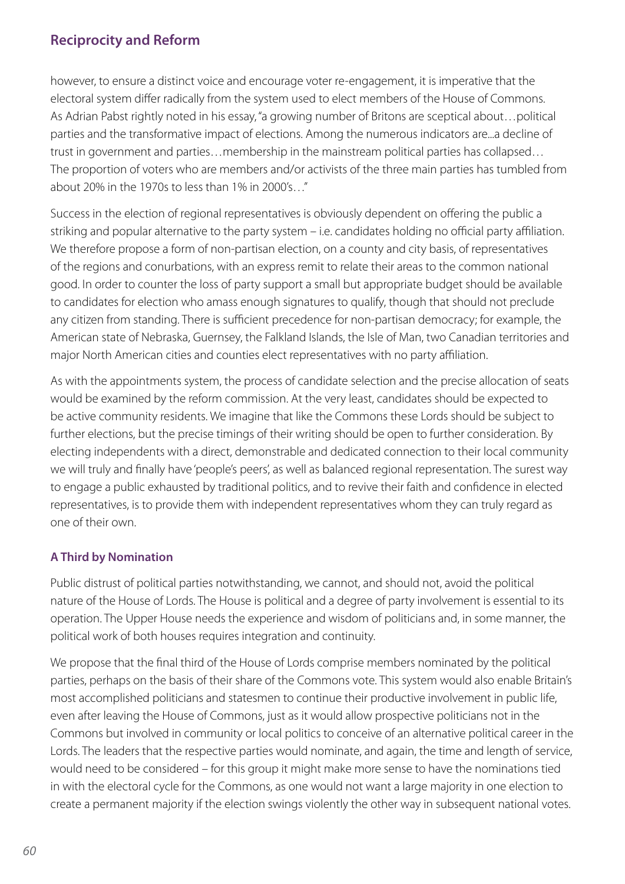however, to ensure a distinct voice and encourage voter re-engagement, it is imperative that the electoral system differ radically from the system used to elect members of the House of Commons. As Adrian Pabst rightly noted in his essay, "a growing number of Britons are sceptical about…political parties and the transformative impact of elections. Among the numerous indicators are...a decline of trust in government and parties…membership in the mainstream political parties has collapsed… The proportion of voters who are members and/or activists of the three main parties has tumbled from about 20% in the 1970s to less than 1% in 2000's…"

Success in the election of regional representatives is obviously dependent on offering the public a striking and popular alternative to the party system – i.e. candidates holding no official party affiliation. We therefore propose a form of non-partisan election, on a county and city basis, of representatives of the regions and conurbations, with an express remit to relate their areas to the common national good. In order to counter the loss of party support a small but appropriate budget should be available to candidates for election who amass enough signatures to qualify, though that should not preclude any citizen from standing. There is sufficient precedence for non-partisan democracy; for example, the American state of Nebraska, Guernsey, the Falkland Islands, the Isle of Man, two Canadian territories and major North American cities and counties elect representatives with no party affiliation.

As with the appointments system, the process of candidate selection and the precise allocation of seats would be examined by the reform commission. At the very least, candidates should be expected to be active community residents. We imagine that like the Commons these Lords should be subject to further elections, but the precise timings of their writing should be open to further consideration. By electing independents with a direct, demonstrable and dedicated connection to their local community we will truly and finally have 'people's peers', as well as balanced regional representation. The surest way to engage a public exhausted by traditional politics, and to revive their faith and confidence in elected representatives, is to provide them with independent representatives whom they can truly regard as one of their own.

### A Third by Nomination

Public distrust of political parties notwithstanding, we cannot, and should not, avoid the political nature of the House of Lords. The House is political and a degree of party involvement is essential to its operation. The Upper House needs the experience and wisdom of politicians and, in some manner, the political work of both houses requires integration and continuity.

We propose that the final third of the House of Lords comprise members nominated by the political parties, perhaps on the basis of their share of the Commons vote. This system would also enable Britain's most accomplished politicians and statesmen to continue their productive involvement in public life, even after leaving the House of Commons, just as it would allow prospective politicians not in the Commons but involved in community or local politics to conceive of an alternative political career in the Lords. The leaders that the respective parties would nominate, and again, the time and length of service, would need to be considered – for this group it might make more sense to have the nominations tied in with the electoral cycle for the Commons, as one would not want a large majority in one election to create a permanent majority if the election swings violently the other way in subsequent national votes.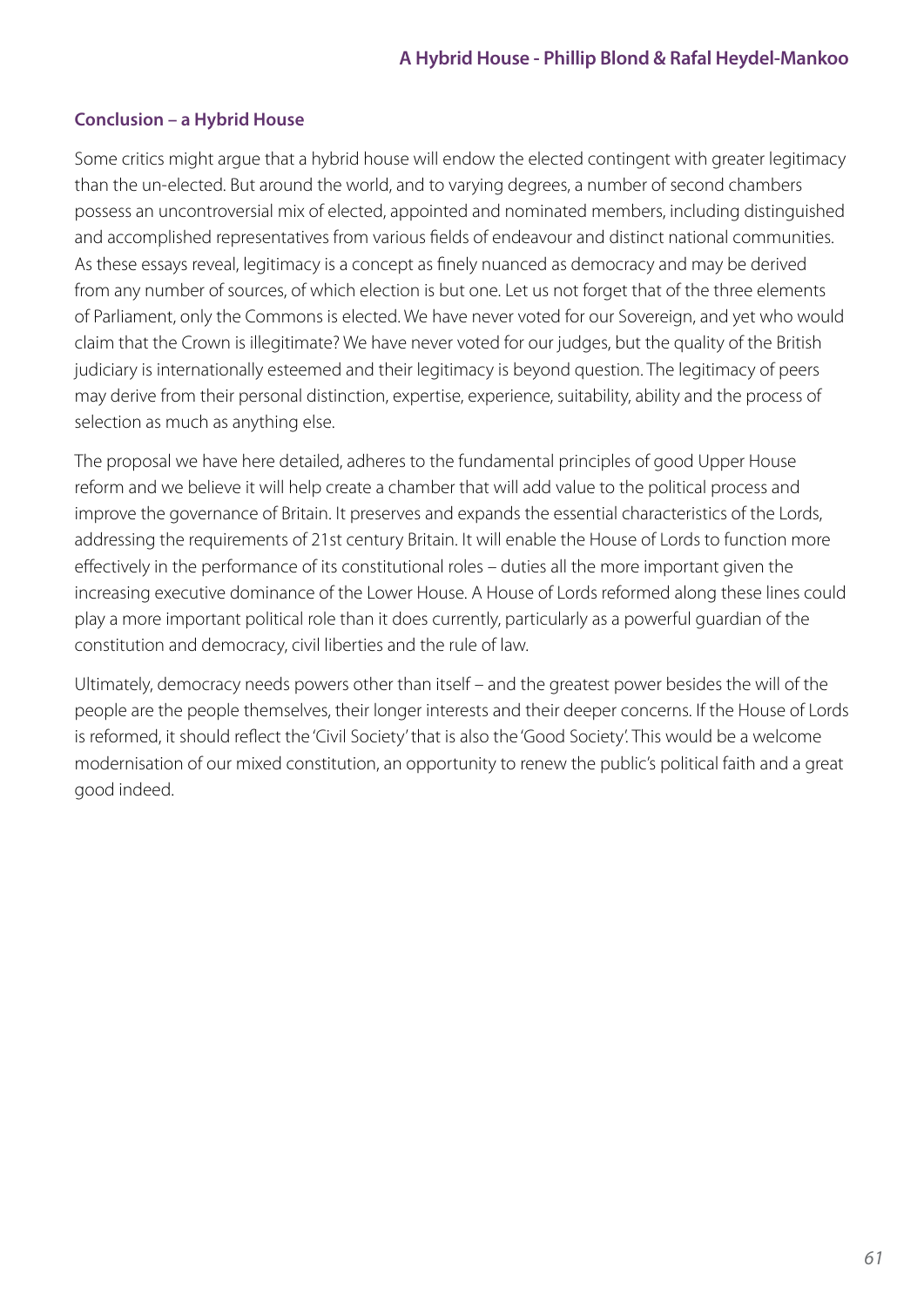## Conclusion – a Hybrid House

Some critics might argue that a hybrid house will endow the elected contingent with greater legitimacy than the un-elected. But around the world, and to varying degrees, a number of second chambers possess an uncontroversial mix of elected, appointed and nominated members, including distinguished and accomplished representatives from various fields of endeavour and distinct national communities. As these essays reveal, legitimacy is a concept as finely nuanced as democracy and may be derived from any number of sources, of which election is but one. Let us not forget that of the three elements of Parliament, only the Commons is elected. We have never voted for our Sovereign, and yet who would claim that the Crown is illegitimate? We have never voted for our judges, but the quality of the British judiciary is internationally esteemed and their legitimacy is beyond question. The legitimacy of peers may derive from their personal distinction, expertise, experience, suitability, ability and the process of selection as much as anything else.

The proposal we have here detailed, adheres to the fundamental principles of good Upper House reform and we believe it will help create a chamber that will add value to the political process and improve the governance of Britain. It preserves and expands the essential characteristics of the Lords, addressing the requirements of 21st century Britain. It will enable the House of Lords to function more effectively in the performance of its constitutional roles – duties all the more important given the increasing executive dominance of the Lower House. A House of Lords reformed along these lines could play a more important political role than it does currently, particularly as a powerful guardian of the constitution and democracy, civil liberties and the rule of law.

Ultimately, democracy needs powers other than itself – and the greatest power besides the will of the people are the people themselves, their longer interests and their deeper concerns. If the House of Lords is reformed, it should reflect the 'Civil Society' that is also the 'Good Society'. This would be a welcome modernisation of our mixed constitution, an opportunity to renew the public's political faith and a great good indeed.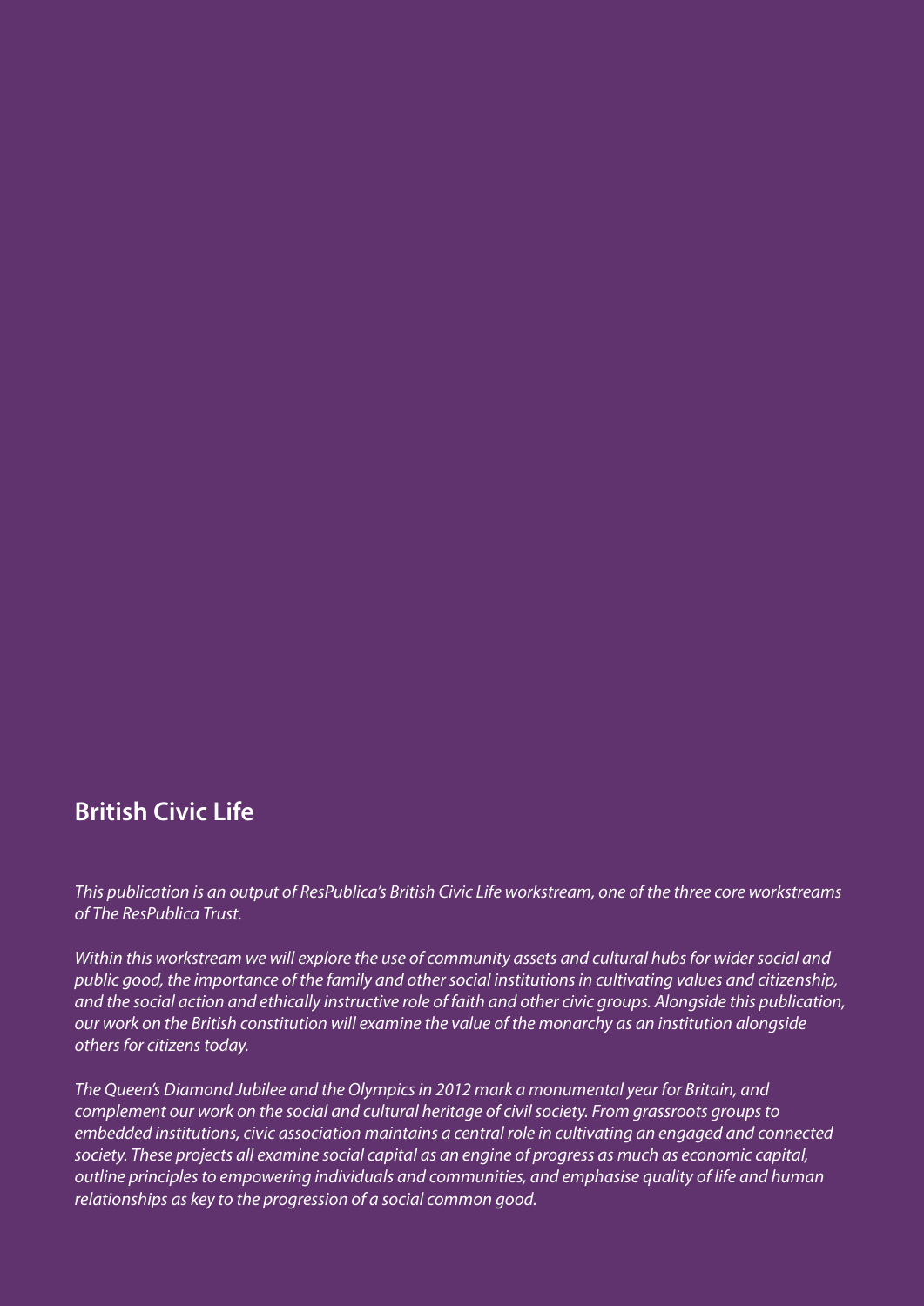## British Civic Life

*This publication is an output of ResPublica's British Civic Life workstream, one of the three core workstreams of The ResPublica Trust.*

*Within this workstream we will explore the use of community assets and cultural hubs for wider social and public good, the importance of the family and other social institutions in cultivating values and citizenship, and the social action and ethically instructive role of faith and other civic groups. Alongside this publication, our work on the British constitution will examine the value of the monarchy as an institution alongside others for citizens today.*

*The Queen's Diamond Jubilee and the Olympics in 2012 mark a monumental year for Britain, and complement our work on the social and cultural heritage of civil society. From grassroots groups to embedded institutions, civic association maintains a central role in cultivating an engaged and connected society. These projects all examine social capital as an engine of progress as much as economic capital, outline principles to empowering individuals and communities, and emphasise quality of life and human relationships as key to the progression of a social common good.*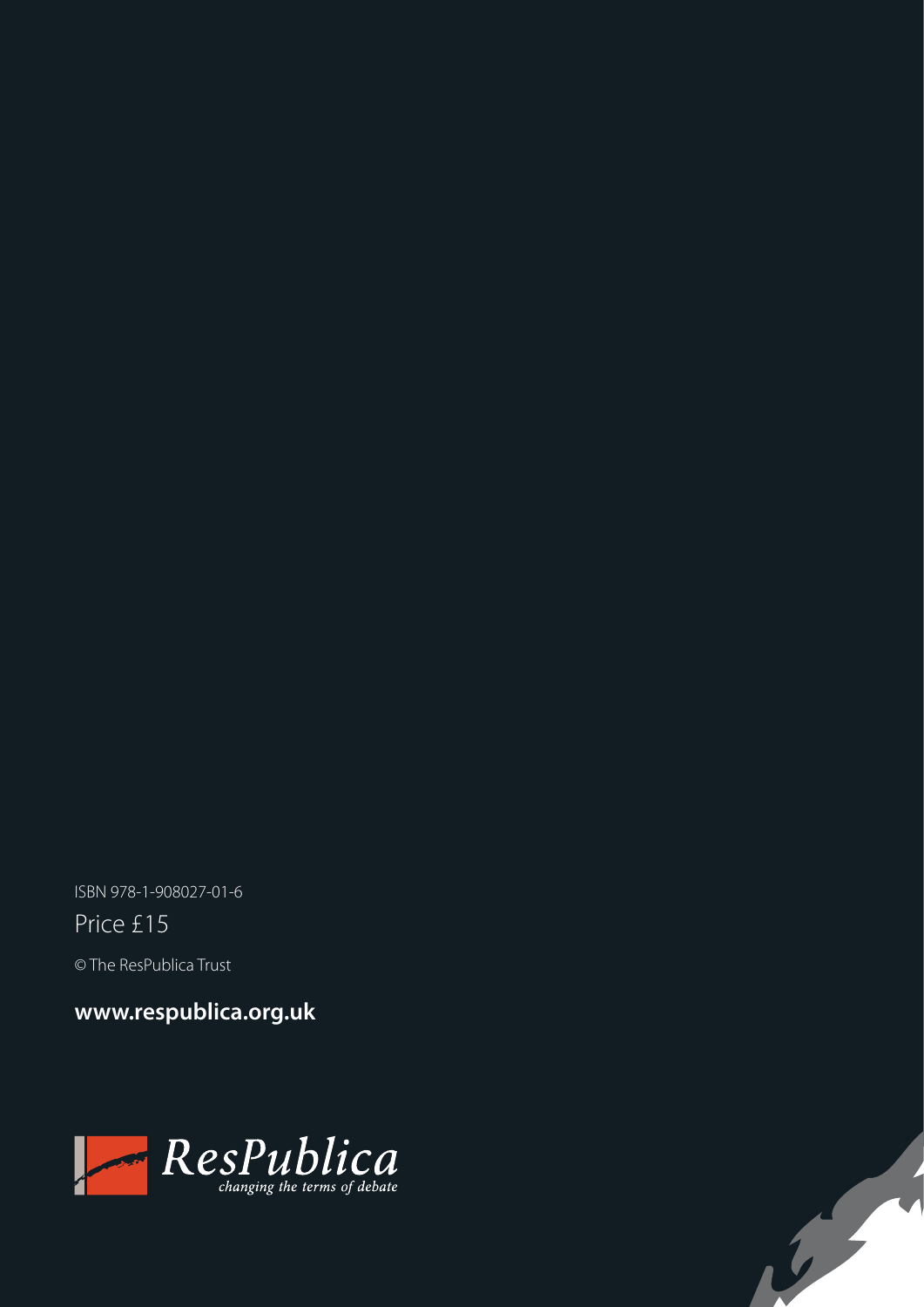ISBN 978-1-908027-01-6

Price £15

© The ResPublica Trust

**www.respublica.org.uk**

*ResPublica*
*changing the terms of debate*